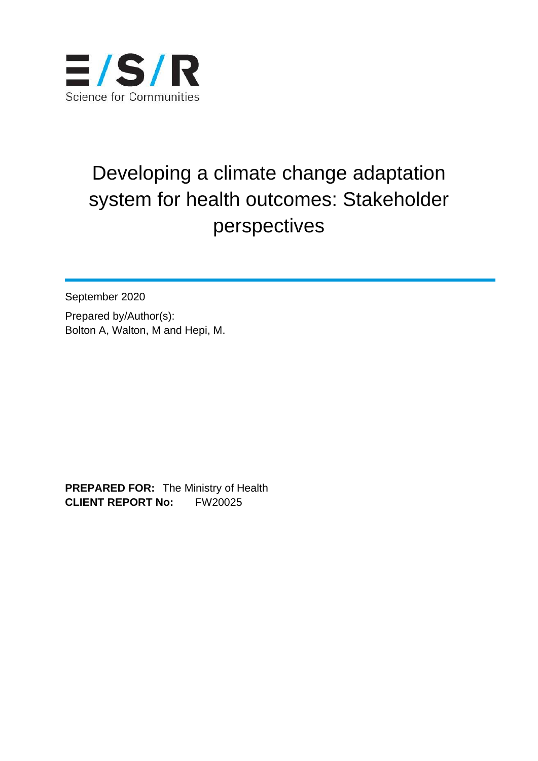E/S/R

Science for Communities

# Developing a climate change adaptation system for health outcomes: Stakeholder perspectives

September 2020

Prepared by/Author(s):
Bolton A, Walton, M and Hepi, M.

**PREPARED FOR:** The Ministry of Health
**CLIENT REPORT No:** FW20025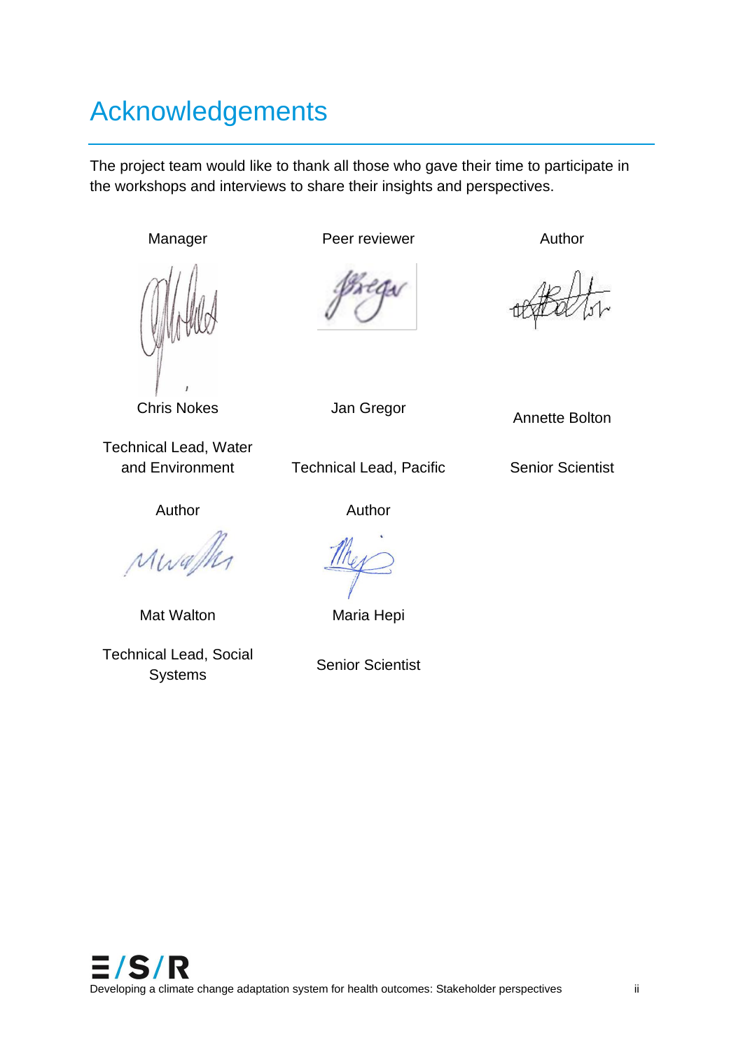# Acknowledgements

The project team would like to thank all those who gave their time to participate in the workshops and interviews to share their insights and perspectives.

Manager

Chris Nokes

Technical Lead, Water and Environment

Peer reviewer

Jan Gregor

Technical Lead, Pacific

Author

Annette Bolton

Senior Scientist

Author

Mat Walton

Technical Lead, Social Systems

Author

Maria Hepi

Senior Scientist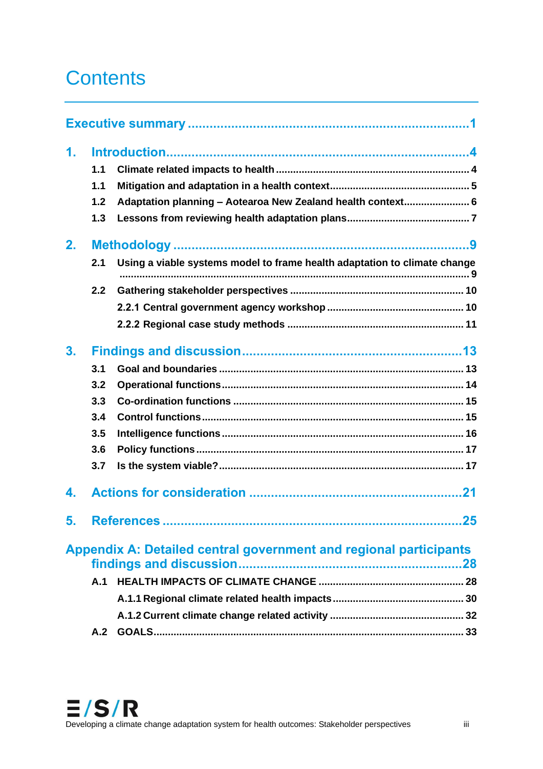# Contents

**Executive summary** ........................................................................ 1

**1. Introduction** ........................................................................ 4

- 1.1 Climate related impacts to health ........................................................................ 4
- 1.1 Mitigation and adaptation in a health context ........................................................................ 5
- 1.2 Adaptation planning – Aotearoa New Zealand health context ........................................................................ 6
- 1.3 Lessons from reviewing health adaptation plans ........................................................................ 7

**2. Methodology** ........................................................................ 9

- 2.1 Using a viable systems model to frame health adaptation to climate change ........................................................................ 9
- 2.2 Gathering stakeholder perspectives ........................................................................ 10
  - 2.2.1 Central government agency workshop ........................................................................ 10
  - 2.2.2 Regional case study methods ........................................................................ 11

**3. Findings and discussion** ........................................................................ 13

- 3.1 Goal and boundaries ........................................................................ 13
- 3.2 Operational functions ........................................................................ 14
- 3.3 Co-ordination functions ........................................................................ 15
- 3.4 Control functions ........................................................................ 15
- 3.5 Intelligence functions ........................................................................ 16
- 3.6 Policy functions ........................................................................ 17
- 3.7 Is the system viable? ........................................................................ 17

**4. Actions for consideration** ........................................................................ 21

**5. References** ........................................................................ 25

**Appendix A: Detailed central government and regional participants findings and discussion** ........................................................................ 28

- A.1 HEALTH IMPACTS OF CLIMATE CHANGE ........................................................................ 28
  - A.1.1 Regional climate related health impacts ........................................................................ 30
  - A.1.2 Current climate change related activity ........................................................................ 32
- A.2 GOALS ........................................................................ 33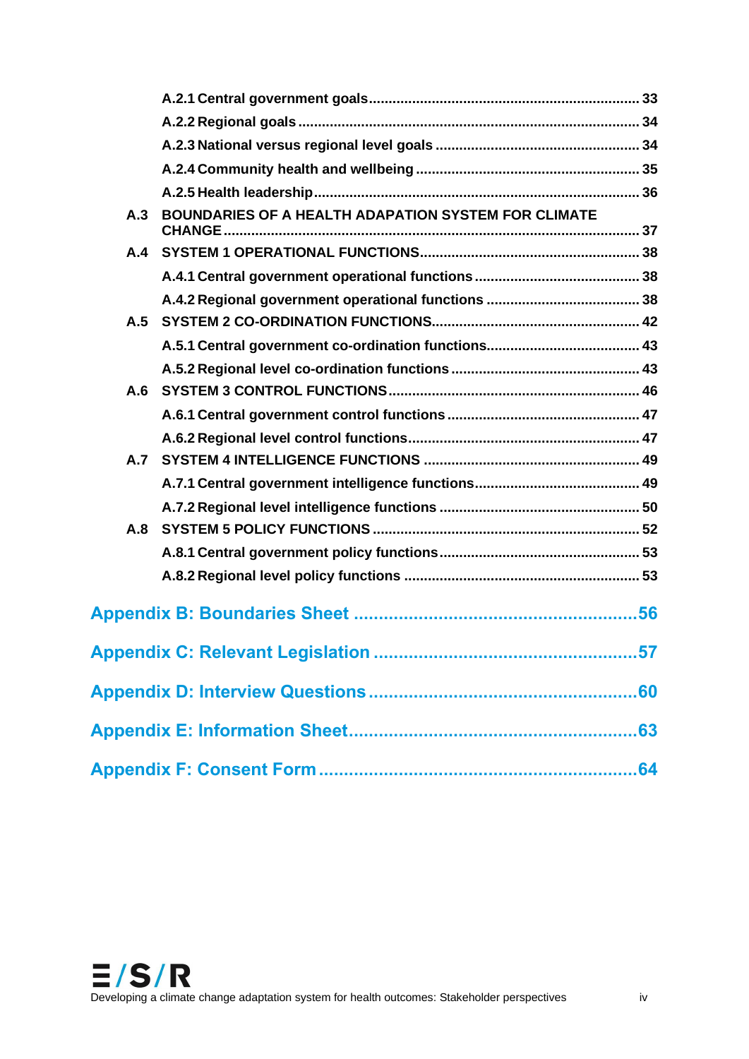A.2.1 Central government goals .................................................................... 33

A.2.2 Regional goals ...................................................................................... 34

A.2.3 National versus regional level goals .................................................... 34

A.2.4 Community health and wellbeing ......................................................... 35

A.2.5 Health leadership ................................................................................. 36

A.3 BOUNDARIES OF A HEALTH ADAPATION SYSTEM FOR CLIMATE CHANGE ........................................................................................................ 37

A.4 SYSTEM 1 OPERATIONAL FUNCTIONS ....................................................... 38

A.4.1 Central government operational functions .......................................... 38

A.4.2 Regional government operational functions ....................................... 38

A.5 SYSTEM 2 CO-ORDINATION FUNCTIONS .................................................... 42

A.5.1 Central government co-ordination functions ....................................... 43

A.5.2 Regional level co-ordination functions ................................................ 43

A.6 SYSTEM 3 CONTROL FUNCTIONS ................................................................ 46

A.6.1 Central government control functions ................................................ 47

A.6.2 Regional level control functions .......................................................... 47

A.7 SYSTEM 4 INTELLIGENCE FUNCTIONS ...................................................... 49

A.7.1 Central government intelligence functions .......................................... 49

A.7.2 Regional level intelligence functions .................................................. 50

A.8 SYSTEM 5 POLICY FUNCTIONS .................................................................... 52

A.8.1 Central government policy functions ................................................... 53

A.8.2 Regional level policy functions ........................................................... 53

Appendix B: Boundaries Sheet ........................................................ 56

Appendix C: Relevant Legislation ..................................................... 57

Appendix D: Interview Questions ...................................................... 60

Appendix E: Information Sheet ......................................................... 63

Appendix F: Consent Form ............................................................... 64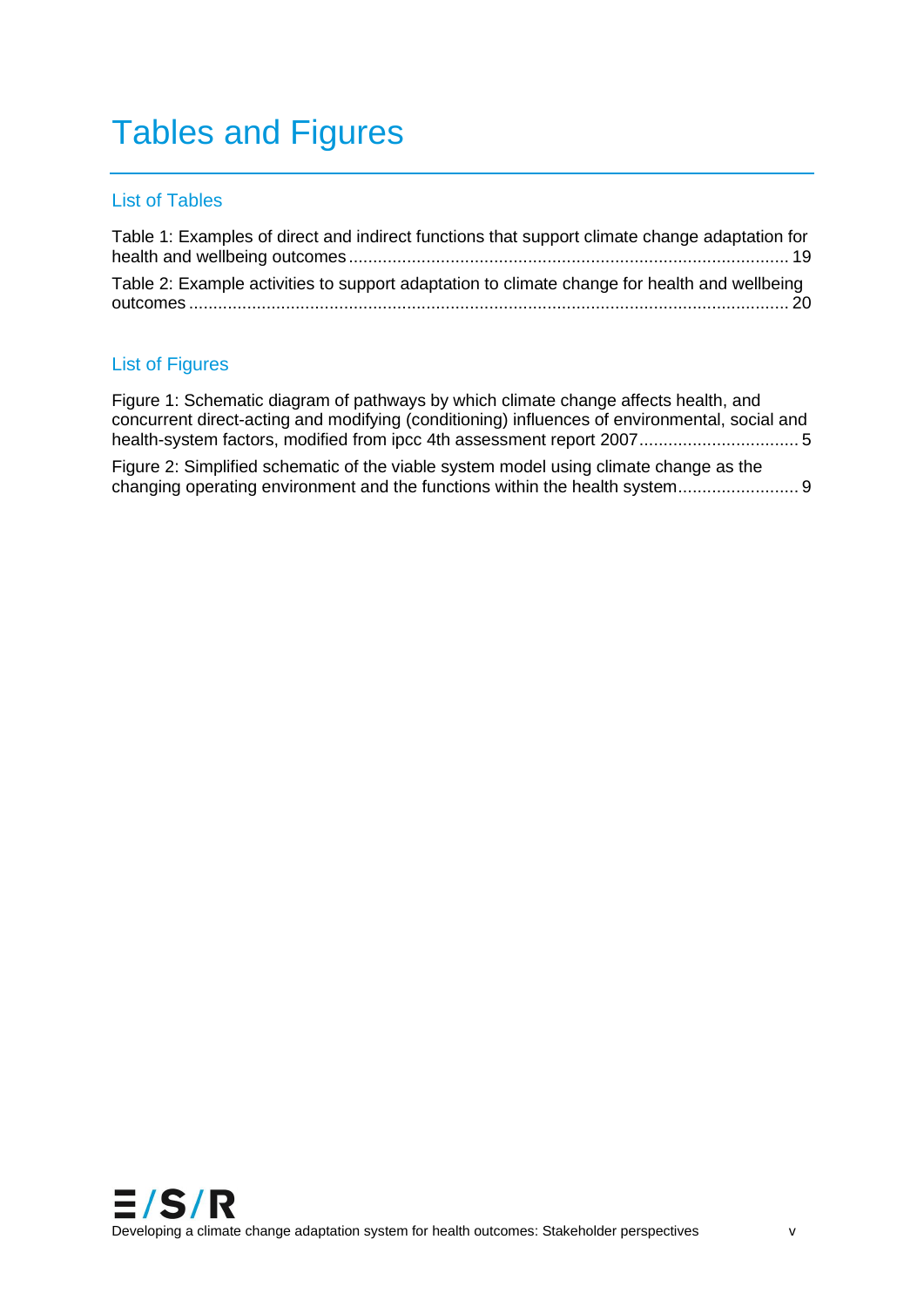# Tables and Figures

## List of Tables

Table 1: Examples of direct and indirect functions that support climate change adaptation for health and wellbeing outcomes .......... 19

Table 2: Example activities to support adaptation to climate change for health and wellbeing outcomes .......... 20

## List of Figures

Figure 1: Schematic diagram of pathways by which climate change affects health, and concurrent direct-acting and modifying (conditioning) influences of environmental, social and health-system factors, modified from ipcc 4th assessment report 2007 .......... 5

Figure 2: Simplified schematic of the viable system model using climate change as the changing operating environment and the functions within the health system .......... 9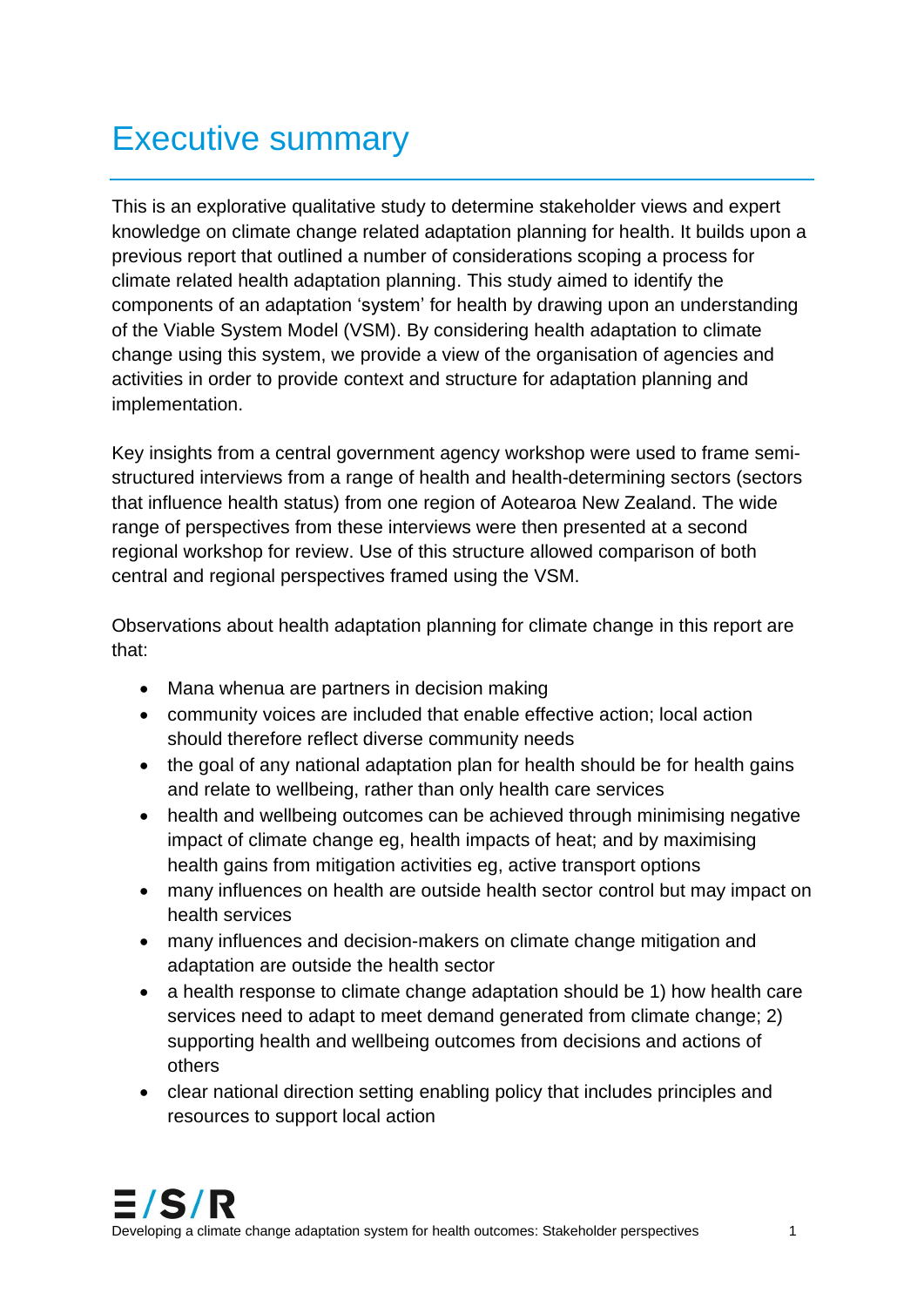# Executive summary

This is an explorative qualitative study to determine stakeholder views and expert knowledge on climate change related adaptation planning for health. It builds upon a previous report that outlined a number of considerations scoping a process for climate related health adaptation planning. This study aimed to identify the components of an adaptation 'system' for health by drawing upon an understanding of the Viable System Model (VSM). By considering health adaptation to climate change using this system, we provide a view of the organisation of agencies and activities in order to provide context and structure for adaptation planning and implementation.

Key insights from a central government agency workshop were used to frame semi-structured interviews from a range of health and health-determining sectors (sectors that influence health status) from one region of Aotearoa New Zealand. The wide range of perspectives from these interviews were then presented at a second regional workshop for review. Use of this structure allowed comparison of both central and regional perspectives framed using the VSM.

Observations about health adaptation planning for climate change in this report are that:

- Mana whenua are partners in decision making
- community voices are included that enable effective action; local action should therefore reflect diverse community needs
- the goal of any national adaptation plan for health should be for health gains and relate to wellbeing, rather than only health care services
- health and wellbeing outcomes can be achieved through minimising negative impact of climate change eg, health impacts of heat; and by maximising health gains from mitigation activities eg, active transport options
- many influences on health are outside health sector control but may impact on health services
- many influences and decision-makers on climate change mitigation and adaptation are outside the health sector
- a health response to climate change adaptation should be 1) how health care services need to adapt to meet demand generated from climate change; 2) supporting health and wellbeing outcomes from decisions and actions of others
- clear national direction setting enabling policy that includes principles and resources to support local action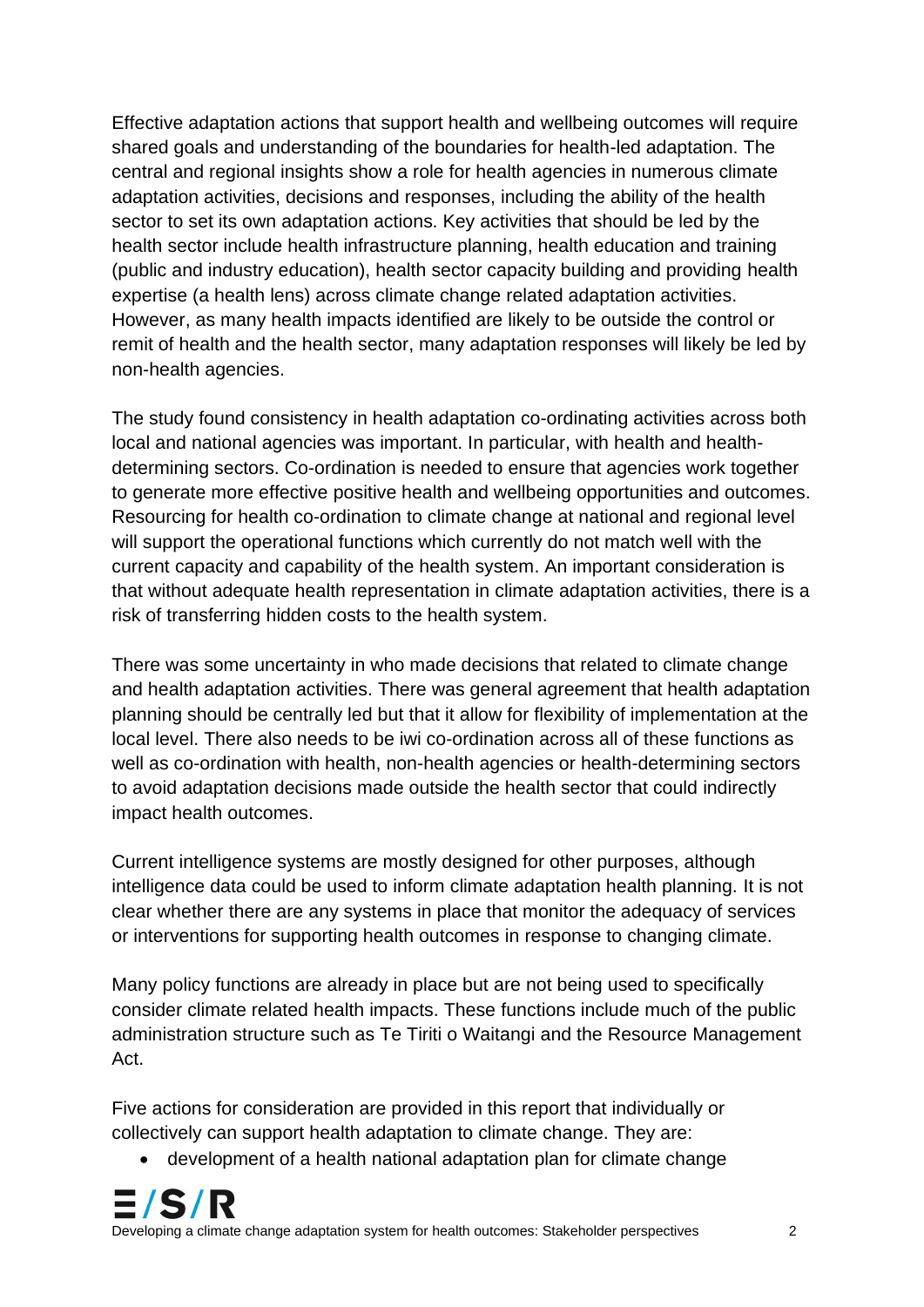Effective adaptation actions that support health and wellbeing outcomes will require shared goals and understanding of the boundaries for health-led adaptation. The central and regional insights show a role for health agencies in numerous climate adaptation activities, decisions and responses, including the ability of the health sector to set its own adaptation actions. Key activities that should be led by the health sector include health infrastructure planning, health education and training (public and industry education), health sector capacity building and providing health expertise (a health lens) across climate change related adaptation activities. However, as many health impacts identified are likely to be outside the control or remit of health and the health sector, many adaptation responses will likely be led by non-health agencies.

The study found consistency in health adaptation co-ordinating activities across both local and national agencies was important. In particular, with health and health-determining sectors. Co-ordination is needed to ensure that agencies work together to generate more effective positive health and wellbeing opportunities and outcomes. Resourcing for health co-ordination to climate change at national and regional level will support the operational functions which currently do not match well with the current capacity and capability of the health system. An important consideration is that without adequate health representation in climate adaptation activities, there is a risk of transferring hidden costs to the health system.

There was some uncertainty in who made decisions that related to climate change and health adaptation activities. There was general agreement that health adaptation planning should be centrally led but that it allow for flexibility of implementation at the local level. There also needs to be iwi co-ordination across all of these functions as well as co-ordination with health, non-health agencies or health-determining sectors to avoid adaptation decisions made outside the health sector that could indirectly impact health outcomes.

Current intelligence systems are mostly designed for other purposes, although intelligence data could be used to inform climate adaptation health planning. It is not clear whether there are any systems in place that monitor the adequacy of services or interventions for supporting health outcomes in response to changing climate.

Many policy functions are already in place but are not being used to specifically consider climate related health impacts. These functions include much of the public administration structure such as Te Tiriti o Waitangi and the Resource Management Act.

Five actions for consideration are provided in this report that individually or collectively can support health adaptation to climate change. They are:

- development of a health national adaptation plan for climate change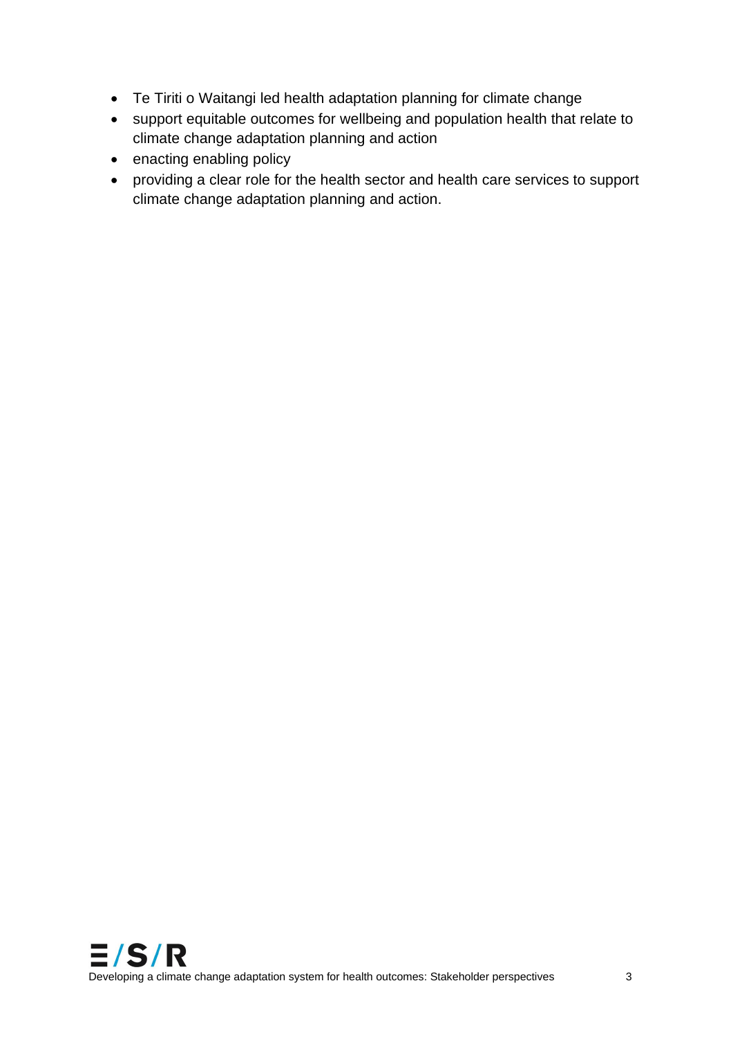- Te Tiriti o Waitangi led health adaptation planning for climate change
- support equitable outcomes for wellbeing and population health that relate to climate change adaptation planning and action
- enacting enabling policy
- providing a clear role for the health sector and health care services to support climate change adaptation planning and action.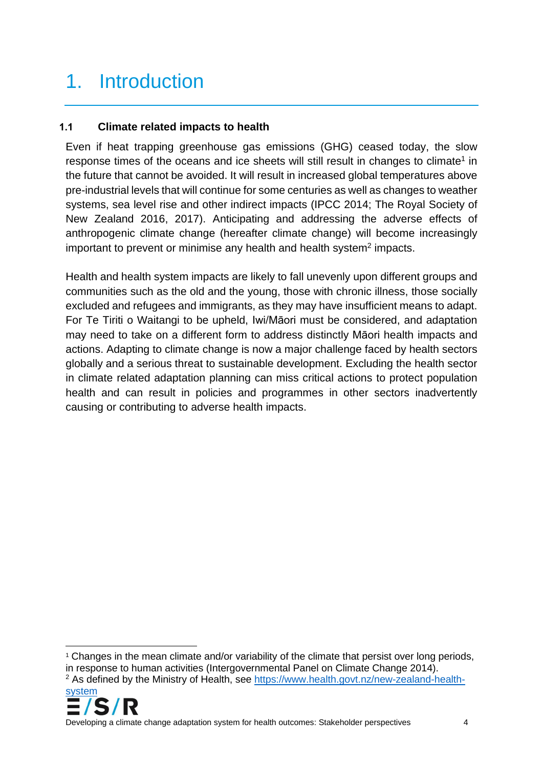# 1. Introduction

## 1.1 Climate related impacts to health

Even if heat trapping greenhouse gas emissions (GHG) ceased today, the slow response times of the oceans and ice sheets will still result in changes to climate[1] in the future that cannot be avoided. It will result in increased global temperatures above pre-industrial levels that will continue for some centuries as well as changes to weather systems, sea level rise and other indirect impacts (IPCC 2014; The Royal Society of New Zealand 2016, 2017). Anticipating and addressing the adverse effects of anthropogenic climate change (hereafter climate change) will become increasingly important to prevent or minimise any health and health system[2] impacts.

Health and health system impacts are likely to fall unevenly upon different groups and communities such as the old and the young, those with chronic illness, those socially excluded and refugees and immigrants, as they may have insufficient means to adapt. For Te Tiriti o Waitangi to be upheld, Iwi/Māori must be considered, and adaptation may need to take on a different form to address distinctly Māori health impacts and actions. Adapting to climate change is now a major challenge faced by health sectors globally and a serious threat to sustainable development. Excluding the health sector in climate related adaptation planning can miss critical actions to protect population health and can result in policies and programmes in other sectors inadvertently causing or contributing to adverse health impacts.

---

[1] Changes in the mean climate and/or variability of the climate that persist over long periods, in response to human activities (Intergovernmental Panel on Climate Change 2014).

[2] As defined by the Ministry of Health, see https://www.health.govt.nz/new-zealand-health-system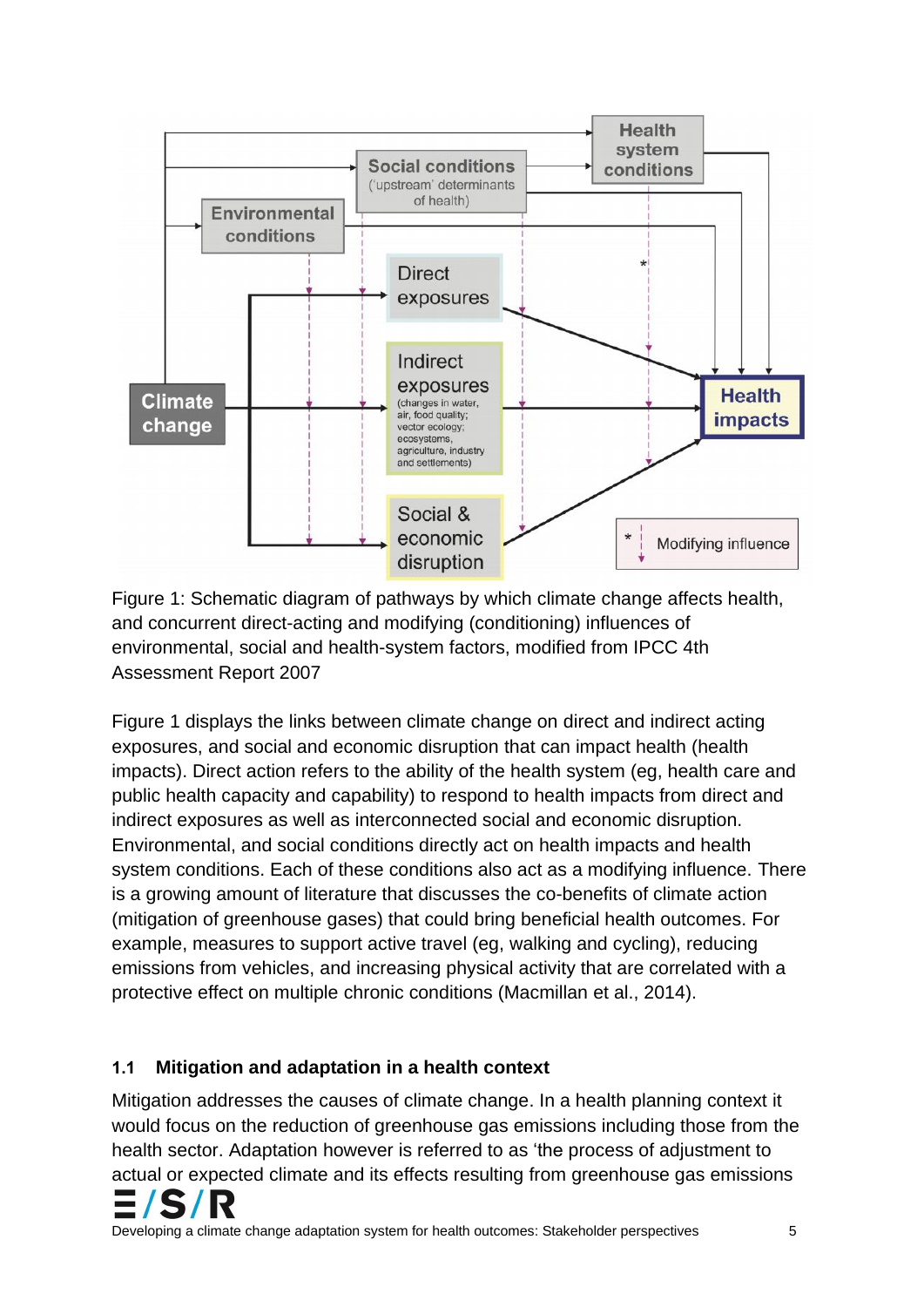Figure 1: Schematic diagram of pathways by which climate change affects health, and concurrent direct-acting and modifying (conditioning) influences of environmental, social and health-system factors, modified from IPCC 4th Assessment Report 2007

Figure 1 displays the links between climate change on direct and indirect acting exposures, and social and economic disruption that can impact health (health impacts). Direct action refers to the ability of the health system (eg, health care and public health capacity and capability) to respond to health impacts from direct and indirect exposures as well as interconnected social and economic disruption. Environmental, and social conditions directly act on health impacts and health system conditions. Each of these conditions also act as a modifying influence. There is a growing amount of literature that discusses the co-benefits of climate action (mitigation of greenhouse gases) that could bring beneficial health outcomes. For example, measures to support active travel (eg, walking and cycling), reducing emissions from vehicles, and increasing physical activity that are correlated with a protective effect on multiple chronic conditions (Macmillan et al., 2014).

### 1.1 Mitigation and adaptation in a health context

Mitigation addresses the causes of climate change. In a health planning context it would focus on the reduction of greenhouse gas emissions including those from the health sector. Adaptation however is referred to as 'the process of adjustment to actual or expected climate and its effects resulting from greenhouse gas emissions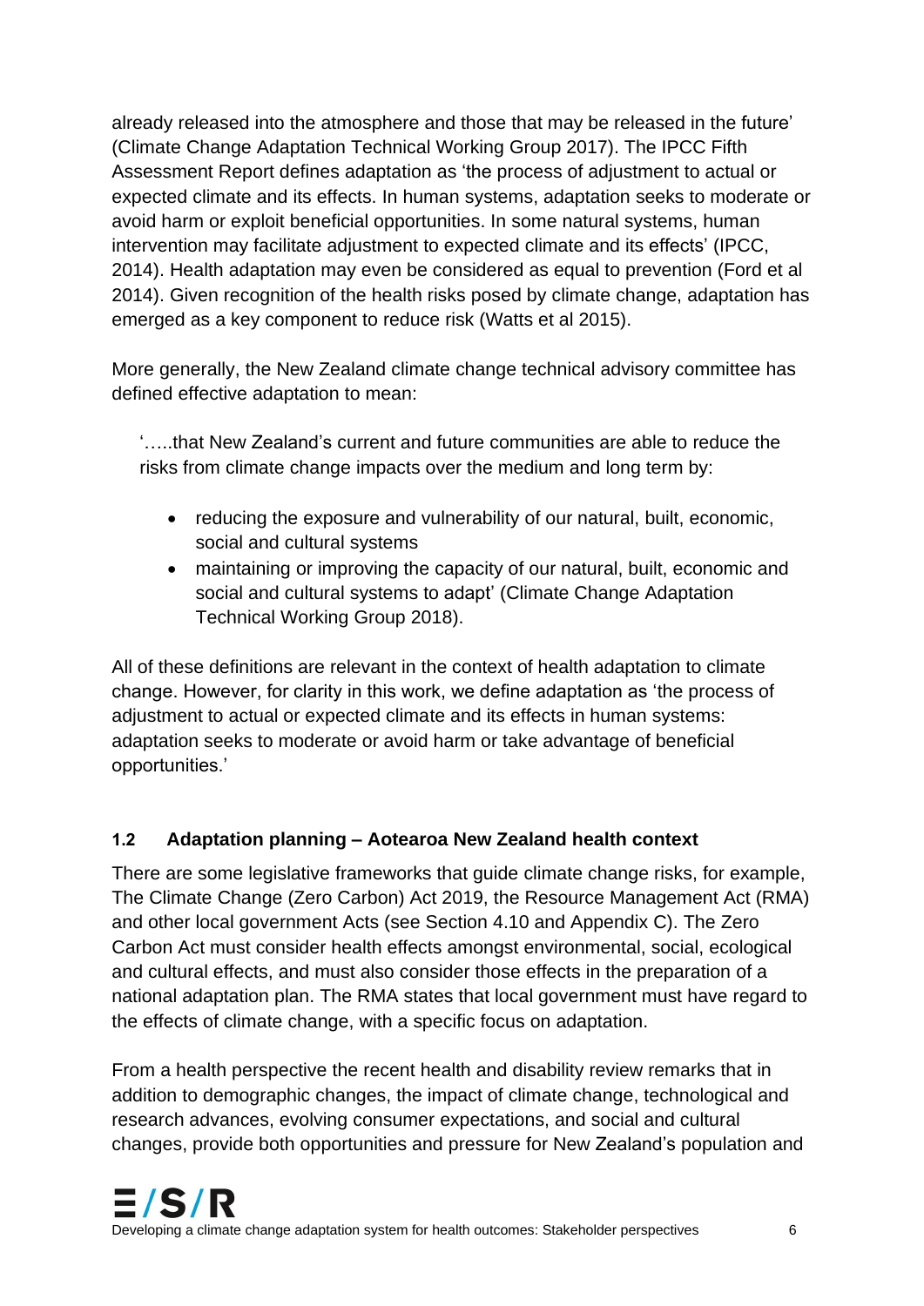already released into the atmosphere and those that may be released in the future' (Climate Change Adaptation Technical Working Group 2017). The IPCC Fifth Assessment Report defines adaptation as 'the process of adjustment to actual or expected climate and its effects. In human systems, adaptation seeks to moderate or avoid harm or exploit beneficial opportunities. In some natural systems, human intervention may facilitate adjustment to expected climate and its effects' (IPCC, 2014). Health adaptation may even be considered as equal to prevention (Ford et al 2014). Given recognition of the health risks posed by climate change, adaptation has emerged as a key component to reduce risk (Watts et al 2015).

More generally, the New Zealand climate change technical advisory committee has defined effective adaptation to mean:

> '…..that New Zealand's current and future communities are able to reduce the risks from climate change impacts over the medium and long term by:
>
> - reducing the exposure and vulnerability of our natural, built, economic, social and cultural systems
> - maintaining or improving the capacity of our natural, built, economic and social and cultural systems to adapt' (Climate Change Adaptation Technical Working Group 2018).

All of these definitions are relevant in the context of health adaptation to climate change. However, for clarity in this work, we define adaptation as 'the process of adjustment to actual or expected climate and its effects in human systems: adaptation seeks to moderate or avoid harm or take advantage of beneficial opportunities.'

### 1.2 Adaptation planning – Aotearoa New Zealand health context

There are some legislative frameworks that guide climate change risks, for example, The Climate Change (Zero Carbon) Act 2019, the Resource Management Act (RMA) and other local government Acts (see Section 4.10 and Appendix C). The Zero Carbon Act must consider health effects amongst environmental, social, ecological and cultural effects, and must also consider those effects in the preparation of a national adaptation plan. The RMA states that local government must have regard to the effects of climate change, with a specific focus on adaptation.

From a health perspective the recent health and disability review remarks that in addition to demographic changes, the impact of climate change, technological and research advances, evolving consumer expectations, and social and cultural changes, provide both opportunities and pressure for New Zealand's population and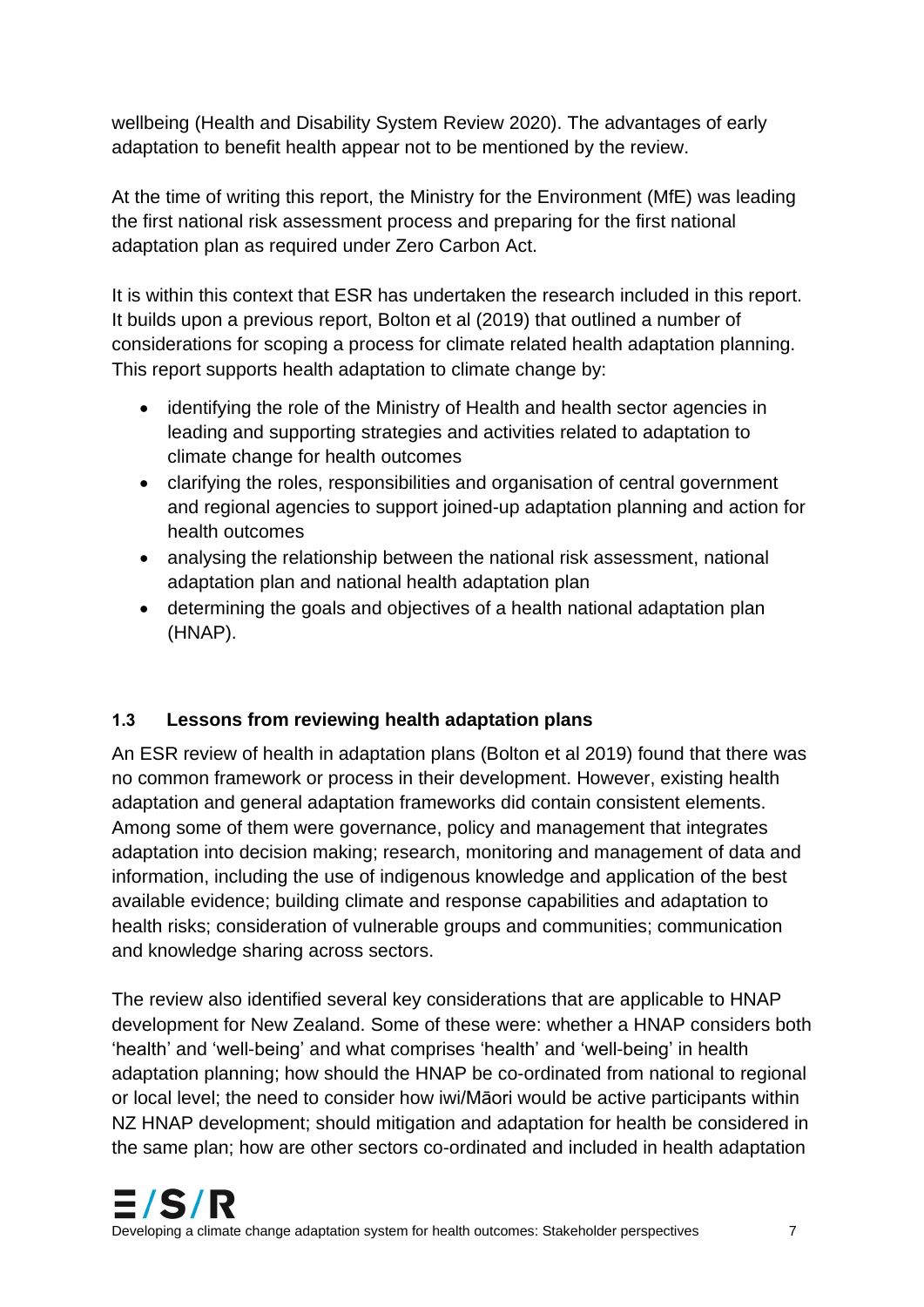wellbeing (Health and Disability System Review 2020). The advantages of early adaptation to benefit health appear not to be mentioned by the review.

At the time of writing this report, the Ministry for the Environment (MfE) was leading the first national risk assessment process and preparing for the first national adaptation plan as required under Zero Carbon Act.

It is within this context that ESR has undertaken the research included in this report. It builds upon a previous report, Bolton et al (2019) that outlined a number of considerations for scoping a process for climate related health adaptation planning. This report supports health adaptation to climate change by:

- identifying the role of the Ministry of Health and health sector agencies in leading and supporting strategies and activities related to adaptation to climate change for health outcomes
- clarifying the roles, responsibilities and organisation of central government and regional agencies to support joined-up adaptation planning and action for health outcomes
- analysing the relationship between the national risk assessment, national adaptation plan and national health adaptation plan
- determining the goals and objectives of a health national adaptation plan (HNAP).

### 1.3 Lessons from reviewing health adaptation plans

An ESR review of health in adaptation plans (Bolton et al 2019) found that there was no common framework or process in their development. However, existing health adaptation and general adaptation frameworks did contain consistent elements. Among some of them were governance, policy and management that integrates adaptation into decision making; research, monitoring and management of data and information, including the use of indigenous knowledge and application of the best available evidence; building climate and response capabilities and adaptation to health risks; consideration of vulnerable groups and communities; communication and knowledge sharing across sectors.

The review also identified several key considerations that are applicable to HNAP development for New Zealand. Some of these were: whether a HNAP considers both 'health' and 'well-being' and what comprises 'health' and 'well-being' in health adaptation planning; how should the HNAP be co-ordinated from national to regional or local level; the need to consider how iwi/Māori would be active participants within NZ HNAP development; should mitigation and adaptation for health be considered in the same plan; how are other sectors co-ordinated and included in health adaptation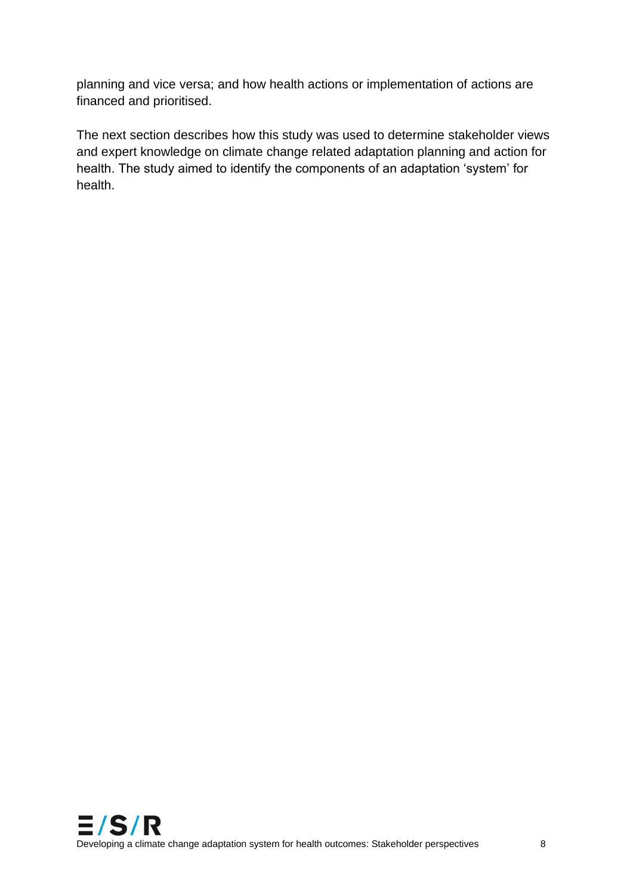planning and vice versa; and how health actions or implementation of actions are financed and prioritised.

The next section describes how this study was used to determine stakeholder views and expert knowledge on climate change related adaptation planning and action for health. The study aimed to identify the components of an adaptation 'system' for health.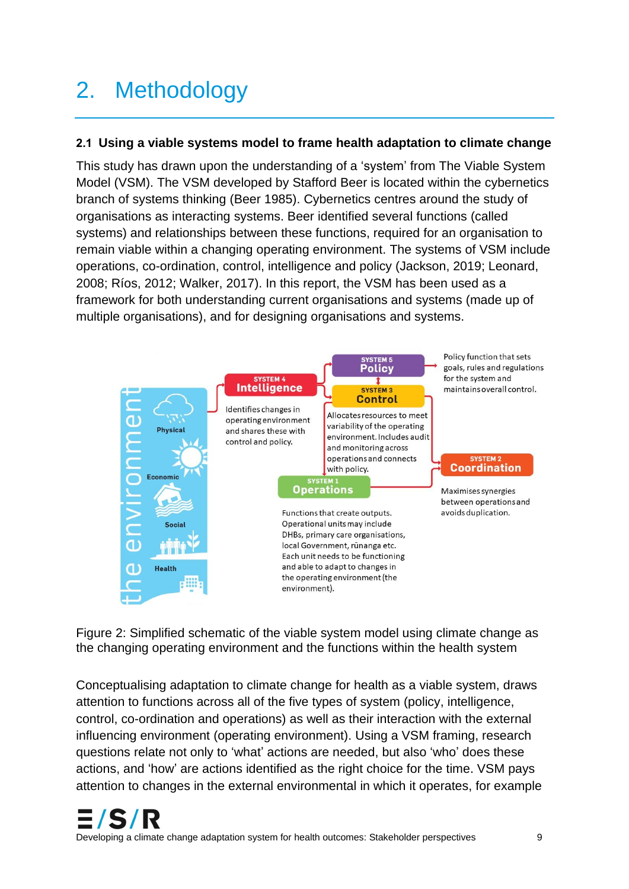# 2. Methodology

## 2.1 Using a viable systems model to frame health adaptation to climate change

This study has drawn upon the understanding of a 'system' from The Viable System Model (VSM). The VSM developed by Stafford Beer is located within the cybernetics branch of systems thinking (Beer 1985). Cybernetics centres around the study of organisations as interacting systems. Beer identified several functions (called systems) and relationships between these functions, required for an organisation to remain viable within a changing operating environment. The systems of VSM include operations, co-ordination, control, intelligence and policy (Jackson, 2019; Leonard, 2008; Ríos, 2012; Walker, 2017). In this report, the VSM has been used as a framework for both understanding current organisations and systems (made up of multiple organisations), and for designing organisations and systems.

the environment: Physical, Economic, Social, Health

SYSTEM 5 **Policy** — Policy function that sets goals, rules and regulations for the system and maintains overall control.

SYSTEM 4 **Intelligence** — Identifies changes in operating environment and shares these with control and policy.

SYSTEM 3 **Control** — Allocates resources to meet variability of the operating environment. Includes audit and monitoring across operations and connects with policy.

SYSTEM 2 **Coordination** — Maximises synergies between operations and avoids duplication.

SYSTEM 1 **Operations** — Functions that create outputs. Operational units may include DHBs, primary care organisations, local Government, rūnanga etc. Each unit needs to be functioning and able to adapt to changes in the operating environment (the environment).

Figure 2: Simplified schematic of the viable system model using climate change as the changing operating environment and the functions within the health system

Conceptualising adaptation to climate change for health as a viable system, draws attention to functions across all of the five types of system (policy, intelligence, control, co-ordination and operations) as well as their interaction with the external influencing environment (operating environment). Using a VSM framing, research questions relate not only to 'what' actions are needed, but also 'who' does these actions, and 'how' are actions identified as the right choice for the time. VSM pays attention to changes in the external environmental in which it operates, for example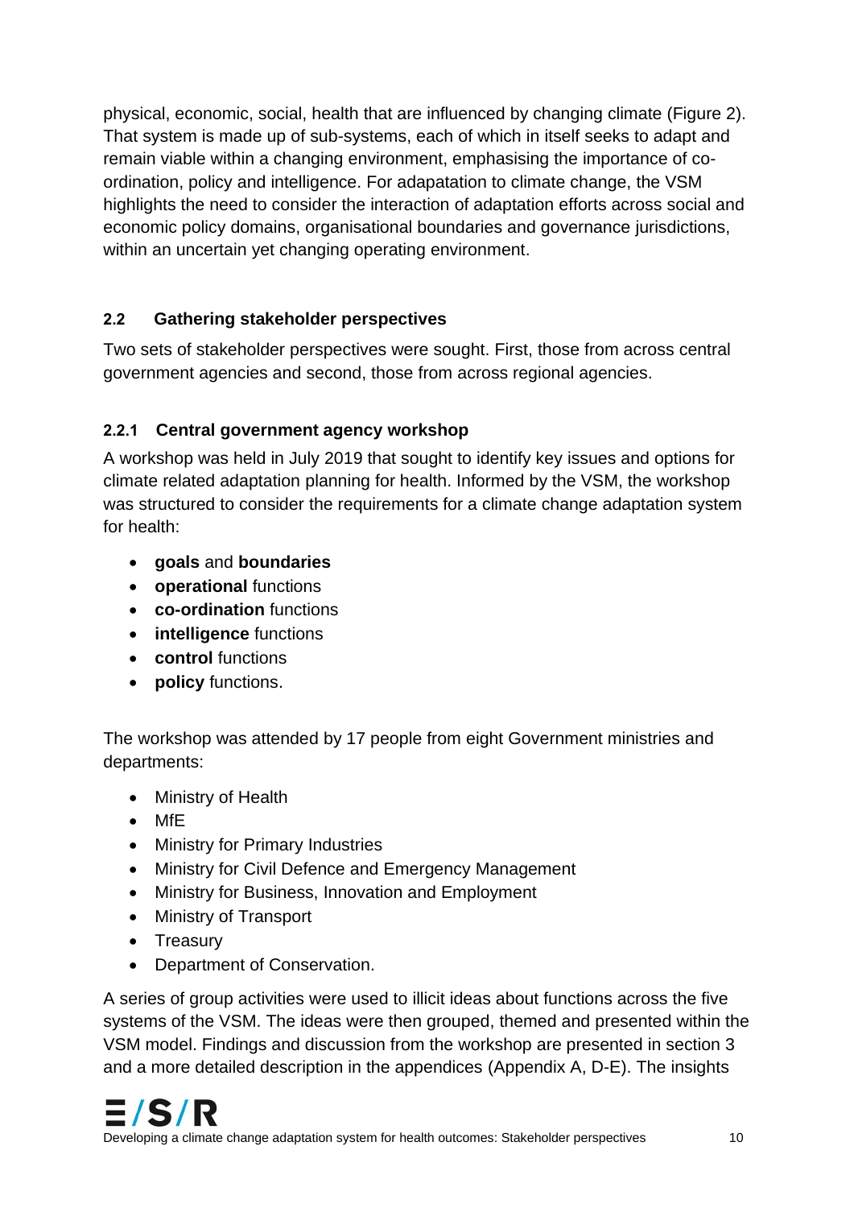physical, economic, social, health that are influenced by changing climate (Figure 2). That system is made up of sub-systems, each of which in itself seeks to adapt and remain viable within a changing environment, emphasising the importance of co-ordination, policy and intelligence. For adapatation to climate change, the VSM highlights the need to consider the interaction of adaptation efforts across social and economic policy domains, organisational boundaries and governance jurisdictions, within an uncertain yet changing operating environment.

## 2.2 Gathering stakeholder perspectives

Two sets of stakeholder perspectives were sought. First, those from across central government agencies and second, those from across regional agencies.

### 2.2.1 Central government agency workshop

A workshop was held in July 2019 that sought to identify key issues and options for climate related adaptation planning for health. Informed by the VSM, the workshop was structured to consider the requirements for a climate change adaptation system for health:

- **goals** and **boundaries**
- **operational** functions
- **co-ordination** functions
- **intelligence** functions
- **control** functions
- **policy** functions.

The workshop was attended by 17 people from eight Government ministries and departments:

- Ministry of Health
- MfE
- Ministry for Primary Industries
- Ministry for Civil Defence and Emergency Management
- Ministry for Business, Innovation and Employment
- Ministry of Transport
- Treasury
- Department of Conservation.

A series of group activities were used to illicit ideas about functions across the five systems of the VSM. The ideas were then grouped, themed and presented within the VSM model. Findings and discussion from the workshop are presented in section 3 and a more detailed description in the appendices (Appendix A, D-E). The insights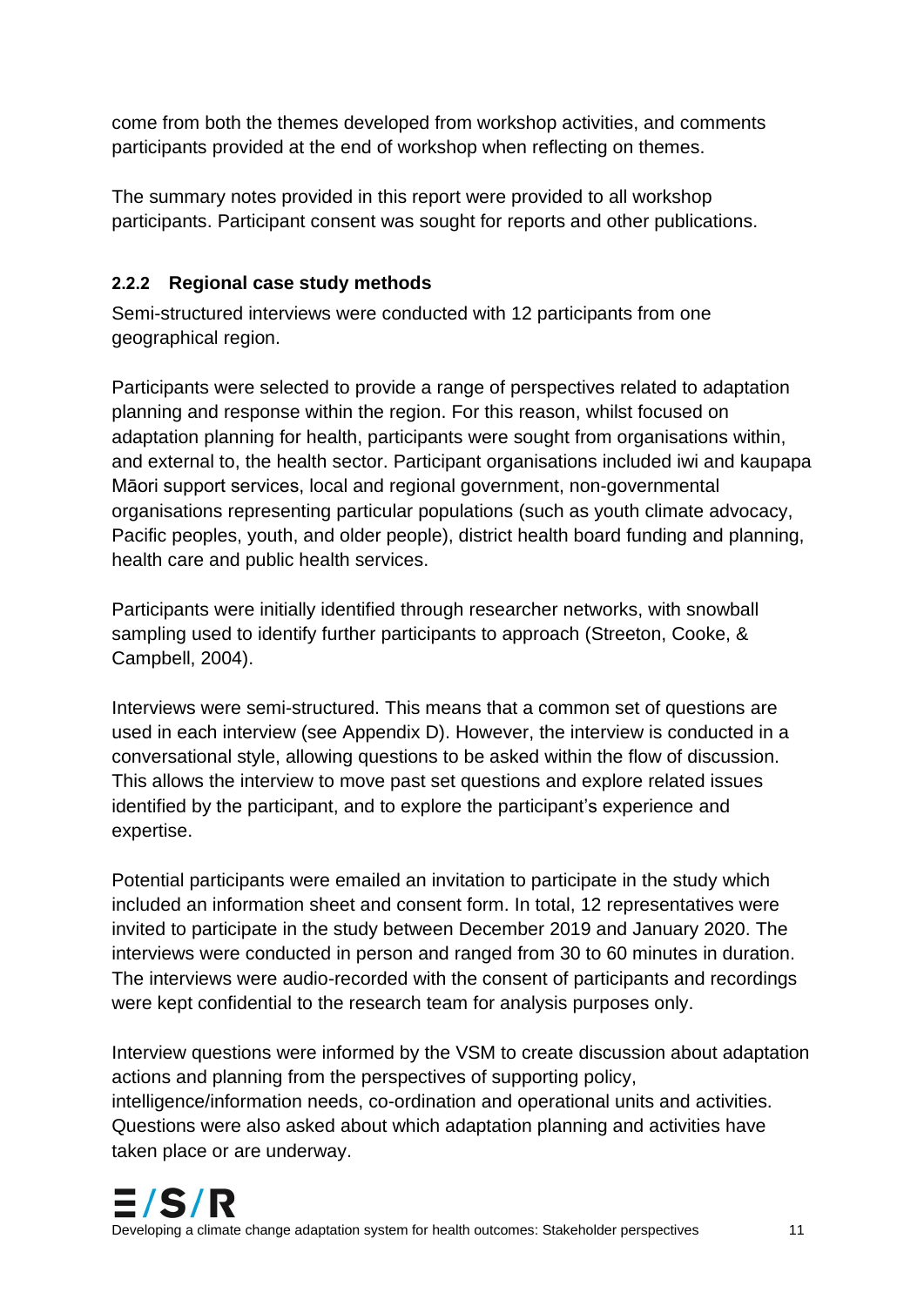come from both the themes developed from workshop activities, and comments participants provided at the end of workshop when reflecting on themes.

The summary notes provided in this report were provided to all workshop participants. Participant consent was sought for reports and other publications.

### 2.2.2 Regional case study methods

Semi-structured interviews were conducted with 12 participants from one geographical region.

Participants were selected to provide a range of perspectives related to adaptation planning and response within the region. For this reason, whilst focused on adaptation planning for health, participants were sought from organisations within, and external to, the health sector. Participant organisations included iwi and kaupapa Māori support services, local and regional government, non-governmental organisations representing particular populations (such as youth climate advocacy, Pacific peoples, youth, and older people), district health board funding and planning, health care and public health services.

Participants were initially identified through researcher networks, with snowball sampling used to identify further participants to approach (Streeton, Cooke, & Campbell, 2004).

Interviews were semi-structured. This means that a common set of questions are used in each interview (see Appendix D). However, the interview is conducted in a conversational style, allowing questions to be asked within the flow of discussion. This allows the interview to move past set questions and explore related issues identified by the participant, and to explore the participant's experience and expertise.

Potential participants were emailed an invitation to participate in the study which included an information sheet and consent form. In total, 12 representatives were invited to participate in the study between December 2019 and January 2020. The interviews were conducted in person and ranged from 30 to 60 minutes in duration. The interviews were audio-recorded with the consent of participants and recordings were kept confidential to the research team for analysis purposes only.

Interview questions were informed by the VSM to create discussion about adaptation actions and planning from the perspectives of supporting policy, intelligence/information needs, co-ordination and operational units and activities. Questions were also asked about which adaptation planning and activities have taken place or are underway.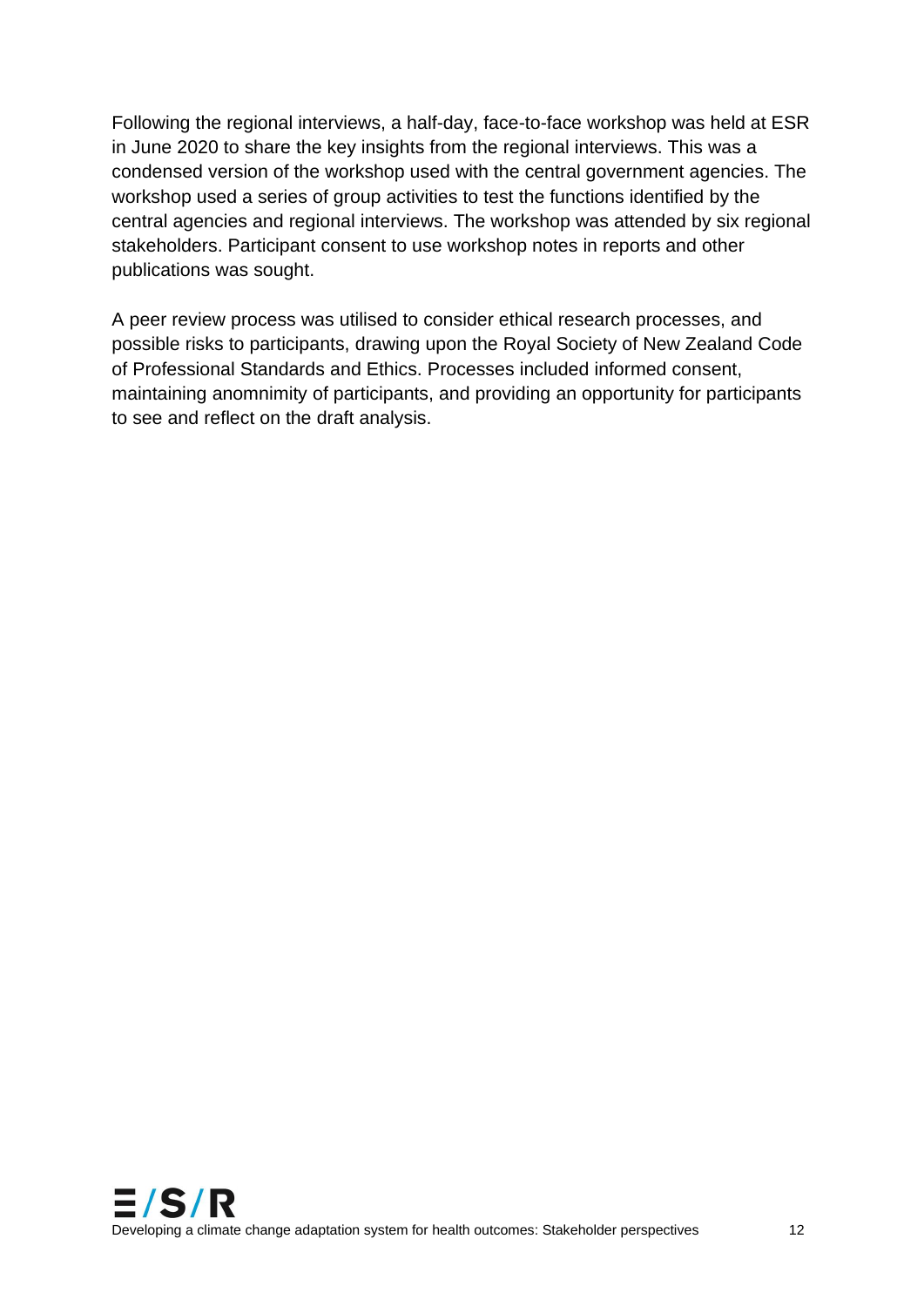Following the regional interviews, a half-day, face-to-face workshop was held at ESR in June 2020 to share the key insights from the regional interviews. This was a condensed version of the workshop used with the central government agencies. The workshop used a series of group activities to test the functions identified by the central agencies and regional interviews. The workshop was attended by six regional stakeholders. Participant consent to use workshop notes in reports and other publications was sought.

A peer review process was utilised to consider ethical research processes, and possible risks to participants, drawing upon the Royal Society of New Zealand Code of Professional Standards and Ethics. Processes included informed consent, maintaining anomnimity of participants, and providing an opportunity for participants to see and reflect on the draft analysis.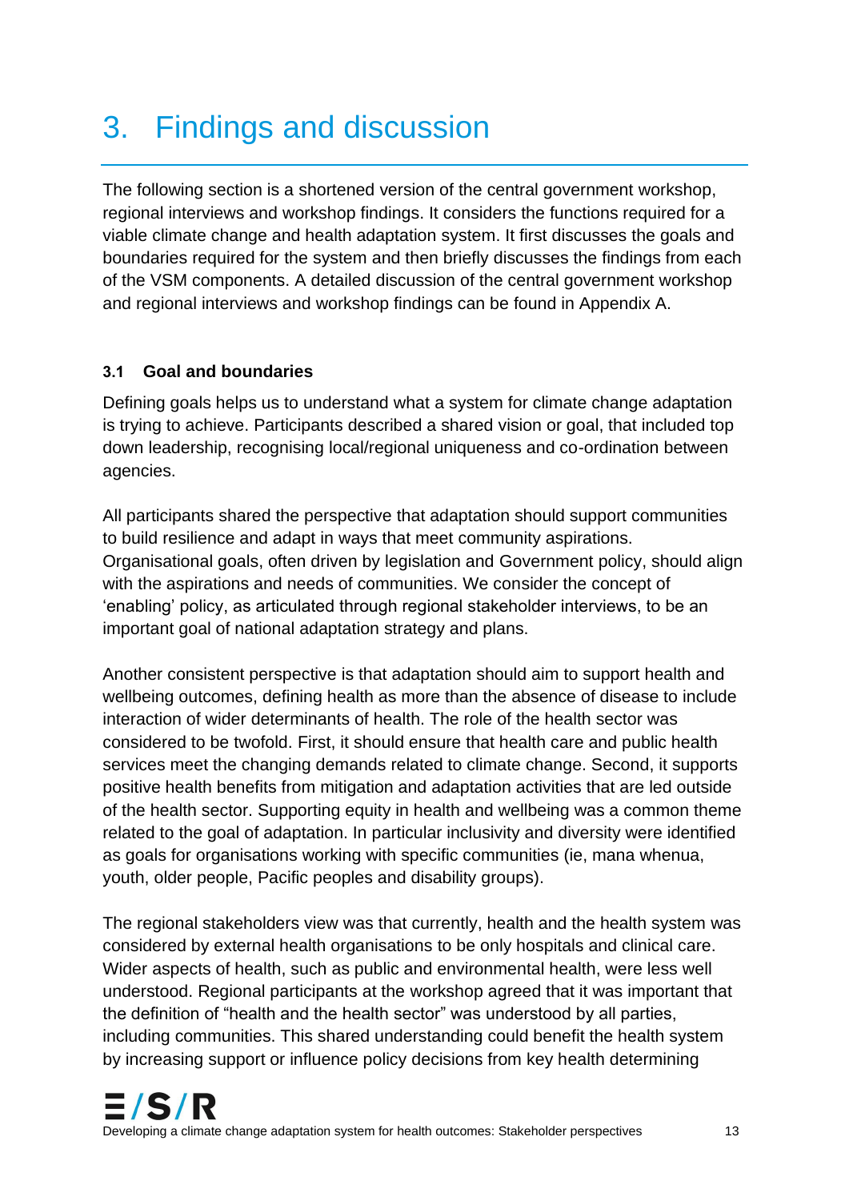# 3. Findings and discussion

The following section is a shortened version of the central government workshop, regional interviews and workshop findings. It considers the functions required for a viable climate change and health adaptation system. It first discusses the goals and boundaries required for the system and then briefly discusses the findings from each of the VSM components. A detailed discussion of the central government workshop and regional interviews and workshop findings can be found in Appendix A.

### 3.1 Goal and boundaries

Defining goals helps us to understand what a system for climate change adaptation is trying to achieve. Participants described a shared vision or goal, that included top down leadership, recognising local/regional uniqueness and co-ordination between agencies.

All participants shared the perspective that adaptation should support communities to build resilience and adapt in ways that meet community aspirations. Organisational goals, often driven by legislation and Government policy, should align with the aspirations and needs of communities. We consider the concept of 'enabling' policy, as articulated through regional stakeholder interviews, to be an important goal of national adaptation strategy and plans.

Another consistent perspective is that adaptation should aim to support health and wellbeing outcomes, defining health as more than the absence of disease to include interaction of wider determinants of health. The role of the health sector was considered to be twofold. First, it should ensure that health care and public health services meet the changing demands related to climate change. Second, it supports positive health benefits from mitigation and adaptation activities that are led outside of the health sector. Supporting equity in health and wellbeing was a common theme related to the goal of adaptation. In particular inclusivity and diversity were identified as goals for organisations working with specific communities (ie, mana whenua, youth, older people, Pacific peoples and disability groups).

The regional stakeholders view was that currently, health and the health system was considered by external health organisations to be only hospitals and clinical care. Wider aspects of health, such as public and environmental health, were less well understood. Regional participants at the workshop agreed that it was important that the definition of "health and the health sector" was understood by all parties, including communities. This shared understanding could benefit the health system by increasing support or influence policy decisions from key health determining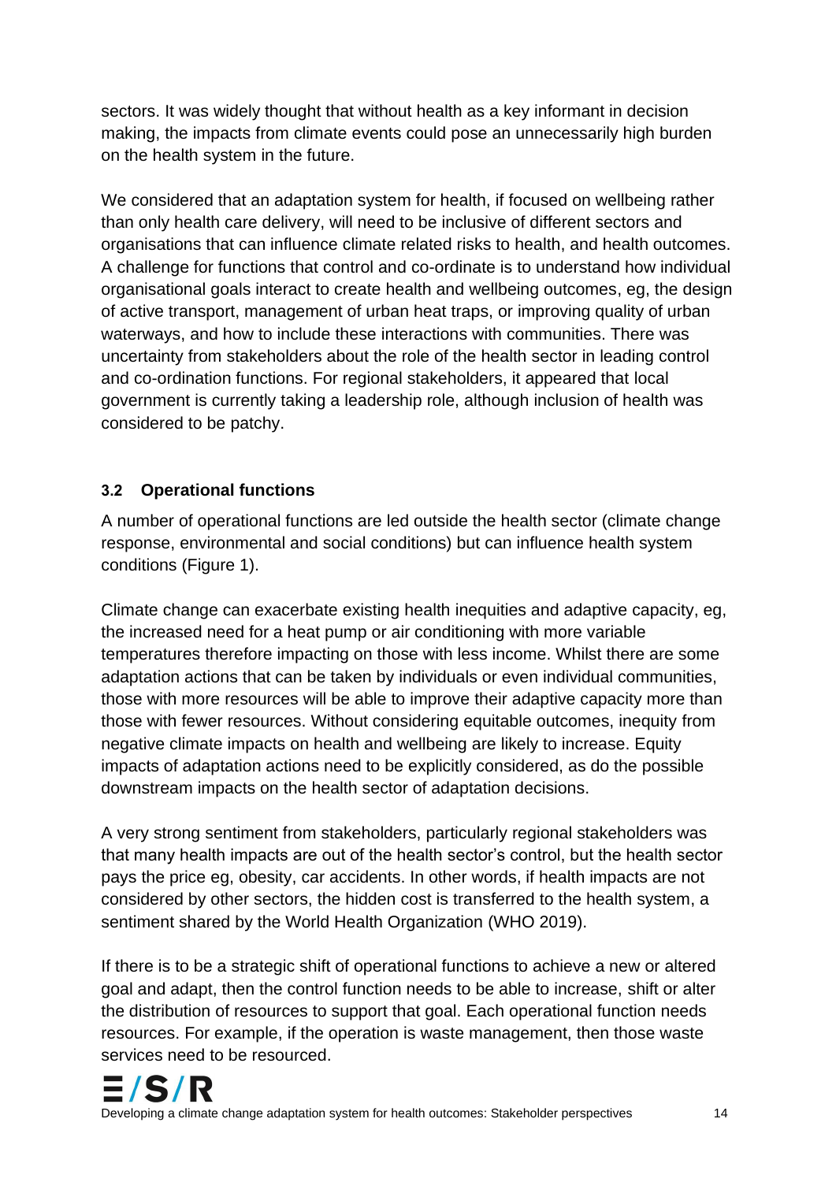sectors. It was widely thought that without health as a key informant in decision making, the impacts from climate events could pose an unnecessarily high burden on the health system in the future.

We considered that an adaptation system for health, if focused on wellbeing rather than only health care delivery, will need to be inclusive of different sectors and organisations that can influence climate related risks to health, and health outcomes. A challenge for functions that control and co-ordinate is to understand how individual organisational goals interact to create health and wellbeing outcomes, eg, the design of active transport, management of urban heat traps, or improving quality of urban waterways, and how to include these interactions with communities. There was uncertainty from stakeholders about the role of the health sector in leading control and co-ordination functions. For regional stakeholders, it appeared that local government is currently taking a leadership role, although inclusion of health was considered to be patchy.

### 3.2 Operational functions

A number of operational functions are led outside the health sector (climate change response, environmental and social conditions) but can influence health system conditions (Figure 1).

Climate change can exacerbate existing health inequities and adaptive capacity, eg, the increased need for a heat pump or air conditioning with more variable temperatures therefore impacting on those with less income. Whilst there are some adaptation actions that can be taken by individuals or even individual communities, those with more resources will be able to improve their adaptive capacity more than those with fewer resources. Without considering equitable outcomes, inequity from negative climate impacts on health and wellbeing are likely to increase. Equity impacts of adaptation actions need to be explicitly considered, as do the possible downstream impacts on the health sector of adaptation decisions.

A very strong sentiment from stakeholders, particularly regional stakeholders was that many health impacts are out of the health sector's control, but the health sector pays the price eg, obesity, car accidents. In other words, if health impacts are not considered by other sectors, the hidden cost is transferred to the health system, a sentiment shared by the World Health Organization (WHO 2019).

If there is to be a strategic shift of operational functions to achieve a new or altered goal and adapt, then the control function needs to be able to increase, shift or alter the distribution of resources to support that goal. Each operational function needs resources. For example, if the operation is waste management, then those waste services need to be resourced.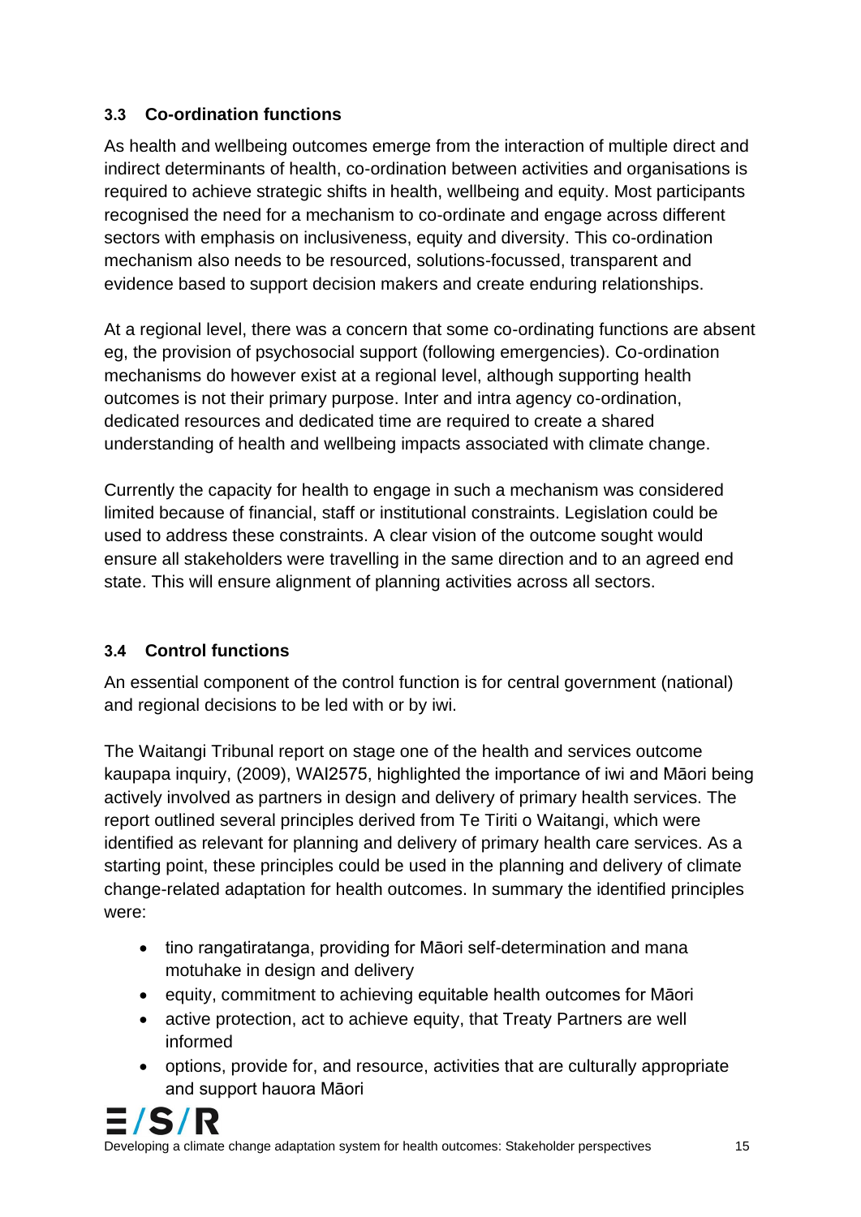### 3.3 Co-ordination functions

As health and wellbeing outcomes emerge from the interaction of multiple direct and indirect determinants of health, co-ordination between activities and organisations is required to achieve strategic shifts in health, wellbeing and equity. Most participants recognised the need for a mechanism to co-ordinate and engage across different sectors with emphasis on inclusiveness, equity and diversity. This co-ordination mechanism also needs to be resourced, solutions-focussed, transparent and evidence based to support decision makers and create enduring relationships.

At a regional level, there was a concern that some co-ordinating functions are absent eg, the provision of psychosocial support (following emergencies). Co-ordination mechanisms do however exist at a regional level, although supporting health outcomes is not their primary purpose. Inter and intra agency co-ordination, dedicated resources and dedicated time are required to create a shared understanding of health and wellbeing impacts associated with climate change.

Currently the capacity for health to engage in such a mechanism was considered limited because of financial, staff or institutional constraints. Legislation could be used to address these constraints. A clear vision of the outcome sought would ensure all stakeholders were travelling in the same direction and to an agreed end state. This will ensure alignment of planning activities across all sectors.

### 3.4 Control functions

An essential component of the control function is for central government (national) and regional decisions to be led with or by iwi.

The Waitangi Tribunal report on stage one of the health and services outcome kaupapa inquiry, (2009), WAI2575, highlighted the importance of iwi and Māori being actively involved as partners in design and delivery of primary health services. The report outlined several principles derived from Te Tiriti o Waitangi, which were identified as relevant for planning and delivery of primary health care services. As a starting point, these principles could be used in the planning and delivery of climate change-related adaptation for health outcomes. In summary the identified principles were:

- tino rangatiratanga, providing for Māori self-determination and mana motuhake in design and delivery
- equity, commitment to achieving equitable health outcomes for Māori
- active protection, act to achieve equity, that Treaty Partners are well informed
- options, provide for, and resource, activities that are culturally appropriate and support hauora Māori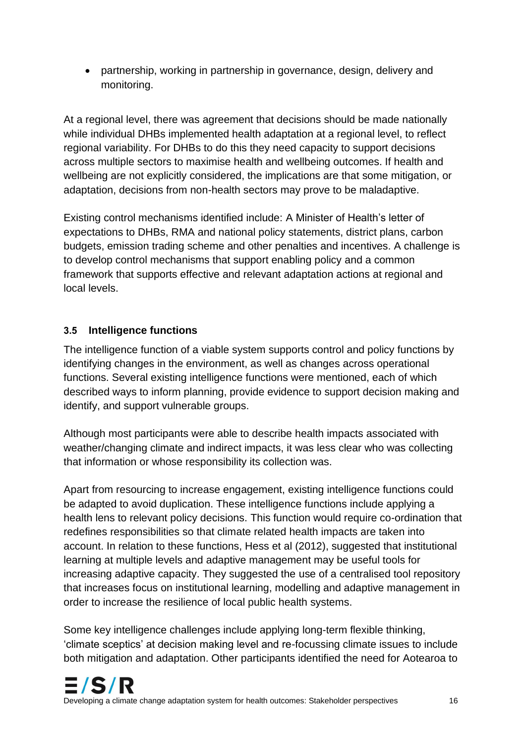- partnership, working in partnership in governance, design, delivery and monitoring.

At a regional level, there was agreement that decisions should be made nationally while individual DHBs implemented health adaptation at a regional level, to reflect regional variability. For DHBs to do this they need capacity to support decisions across multiple sectors to maximise health and wellbeing outcomes. If health and wellbeing are not explicitly considered, the implications are that some mitigation, or adaptation, decisions from non-health sectors may prove to be maladaptive.

Existing control mechanisms identified include: A Minister of Health's letter of expectations to DHBs, RMA and national policy statements, district plans, carbon budgets, emission trading scheme and other penalties and incentives. A challenge is to develop control mechanisms that support enabling policy and a common framework that supports effective and relevant adaptation actions at regional and local levels.

### 3.5 Intelligence functions

The intelligence function of a viable system supports control and policy functions by identifying changes in the environment, as well as changes across operational functions. Several existing intelligence functions were mentioned, each of which described ways to inform planning, provide evidence to support decision making and identify, and support vulnerable groups.

Although most participants were able to describe health impacts associated with weather/changing climate and indirect impacts, it was less clear who was collecting that information or whose responsibility its collection was.

Apart from resourcing to increase engagement, existing intelligence functions could be adapted to avoid duplication. These intelligence functions include applying a health lens to relevant policy decisions. This function would require co-ordination that redefines responsibilities so that climate related health impacts are taken into account. In relation to these functions, Hess et al (2012), suggested that institutional learning at multiple levels and adaptive management may be useful tools for increasing adaptive capacity. They suggested the use of a centralised tool repository that increases focus on institutional learning, modelling and adaptive management in order to increase the resilience of local public health systems.

Some key intelligence challenges include applying long-term flexible thinking, 'climate sceptics' at decision making level and re-focussing climate issues to include both mitigation and adaptation. Other participants identified the need for Aotearoa to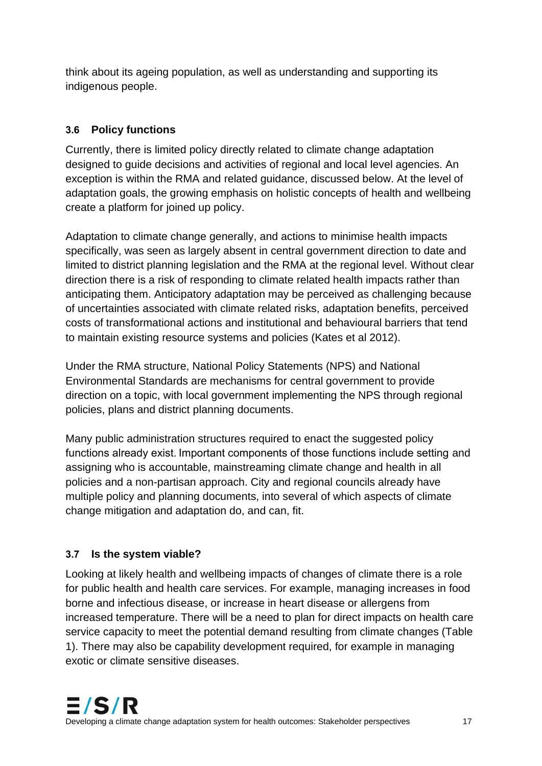think about its ageing population, as well as understanding and supporting its indigenous people.

### 3.6 Policy functions

Currently, there is limited policy directly related to climate change adaptation designed to guide decisions and activities of regional and local level agencies. An exception is within the RMA and related guidance, discussed below. At the level of adaptation goals, the growing emphasis on holistic concepts of health and wellbeing create a platform for joined up policy.

Adaptation to climate change generally, and actions to minimise health impacts specifically, was seen as largely absent in central government direction to date and limited to district planning legislation and the RMA at the regional level. Without clear direction there is a risk of responding to climate related health impacts rather than anticipating them. Anticipatory adaptation may be perceived as challenging because of uncertainties associated with climate related risks, adaptation benefits, perceived costs of transformational actions and institutional and behavioural barriers that tend to maintain existing resource systems and policies (Kates et al 2012).

Under the RMA structure, National Policy Statements (NPS) and National Environmental Standards are mechanisms for central government to provide direction on a topic, with local government implementing the NPS through regional policies, plans and district planning documents.

Many public administration structures required to enact the suggested policy functions already exist. Important components of those functions include setting and assigning who is accountable, mainstreaming climate change and health in all policies and a non-partisan approach. City and regional councils already have multiple policy and planning documents, into several of which aspects of climate change mitigation and adaptation do, and can, fit.

### 3.7 Is the system viable?

Looking at likely health and wellbeing impacts of changes of climate there is a role for public health and health care services. For example, managing increases in food borne and infectious disease, or increase in heart disease or allergens from increased temperature. There will be a need to plan for direct impacts on health care service capacity to meet the potential demand resulting from climate changes (Table 1). There may also be capability development required, for example in managing exotic or climate sensitive diseases.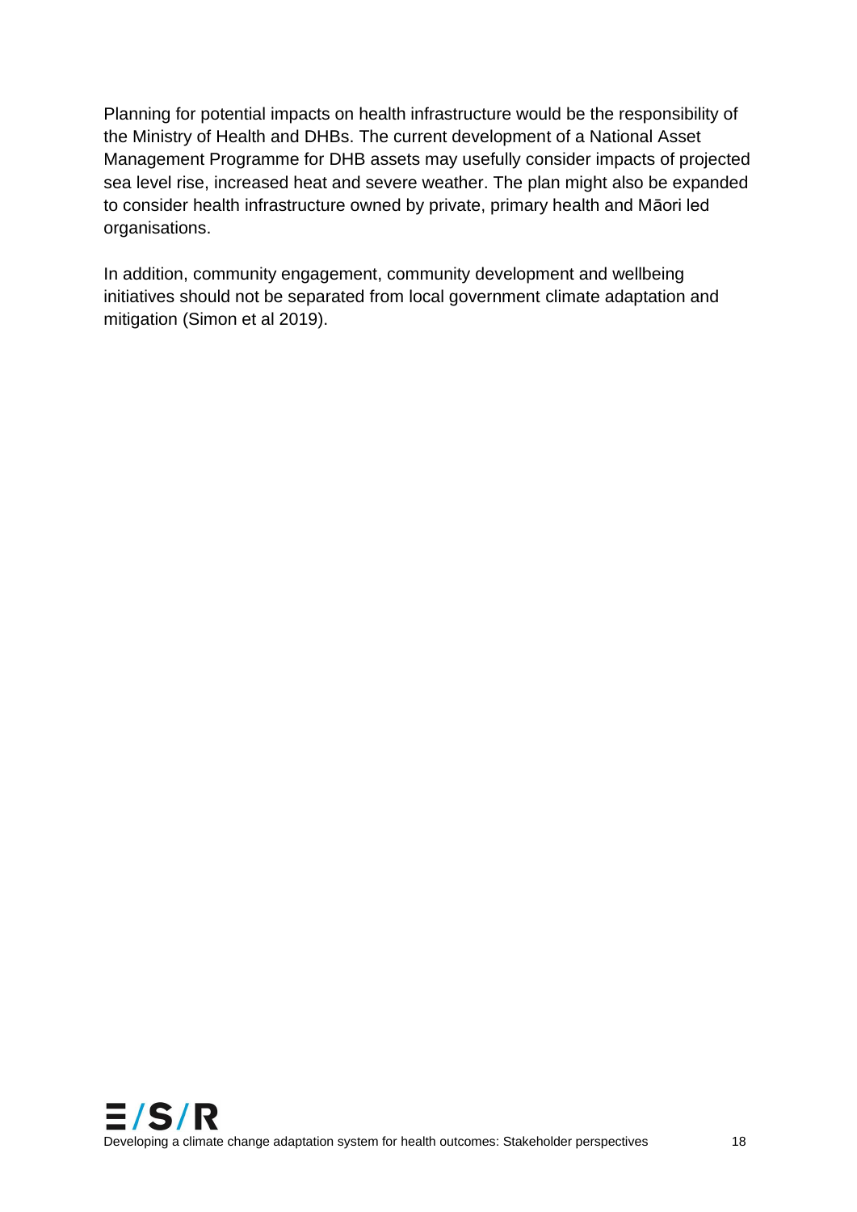Planning for potential impacts on health infrastructure would be the responsibility of the Ministry of Health and DHBs. The current development of a National Asset Management Programme for DHB assets may usefully consider impacts of projected sea level rise, increased heat and severe weather. The plan might also be expanded to consider health infrastructure owned by private, primary health and Māori led organisations.

In addition, community engagement, community development and wellbeing initiatives should not be separated from local government climate adaptation and mitigation (Simon et al 2019).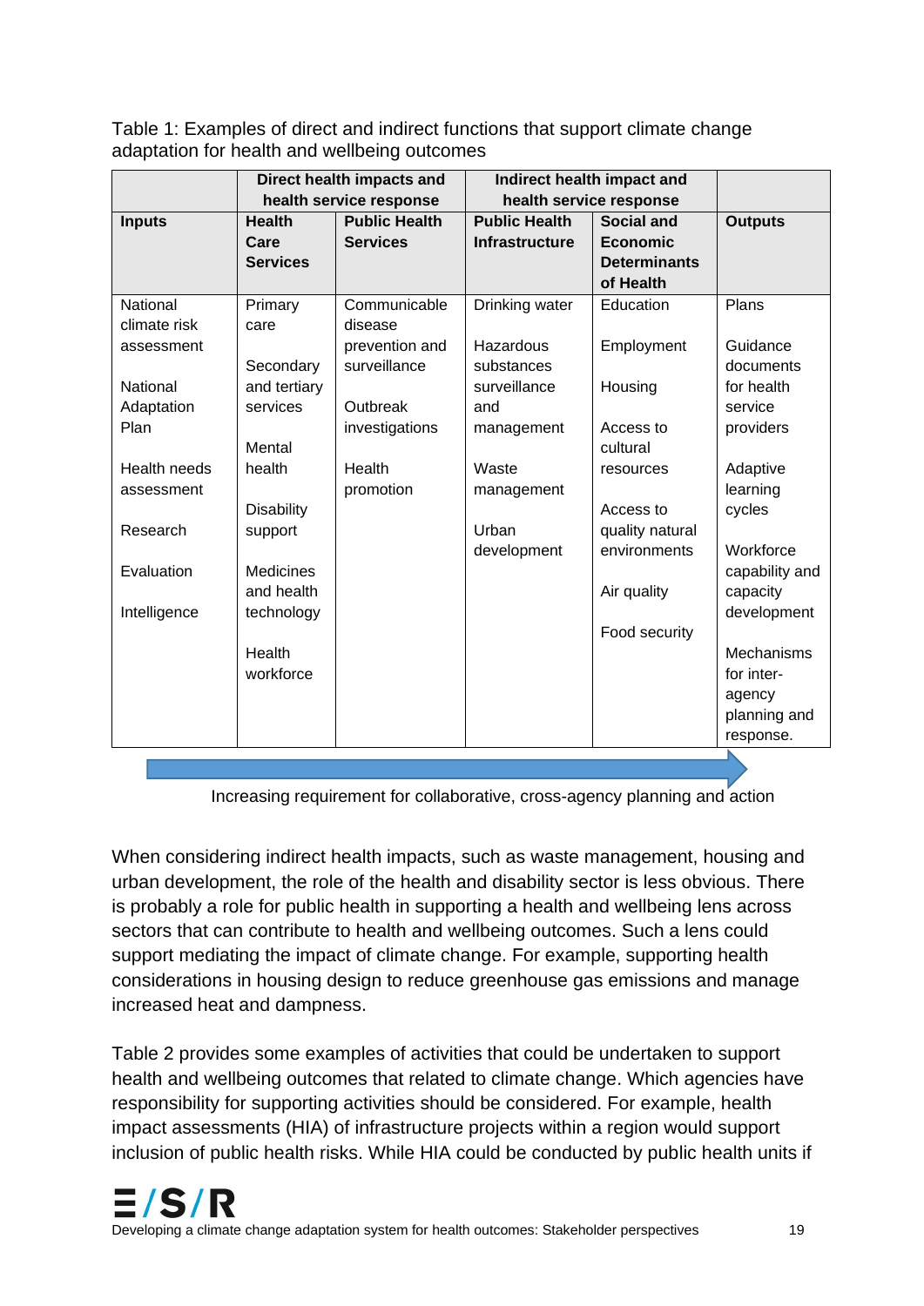Table 1: Examples of direct and indirect functions that support climate change adaptation for health and wellbeing outcomes

| | Direct health impacts and health service response | | Indirect health impact and health service response | | |
|---|---|---|---|---|---|
| **Inputs** | **Health Care Services** | **Public Health Services** | **Public Health Infrastructure** | **Social and Economic Determinants of Health** | **Outputs** |
| National climate risk assessment<br><br>National Adaptation Plan<br><br>Health needs assessment<br><br>Research<br><br>Evaluation<br><br>Intelligence | Primary care<br><br>Secondary and tertiary services<br><br>Mental health<br><br>Disability support<br><br>Medicines and health technology<br><br>Health workforce | Communicable disease prevention and surveillance<br><br>Outbreak investigations<br><br>Health promotion | Drinking water<br><br>Hazardous substances surveillance and management<br><br>Waste management<br><br>Urban development | Education<br><br>Employment<br><br>Housing<br><br>Access to cultural resources<br><br>Access to quality natural environments<br><br>Air quality<br><br>Food security | Plans<br><br>Guidance documents for health service providers<br><br>Adaptive learning cycles<br><br>Workforce capability and capacity development<br><br>Mechanisms for inter-agency planning and response. |

Increasing requirement for collaborative, cross-agency planning and action

When considering indirect health impacts, such as waste management, housing and urban development, the role of the health and disability sector is less obvious. There is probably a role for public health in supporting a health and wellbeing lens across sectors that can contribute to health and wellbeing outcomes. Such a lens could support mediating the impact of climate change. For example, supporting health considerations in housing design to reduce greenhouse gas emissions and manage increased heat and dampness.

Table 2 provides some examples of activities that could be undertaken to support health and wellbeing outcomes that related to climate change. Which agencies have responsibility for supporting activities should be considered. For example, health impact assessments (HIA) of infrastructure projects within a region would support inclusion of public health risks. While HIA could be conducted by public health units if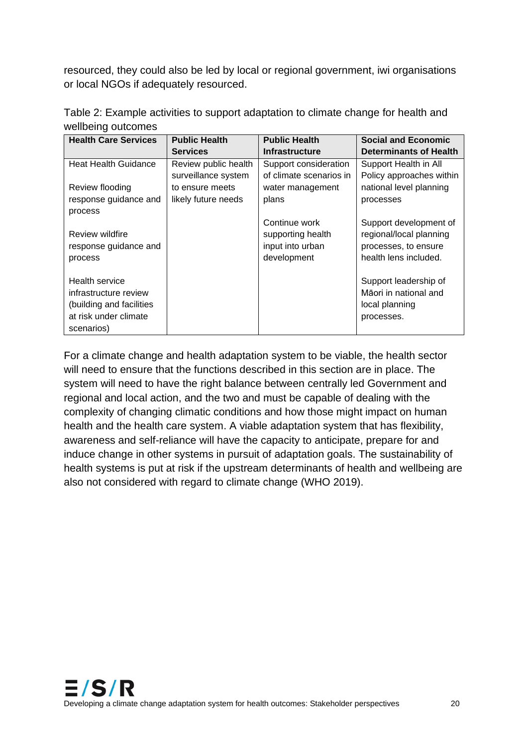resourced, they could also be led by local or regional government, iwi organisations or local NGOs if adequately resourced.

Table 2: Example activities to support adaptation to climate change for health and wellbeing outcomes

| Health Care Services | Public Health Services | Public Health Infrastructure | Social and Economic Determinants of Health |
|---|---|---|---|
| Heat Health Guidance<br><br>Review flooding response guidance and process<br><br>Review wildfire response guidance and process<br><br>Health service infrastructure review (building and facilities at risk under climate scenarios) | Review public health surveillance system to ensure meets likely future needs | Support consideration of climate scenarios in water management plans<br><br>Continue work supporting health input into urban development | Support Health in All Policy approaches within national level planning processes<br><br>Support development of regional/local planning processes, to ensure health lens included.<br><br>Support leadership of Māori in national and local planning processes. |

For a climate change and health adaptation system to be viable, the health sector will need to ensure that the functions described in this section are in place. The system will need to have the right balance between centrally led Government and regional and local action, and the two and must be capable of dealing with the complexity of changing climatic conditions and how those might impact on human health and the health care system. A viable adaptation system that has flexibility, awareness and self-reliance will have the capacity to anticipate, prepare for and induce change in other systems in pursuit of adaptation goals. The sustainability of health systems is put at risk if the upstream determinants of health and wellbeing are also not considered with regard to climate change (WHO 2019).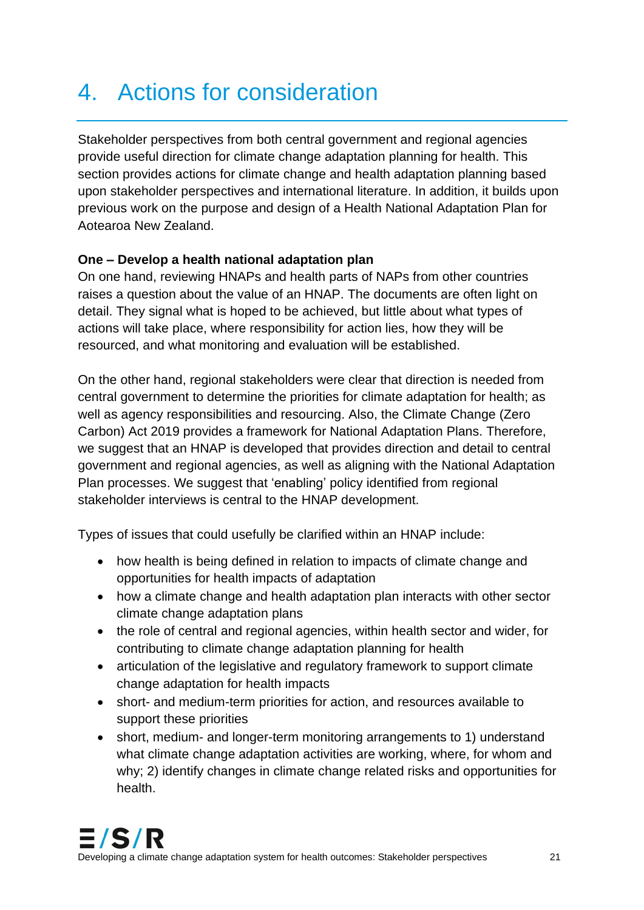# 4. Actions for consideration

Stakeholder perspectives from both central government and regional agencies provide useful direction for climate change adaptation planning for health. This section provides actions for climate change and health adaptation planning based upon stakeholder perspectives and international literature. In addition, it builds upon previous work on the purpose and design of a Health National Adaptation Plan for Aotearoa New Zealand.

**One – Develop a health national adaptation plan**

On one hand, reviewing HNAPs and health parts of NAPs from other countries raises a question about the value of an HNAP. The documents are often light on detail. They signal what is hoped to be achieved, but little about what types of actions will take place, where responsibility for action lies, how they will be resourced, and what monitoring and evaluation will be established.

On the other hand, regional stakeholders were clear that direction is needed from central government to determine the priorities for climate adaptation for health; as well as agency responsibilities and resourcing. Also, the Climate Change (Zero Carbon) Act 2019 provides a framework for National Adaptation Plans. Therefore, we suggest that an HNAP is developed that provides direction and detail to central government and regional agencies, as well as aligning with the National Adaptation Plan processes. We suggest that 'enabling' policy identified from regional stakeholder interviews is central to the HNAP development.

Types of issues that could usefully be clarified within an HNAP include:

- how health is being defined in relation to impacts of climate change and opportunities for health impacts of adaptation
- how a climate change and health adaptation plan interacts with other sector climate change adaptation plans
- the role of central and regional agencies, within health sector and wider, for contributing to climate change adaptation planning for health
- articulation of the legislative and regulatory framework to support climate change adaptation for health impacts
- short- and medium-term priorities for action, and resources available to support these priorities
- short, medium- and longer-term monitoring arrangements to 1) understand what climate change adaptation activities are working, where, for whom and why; 2) identify changes in climate change related risks and opportunities for health.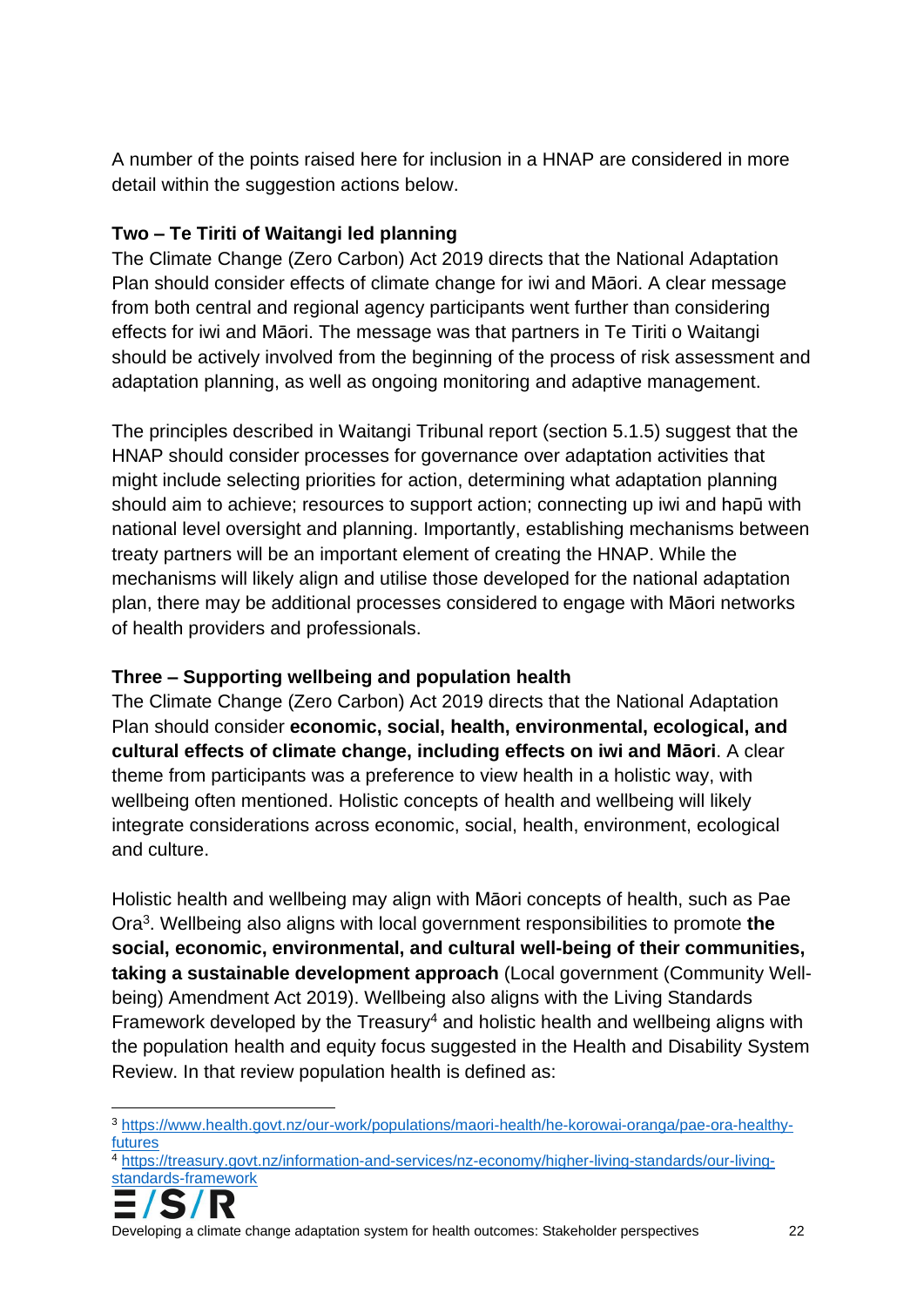A number of the points raised here for inclusion in a HNAP are considered in more detail within the suggestion actions below.

### Two – Te Tiriti of Waitangi led planning

The Climate Change (Zero Carbon) Act 2019 directs that the National Adaptation Plan should consider effects of climate change for iwi and Māori. A clear message from both central and regional agency participants went further than considering effects for iwi and Māori. The message was that partners in Te Tiriti o Waitangi should be actively involved from the beginning of the process of risk assessment and adaptation planning, as well as ongoing monitoring and adaptive management.

The principles described in Waitangi Tribunal report (section 5.1.5) suggest that the HNAP should consider processes for governance over adaptation activities that might include selecting priorities for action, determining what adaptation planning should aim to achieve; resources to support action; connecting up iwi and hapū with national level oversight and planning. Importantly, establishing mechanisms between treaty partners will be an important element of creating the HNAP. While the mechanisms will likely align and utilise those developed for the national adaptation plan, there may be additional processes considered to engage with Māori networks of health providers and professionals.

### Three – Supporting wellbeing and population health

The Climate Change (Zero Carbon) Act 2019 directs that the National Adaptation Plan should consider **economic, social, health, environmental, ecological, and cultural effects of climate change, including effects on iwi and Māori**. A clear theme from participants was a preference to view health in a holistic way, with wellbeing often mentioned. Holistic concepts of health and wellbeing will likely integrate considerations across economic, social, health, environment, ecological and culture.

Holistic health and wellbeing may align with Māori concepts of health, such as Pae Ora[3]. Wellbeing also aligns with local government responsibilities to promote **the social, economic, environmental, and cultural well-being of their communities, taking a sustainable development approach** (Local government (Community Well-being) Amendment Act 2019). Wellbeing also aligns with the Living Standards Framework developed by the Treasury[4] and holistic health and wellbeing aligns with the population health and equity focus suggested in the Health and Disability System Review. In that review population health is defined as:

---

[3] https://www.health.govt.nz/our-work/populations/maori-health/he-korowai-oranga/pae-ora-healthy-futures

[4] https://treasury.govt.nz/information-and-services/nz-economy/higher-living-standards/our-living-standards-framework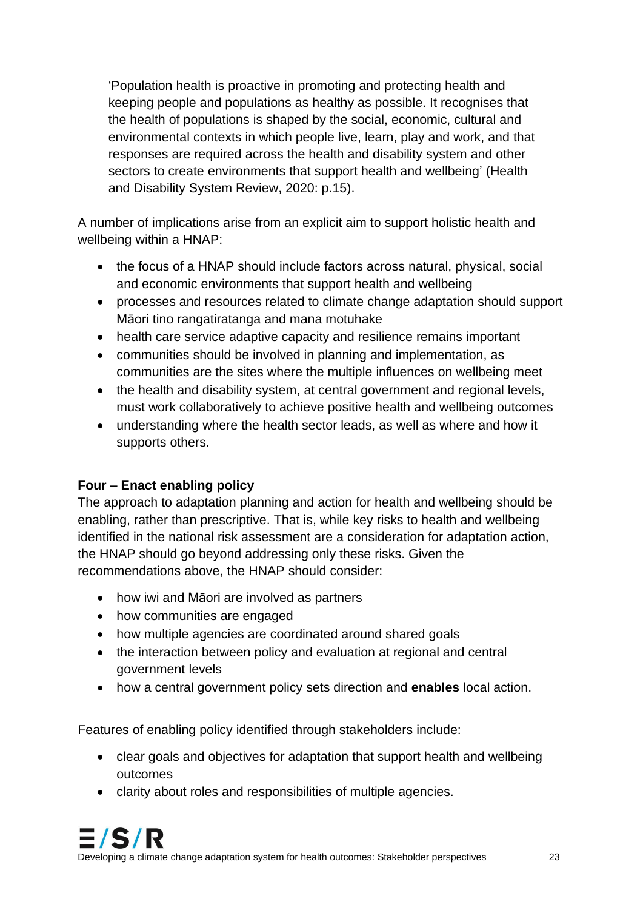> 'Population health is proactive in promoting and protecting health and keeping people and populations as healthy as possible. It recognises that the health of populations is shaped by the social, economic, cultural and environmental contexts in which people live, learn, play and work, and that responses are required across the health and disability system and other sectors to create environments that support health and wellbeing' (Health and Disability System Review, 2020: p.15).

A number of implications arise from an explicit aim to support holistic health and wellbeing within a HNAP:

- the focus of a HNAP should include factors across natural, physical, social and economic environments that support health and wellbeing
- processes and resources related to climate change adaptation should support Māori tino rangatiratanga and mana motuhake
- health care service adaptive capacity and resilience remains important
- communities should be involved in planning and implementation, as communities are the sites where the multiple influences on wellbeing meet
- the health and disability system, at central government and regional levels, must work collaboratively to achieve positive health and wellbeing outcomes
- understanding where the health sector leads, as well as where and how it supports others.

**Four – Enact enabling policy**

The approach to adaptation planning and action for health and wellbeing should be enabling, rather than prescriptive. That is, while key risks to health and wellbeing identified in the national risk assessment are a consideration for adaptation action, the HNAP should go beyond addressing only these risks. Given the recommendations above, the HNAP should consider:

- how iwi and Māori are involved as partners
- how communities are engaged
- how multiple agencies are coordinated around shared goals
- the interaction between policy and evaluation at regional and central government levels
- how a central government policy sets direction and **enables** local action.

Features of enabling policy identified through stakeholders include:

- clear goals and objectives for adaptation that support health and wellbeing outcomes
- clarity about roles and responsibilities of multiple agencies.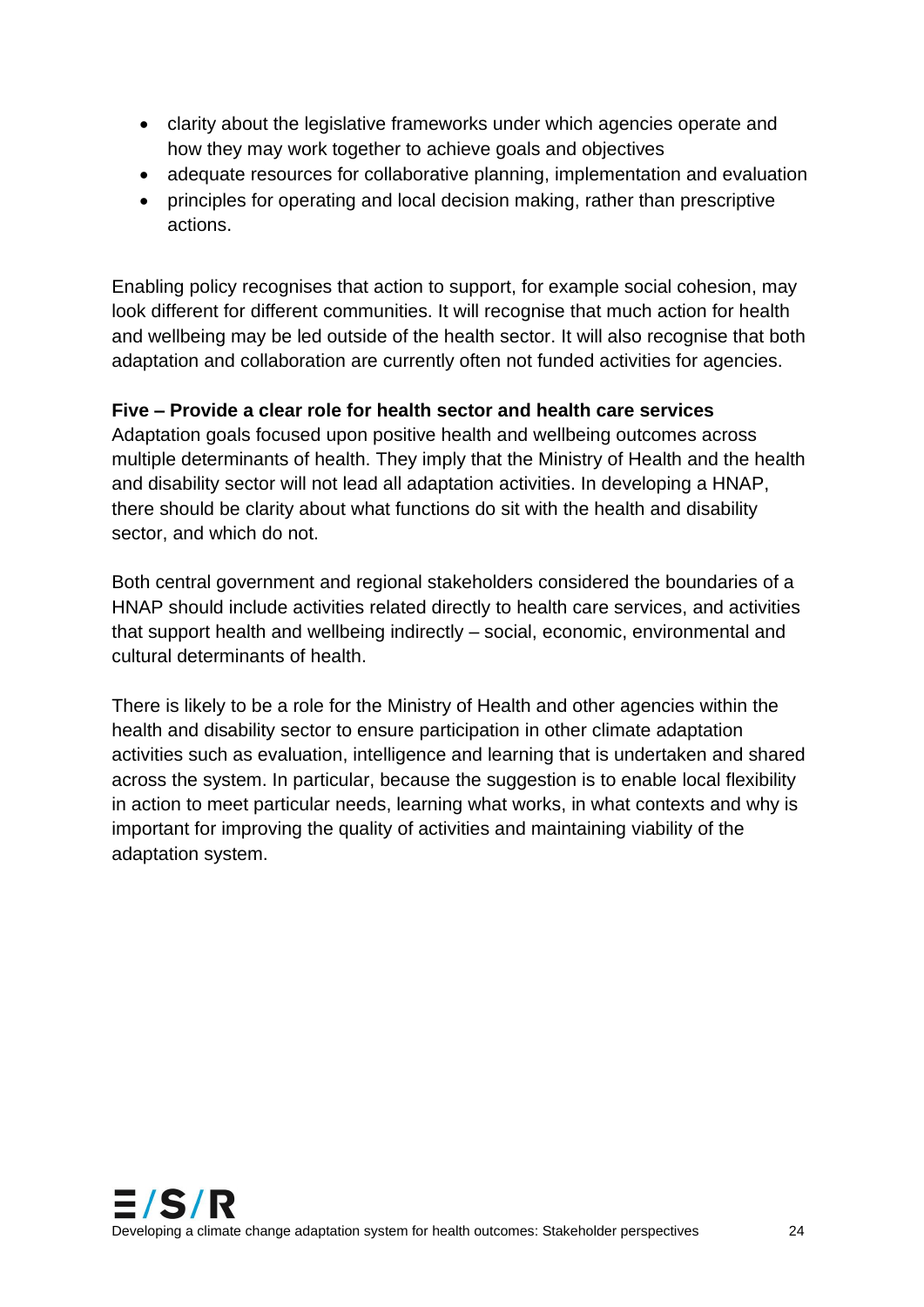- clarity about the legislative frameworks under which agencies operate and how they may work together to achieve goals and objectives
- adequate resources for collaborative planning, implementation and evaluation
- principles for operating and local decision making, rather than prescriptive actions.

Enabling policy recognises that action to support, for example social cohesion, may look different for different communities. It will recognise that much action for health and wellbeing may be led outside of the health sector. It will also recognise that both adaptation and collaboration are currently often not funded activities for agencies.

**Five – Provide a clear role for health sector and health care services**

Adaptation goals focused upon positive health and wellbeing outcomes across multiple determinants of health. They imply that the Ministry of Health and the health and disability sector will not lead all adaptation activities. In developing a HNAP, there should be clarity about what functions do sit with the health and disability sector, and which do not.

Both central government and regional stakeholders considered the boundaries of a HNAP should include activities related directly to health care services, and activities that support health and wellbeing indirectly – social, economic, environmental and cultural determinants of health.

There is likely to be a role for the Ministry of Health and other agencies within the health and disability sector to ensure participation in other climate adaptation activities such as evaluation, intelligence and learning that is undertaken and shared across the system. In particular, because the suggestion is to enable local flexibility in action to meet particular needs, learning what works, in what contexts and why is important for improving the quality of activities and maintaining viability of the adaptation system.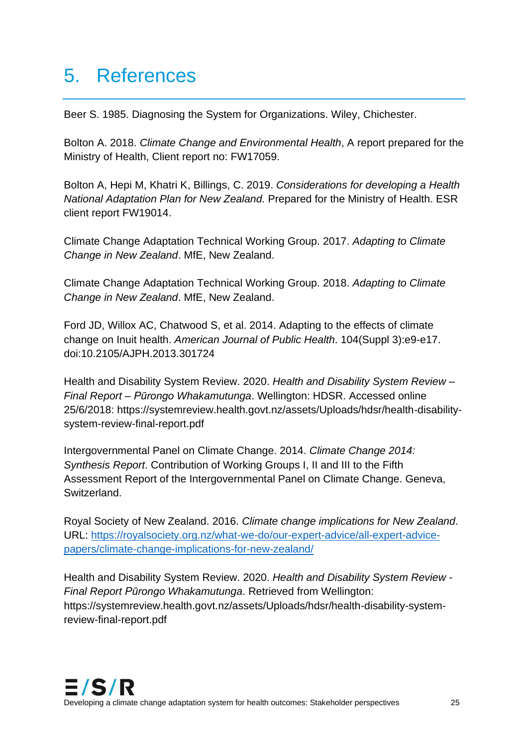# 5. References

Beer S. 1985. Diagnosing the System for Organizations. Wiley, Chichester.

Bolton A. 2018. *Climate Change and Environmental Health*, A report prepared for the Ministry of Health, Client report no: FW17059.

Bolton A, Hepi M, Khatri K, Billings, C. 2019. *Considerations for developing a Health National Adaptation Plan for New Zealand.* Prepared for the Ministry of Health. ESR client report FW19014.

Climate Change Adaptation Technical Working Group. 2017. *Adapting to Climate Change in New Zealand*. MfE, New Zealand.

Climate Change Adaptation Technical Working Group. 2018. *Adapting to Climate Change in New Zealand*. MfE, New Zealand.

Ford JD, Willox AC, Chatwood S, et al. 2014. Adapting to the effects of climate change on Inuit health. *American Journal of Public Health*. 104(Suppl 3):e9-e17. doi:10.2105/AJPH.2013.301724

Health and Disability System Review. 2020. *Health and Disability System Review – Final Report – Pūrongo Whakamutunga*. Wellington: HDSR. Accessed online 25/6/2018: https://systemreview.health.govt.nz/assets/Uploads/hdsr/health-disability-system-review-final-report.pdf

Intergovernmental Panel on Climate Change. 2014. *Climate Change 2014: Synthesis Report*. Contribution of Working Groups I, II and III to the Fifth Assessment Report of the Intergovernmental Panel on Climate Change. Geneva, Switzerland.

Royal Society of New Zealand. 2016. *Climate change implications for New Zealand*. URL: https://royalsociety.org.nz/what-we-do/our-expert-advice/all-expert-advice-papers/climate-change-implications-for-new-zealand/

Health and Disability System Review. 2020. *Health and Disability System Review - Final Report Pūrongo Whakamutunga*. Retrieved from Wellington: https://systemreview.health.govt.nz/assets/Uploads/hdsr/health-disability-system-review-final-report.pdf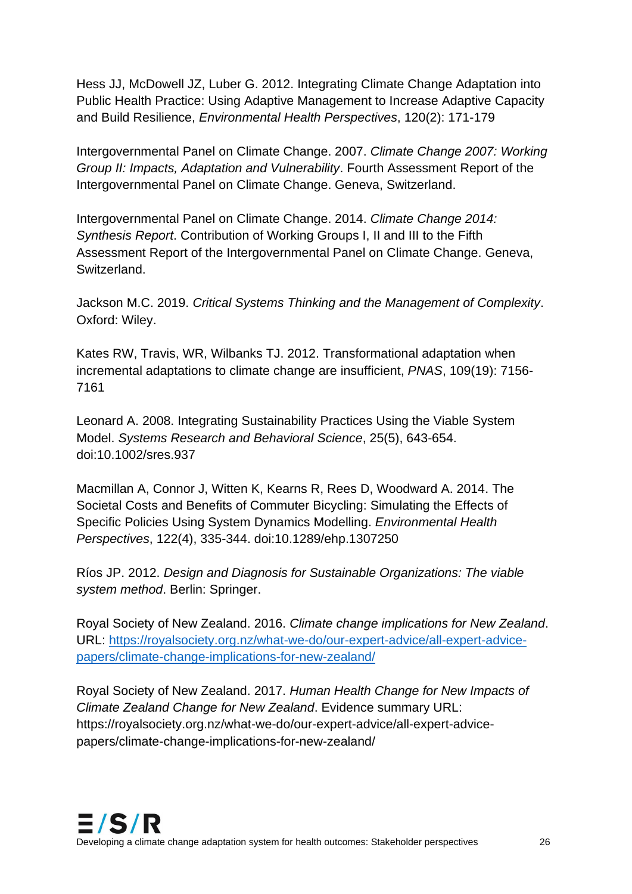Hess JJ, McDowell JZ, Luber G. 2012. Integrating Climate Change Adaptation into Public Health Practice: Using Adaptive Management to Increase Adaptive Capacity and Build Resilience, *Environmental Health Perspectives*, 120(2): 171-179

Intergovernmental Panel on Climate Change. 2007. *Climate Change 2007: Working Group II: Impacts, Adaptation and Vulnerability*. Fourth Assessment Report of the Intergovernmental Panel on Climate Change. Geneva, Switzerland.

Intergovernmental Panel on Climate Change. 2014. *Climate Change 2014: Synthesis Report*. Contribution of Working Groups I, II and III to the Fifth Assessment Report of the Intergovernmental Panel on Climate Change. Geneva, Switzerland.

Jackson M.C. 2019. *Critical Systems Thinking and the Management of Complexity*. Oxford: Wiley.

Kates RW, Travis, WR, Wilbanks TJ. 2012. Transformational adaptation when incremental adaptations to climate change are insufficient, *PNAS*, 109(19): 7156-7161

Leonard A. 2008. Integrating Sustainability Practices Using the Viable System Model. *Systems Research and Behavioral Science*, 25(5), 643-654. doi:10.1002/sres.937

Macmillan A, Connor J, Witten K, Kearns R, Rees D, Woodward A. 2014. The Societal Costs and Benefits of Commuter Bicycling: Simulating the Effects of Specific Policies Using System Dynamics Modelling. *Environmental Health Perspectives*, 122(4), 335-344. doi:10.1289/ehp.1307250

Ríos JP. 2012. *Design and Diagnosis for Sustainable Organizations: The viable system method*. Berlin: Springer.

Royal Society of New Zealand. 2016. *Climate change implications for New Zealand*. URL: [https://royalsociety.org.nz/what-we-do/our-expert-advice/all-expert-advice-papers/climate-change-implications-for-new-zealand/](https://royalsociety.org.nz/what-we-do/our-expert-advice/all-expert-advice-papers/climate-change-implications-for-new-zealand/)

Royal Society of New Zealand. 2017. *Human Health Change for New Impacts of Climate Zealand Change for New Zealand*. Evidence summary URL: https://royalsociety.org.nz/what-we-do/our-expert-advice/all-expert-advice-papers/climate-change-implications-for-new-zealand/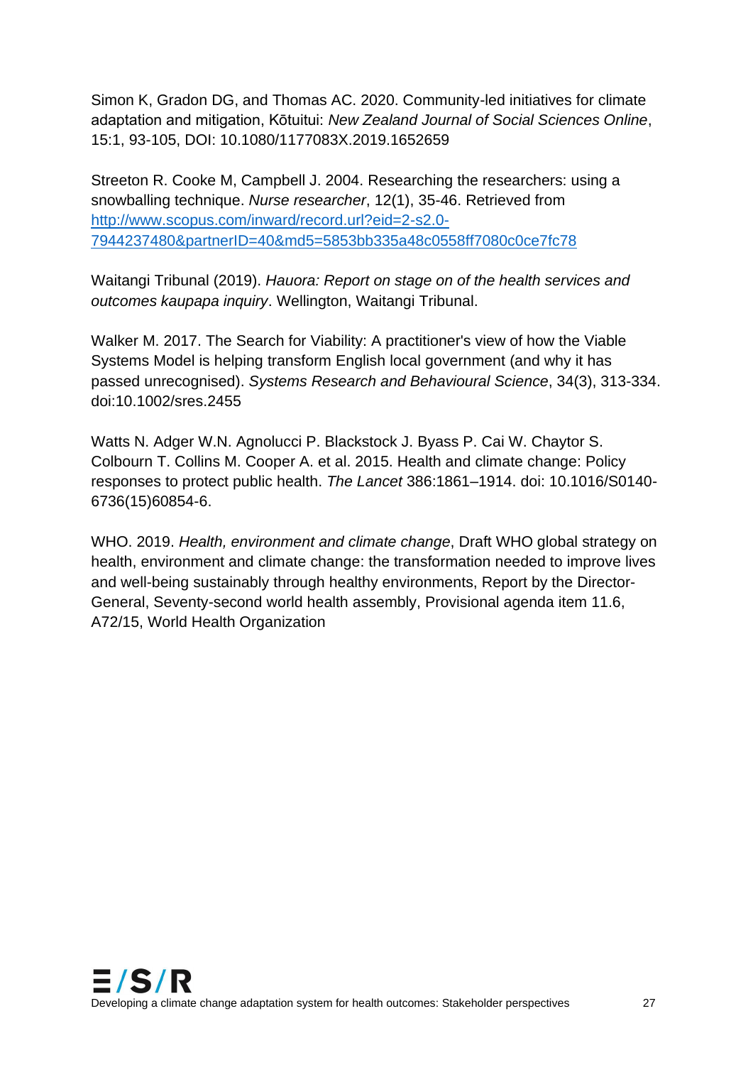Simon K, Gradon DG, and Thomas AC. 2020. Community-led initiatives for climate adaptation and mitigation, Kōtuitui: *New Zealand Journal of Social Sciences Online*, 15:1, 93-105, DOI: 10.1080/1177083X.2019.1652659

Streeton R. Cooke M, Campbell J. 2004. Researching the researchers: using a snowballing technique. *Nurse researcher*, 12(1), 35-46. Retrieved from [http://www.scopus.com/inward/record.url?eid=2-s2.0-7944237480&partnerID=40&md5=5853bb335a48c0558ff7080c0ce7fc78](http://www.scopus.com/inward/record.url?eid=2-s2.0-7944237480&partnerID=40&md5=5853bb335a48c0558ff7080c0ce7fc78)

Waitangi Tribunal (2019). *Hauora: Report on stage on of the health services and outcomes kaupapa inquiry*. Wellington, Waitangi Tribunal.

Walker M. 2017. The Search for Viability: A practitioner's view of how the Viable Systems Model is helping transform English local government (and why it has passed unrecognised). *Systems Research and Behavioural Science*, 34(3), 313-334. doi:10.1002/sres.2455

Watts N. Adger W.N. Agnolucci P. Blackstock J. Byass P. Cai W. Chaytor S. Colbourn T. Collins M. Cooper A. et al. 2015. Health and climate change: Policy responses to protect public health. *The Lancet* 386:1861–1914. doi: 10.1016/S0140-6736(15)60854-6.

WHO. 2019. *Health, environment and climate change*, Draft WHO global strategy on health, environment and climate change: the transformation needed to improve lives and well-being sustainably through healthy environments, Report by the Director-General, Seventy-second world health assembly, Provisional agenda item 11.6, A72/15, World Health Organization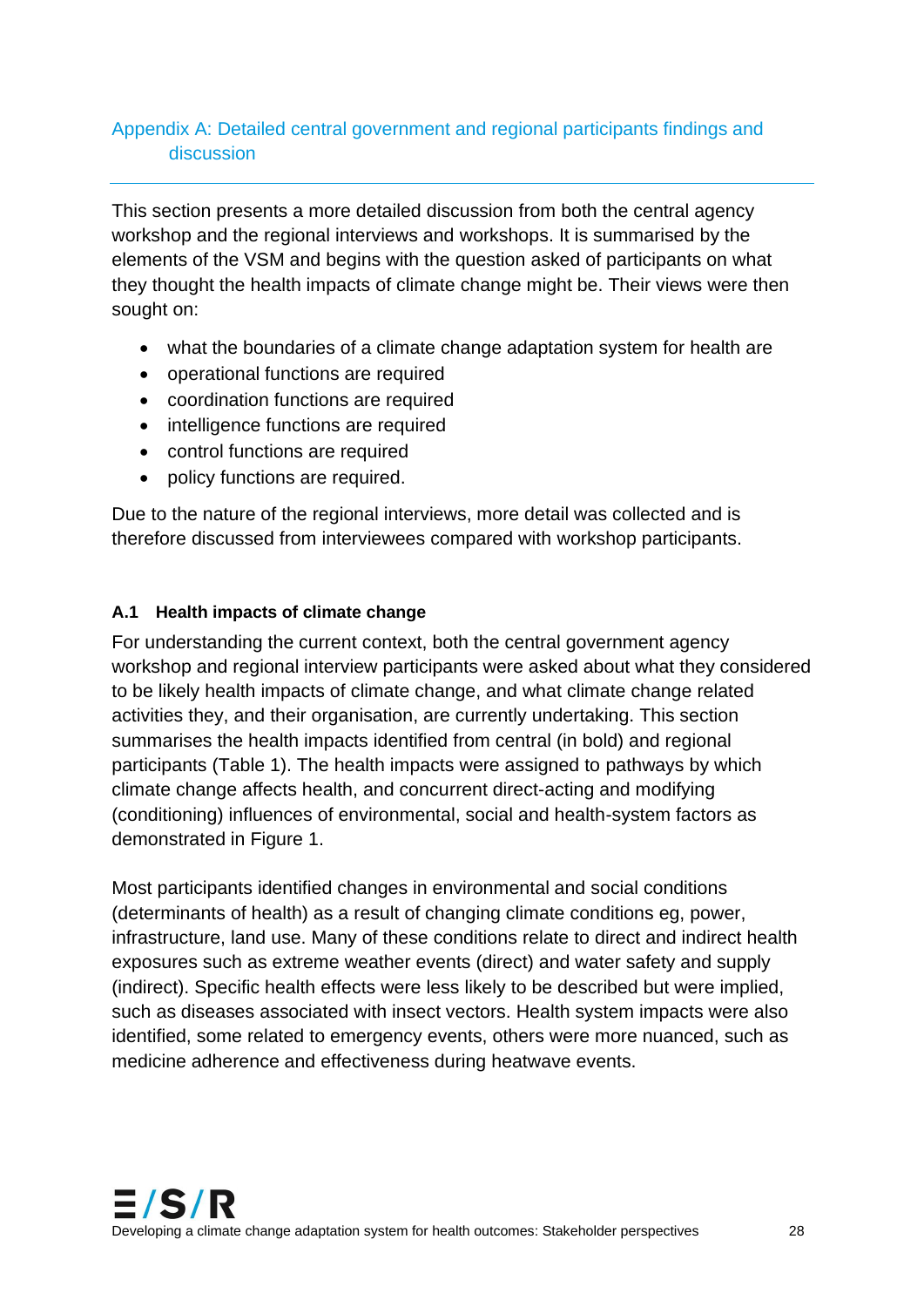# Appendix A: Detailed central government and regional participants findings and discussion

This section presents a more detailed discussion from both the central agency workshop and the regional interviews and workshops. It is summarised by the elements of the VSM and begins with the question asked of participants on what they thought the health impacts of climate change might be. Their views were then sought on:

- what the boundaries of a climate change adaptation system for health are
- operational functions are required
- coordination functions are required
- intelligence functions are required
- control functions are required
- policy functions are required.

Due to the nature of the regional interviews, more detail was collected and is therefore discussed from interviewees compared with workshop participants.

### A.1 Health impacts of climate change

For understanding the current context, both the central government agency workshop and regional interview participants were asked about what they considered to be likely health impacts of climate change, and what climate change related activities they, and their organisation, are currently undertaking. This section summarises the health impacts identified from central (in bold) and regional participants (Table 1). The health impacts were assigned to pathways by which climate change affects health, and concurrent direct-acting and modifying (conditioning) influences of environmental, social and health-system factors as demonstrated in Figure 1.

Most participants identified changes in environmental and social conditions (determinants of health) as a result of changing climate conditions eg, power, infrastructure, land use. Many of these conditions relate to direct and indirect health exposures such as extreme weather events (direct) and water safety and supply (indirect). Specific health effects were less likely to be described but were implied, such as diseases associated with insect vectors. Health system impacts were also identified, some related to emergency events, others were more nuanced, such as medicine adherence and effectiveness during heatwave events.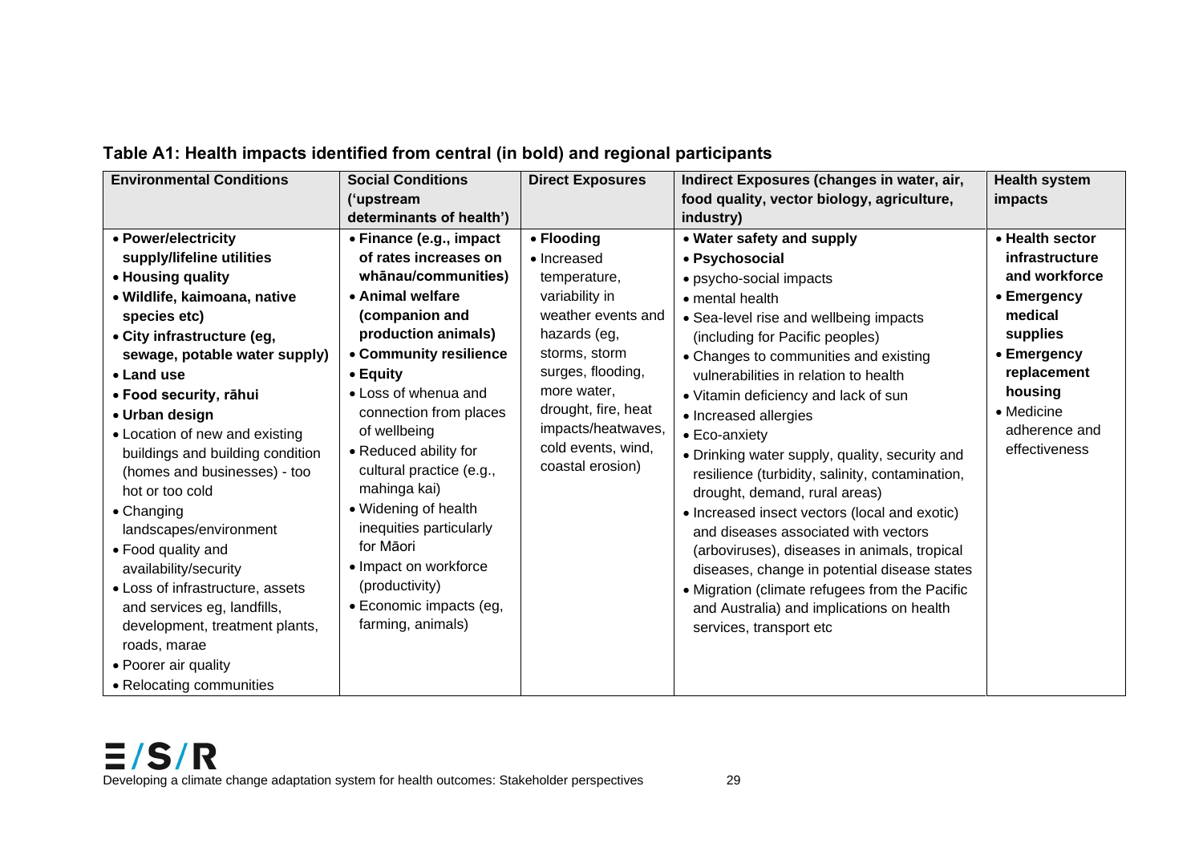**Table A1: Health impacts identified from central (in bold) and regional participants**

| Environmental Conditions | Social Conditions ('upstream determinants of health') | Direct Exposures | Indirect Exposures (changes in water, air, food quality, vector biology, agriculture, industry) | Health system impacts |
|---|---|---|---|---|
| • **Power/electricity supply/lifeline utilities**<br>• **Housing quality**<br>• **Wildlife, kaimoana, native species etc)**<br>• **City infrastructure (eg, sewage, potable water supply)**<br>• **Land use**<br>• **Food security, rāhui**<br>• **Urban design**<br>• Location of new and existing buildings and building condition (homes and businesses) - too hot or too cold<br>• Changing landscapes/environment<br>• Food quality and availability/security<br>• Loss of infrastructure, assets and services eg, landfills, development, treatment plants, roads, marae<br>• Poorer air quality<br>• Relocating communities | • **Finance (e.g., impact of rates increases on whānau/communities)**<br>• **Animal welfare (companion and production animals)**<br>• **Community resilience**<br>• **Equity**<br>• Loss of whenua and connection from places of wellbeing<br>• Reduced ability for cultural practice (e.g., mahinga kai)<br>• Widening of health inequities particularly for Māori<br>• Impact on workforce (productivity)<br>• Economic impacts (eg, farming, animals) | • **Flooding**<br>• Increased temperature, variability in weather events and hazards (eg, storms, storm surges, flooding, more water, drought, fire, heat impacts/heatwaves, cold events, wind, coastal erosion) | • **Water safety and supply**<br>• **Psychosocial**<br>• psycho-social impacts<br>• mental health<br>• Sea-level rise and wellbeing impacts (including for Pacific peoples)<br>• Changes to communities and existing vulnerabilities in relation to health<br>• Vitamin deficiency and lack of sun<br>• Increased allergies<br>• Eco-anxiety<br>• Drinking water supply, quality, security and resilience (turbidity, salinity, contamination, drought, demand, rural areas)<br>• Increased insect vectors (local and exotic) and diseases associated with vectors (arboviruses), diseases in animals, tropical diseases, change in potential disease states<br>• Migration (climate refugees from the Pacific and Australia) and implications on health services, transport etc | • **Health sector infrastructure and workforce**<br>• **Emergency medical supplies**<br>• **Emergency replacement housing**<br>• Medicine adherence and effectiveness |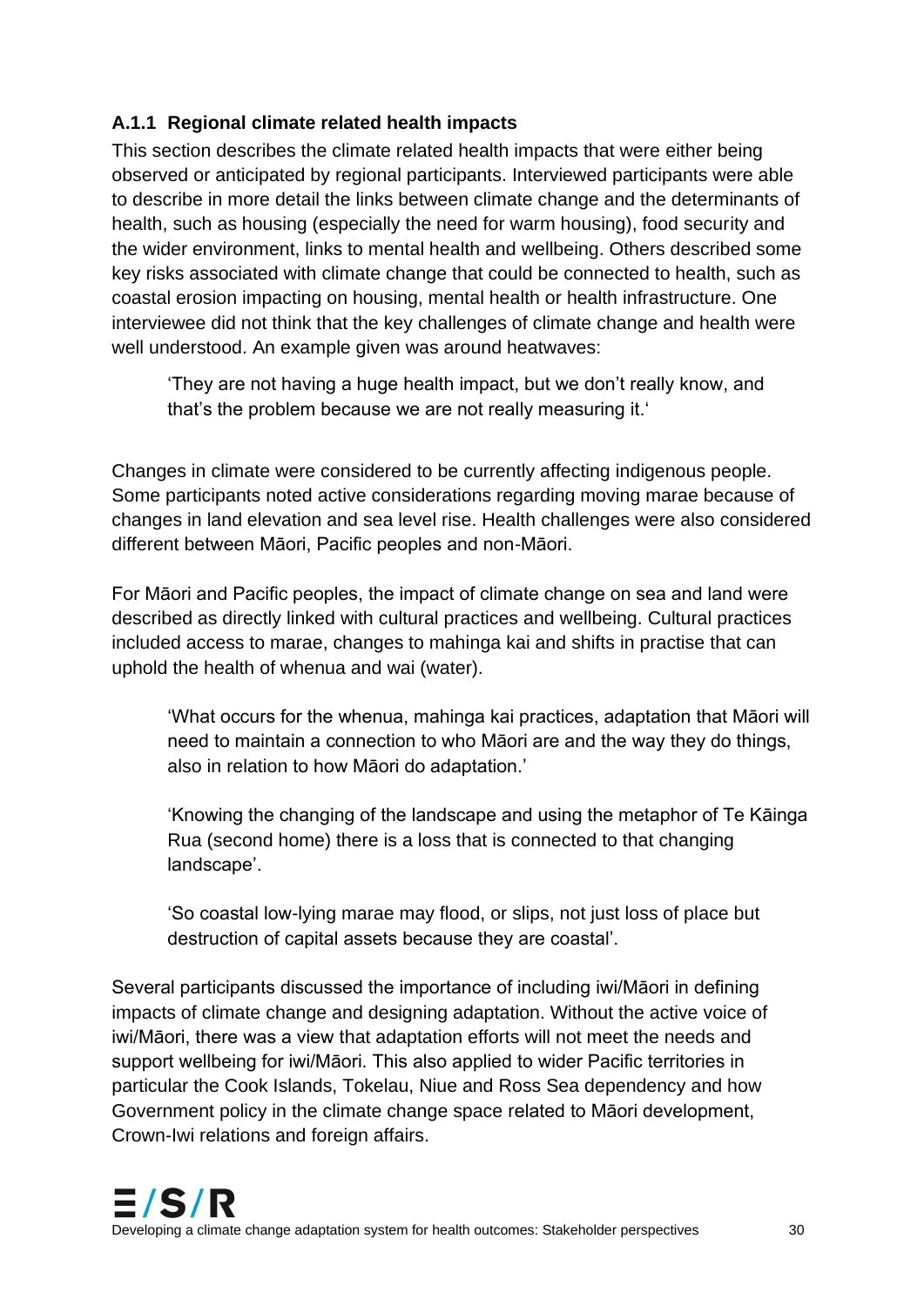### A.1.1 Regional climate related health impacts

This section describes the climate related health impacts that were either being observed or anticipated by regional participants. Interviewed participants were able to describe in more detail the links between climate change and the determinants of health, such as housing (especially the need for warm housing), food security and the wider environment, links to mental health and wellbeing. Others described some key risks associated with climate change that could be connected to health, such as coastal erosion impacting on housing, mental health or health infrastructure. One interviewee did not think that the key challenges of climate change and health were well understood. An example given was around heatwaves:

> 'They are not having a huge health impact, but we don't really know, and that's the problem because we are not really measuring it.'

Changes in climate were considered to be currently affecting indigenous people. Some participants noted active considerations regarding moving marae because of changes in land elevation and sea level rise. Health challenges were also considered different between Māori, Pacific peoples and non-Māori.

For Māori and Pacific peoples, the impact of climate change on sea and land were described as directly linked with cultural practices and wellbeing. Cultural practices included access to marae, changes to mahinga kai and shifts in practise that can uphold the health of whenua and wai (water).

> 'What occurs for the whenua, mahinga kai practices, adaptation that Māori will need to maintain a connection to who Māori are and the way they do things, also in relation to how Māori do adaptation.'

> 'Knowing the changing of the landscape and using the metaphor of Te Kāinga Rua (second home) there is a loss that is connected to that changing landscape'.

> 'So coastal low-lying marae may flood, or slips, not just loss of place but destruction of capital assets because they are coastal'.

Several participants discussed the importance of including iwi/Māori in defining impacts of climate change and designing adaptation. Without the active voice of iwi/Māori, there was a view that adaptation efforts will not meet the needs and support wellbeing for iwi/Māori. This also applied to wider Pacific territories in particular the Cook Islands, Tokelau, Niue and Ross Sea dependency and how Government policy in the climate change space related to Māori development, Crown-Iwi relations and foreign affairs.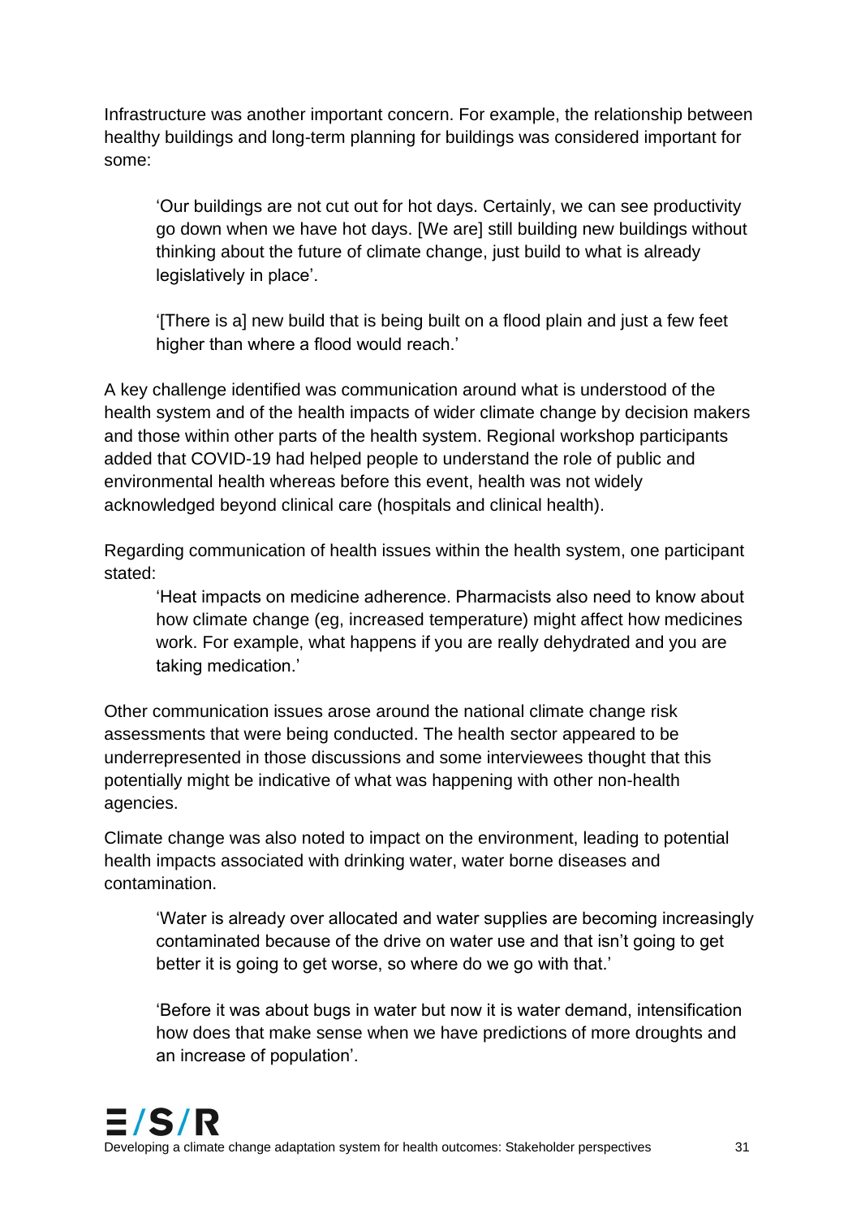Infrastructure was another important concern. For example, the relationship between healthy buildings and long-term planning for buildings was considered important for some:

> 'Our buildings are not cut out for hot days. Certainly, we can see productivity go down when we have hot days. [We are] still building new buildings without thinking about the future of climate change, just build to what is already legislatively in place'.

> '[There is a] new build that is being built on a flood plain and just a few feet higher than where a flood would reach.'

A key challenge identified was communication around what is understood of the health system and of the health impacts of wider climate change by decision makers and those within other parts of the health system. Regional workshop participants added that COVID-19 had helped people to understand the role of public and environmental health whereas before this event, health was not widely acknowledged beyond clinical care (hospitals and clinical health).

Regarding communication of health issues within the health system, one participant stated:

> 'Heat impacts on medicine adherence. Pharmacists also need to know about how climate change (eg, increased temperature) might affect how medicines work. For example, what happens if you are really dehydrated and you are taking medication.'

Other communication issues arose around the national climate change risk assessments that were being conducted. The health sector appeared to be underrepresented in those discussions and some interviewees thought that this potentially might be indicative of what was happening with other non-health agencies.

Climate change was also noted to impact on the environment, leading to potential health impacts associated with drinking water, water borne diseases and contamination.

> 'Water is already over allocated and water supplies are becoming increasingly contaminated because of the drive on water use and that isn't going to get better it is going to get worse, so where do we go with that.'

> 'Before it was about bugs in water but now it is water demand, intensification how does that make sense when we have predictions of more droughts and an increase of population'.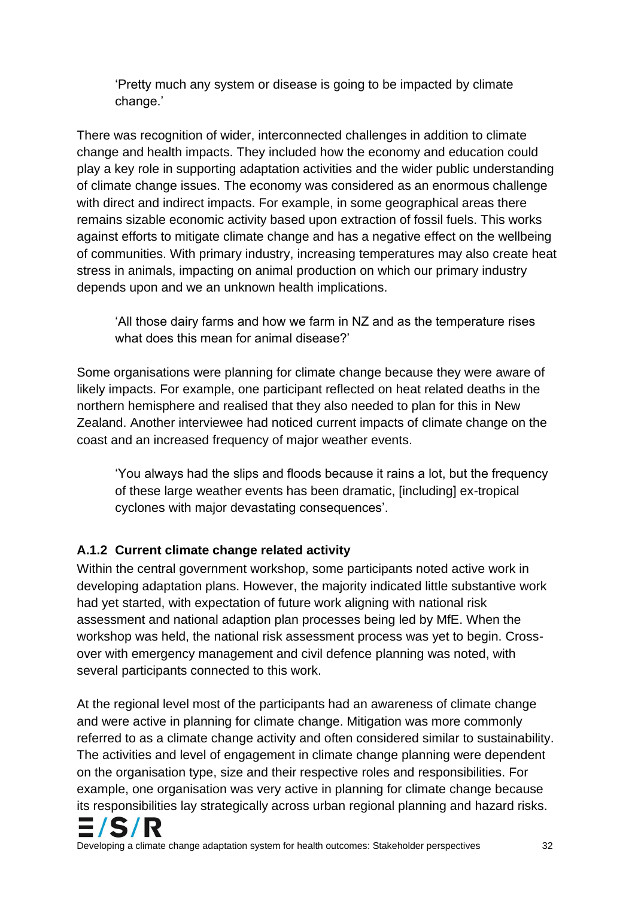> 'Pretty much any system or disease is going to be impacted by climate change.'

There was recognition of wider, interconnected challenges in addition to climate change and health impacts. They included how the economy and education could play a key role in supporting adaptation activities and the wider public understanding of climate change issues. The economy was considered as an enormous challenge with direct and indirect impacts. For example, in some geographical areas there remains sizable economic activity based upon extraction of fossil fuels. This works against efforts to mitigate climate change and has a negative effect on the wellbeing of communities. With primary industry, increasing temperatures may also create heat stress in animals, impacting on animal production on which our primary industry depends upon and we an unknown health implications.

> 'All those dairy farms and how we farm in NZ and as the temperature rises what does this mean for animal disease?'

Some organisations were planning for climate change because they were aware of likely impacts. For example, one participant reflected on heat related deaths in the northern hemisphere and realised that they also needed to plan for this in New Zealand. Another interviewee had noticed current impacts of climate change on the coast and an increased frequency of major weather events.

> 'You always had the slips and floods because it rains a lot, but the frequency of these large weather events has been dramatic, [including] ex-tropical cyclones with major devastating consequences'.

### A.1.2 Current climate change related activity

Within the central government workshop, some participants noted active work in developing adaptation plans. However, the majority indicated little substantive work had yet started, with expectation of future work aligning with national risk assessment and national adaption plan processes being led by MfE. When the workshop was held, the national risk assessment process was yet to begin. Cross-over with emergency management and civil defence planning was noted, with several participants connected to this work.

At the regional level most of the participants had an awareness of climate change and were active in planning for climate change. Mitigation was more commonly referred to as a climate change activity and often considered similar to sustainability. The activities and level of engagement in climate change planning were dependent on the organisation type, size and their respective roles and responsibilities. For example, one organisation was very active in planning for climate change because its responsibilities lay strategically across urban regional planning and hazard risks.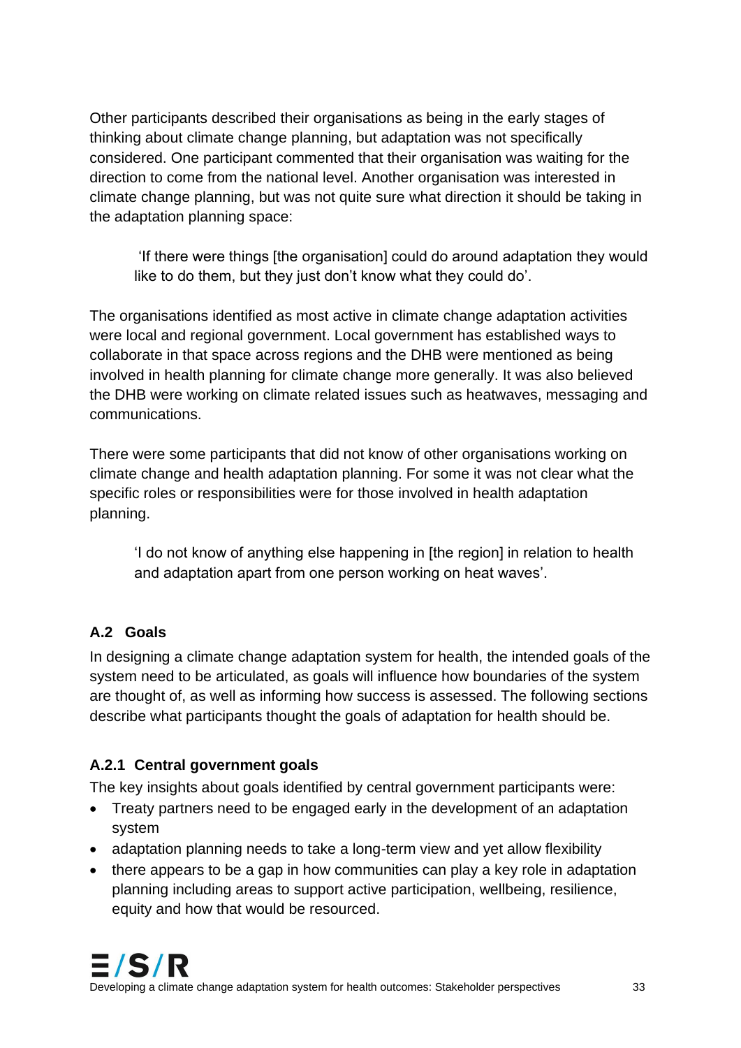Other participants described their organisations as being in the early stages of thinking about climate change planning, but adaptation was not specifically considered. One participant commented that their organisation was waiting for the direction to come from the national level. Another organisation was interested in climate change planning, but was not quite sure what direction it should be taking in the adaptation planning space:

> 'If there were things [the organisation] could do around adaptation they would like to do them, but they just don't know what they could do'.

The organisations identified as most active in climate change adaptation activities were local and regional government. Local government has established ways to collaborate in that space across regions and the DHB were mentioned as being involved in health planning for climate change more generally. It was also believed the DHB were working on climate related issues such as heatwaves, messaging and communications.

There were some participants that did not know of other organisations working on climate change and health adaptation planning. For some it was not clear what the specific roles or responsibilities were for those involved in health adaptation planning.

> 'I do not know of anything else happening in [the region] in relation to health and adaptation apart from one person working on heat waves'.

### A.2 Goals

In designing a climate change adaptation system for health, the intended goals of the system need to be articulated, as goals will influence how boundaries of the system are thought of, as well as informing how success is assessed. The following sections describe what participants thought the goals of adaptation for health should be.

#### A.2.1 Central government goals

The key insights about goals identified by central government participants were:

- Treaty partners need to be engaged early in the development of an adaptation system
- adaptation planning needs to take a long-term view and yet allow flexibility
- there appears to be a gap in how communities can play a key role in adaptation planning including areas to support active participation, wellbeing, resilience, equity and how that would be resourced.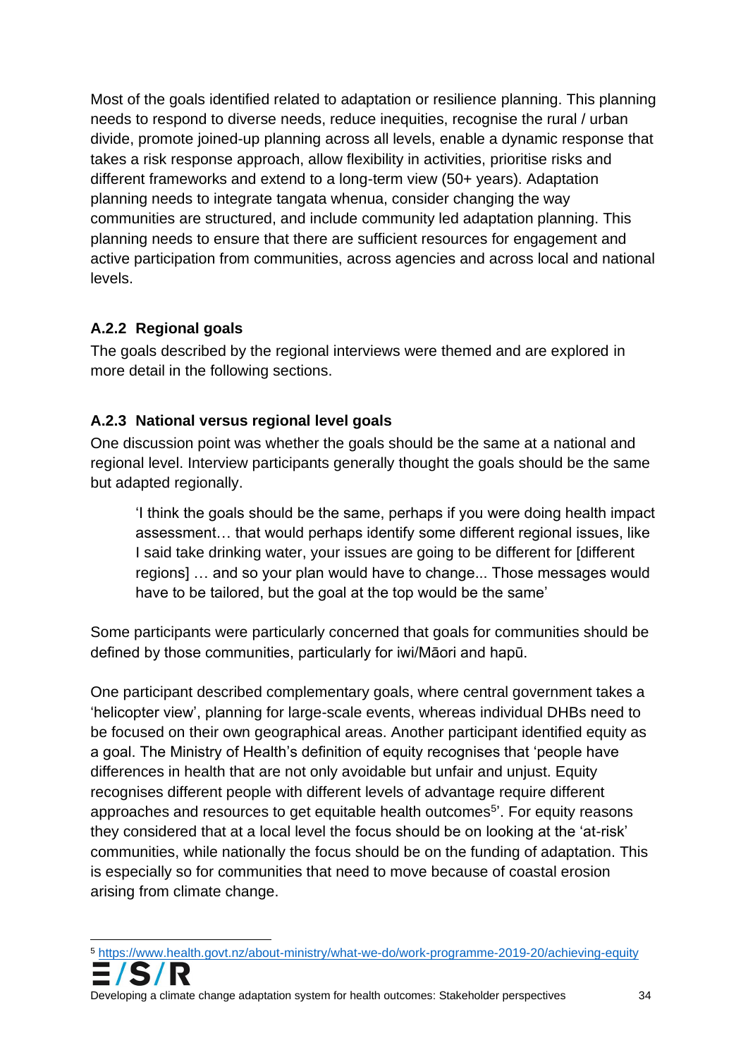Most of the goals identified related to adaptation or resilience planning. This planning needs to respond to diverse needs, reduce inequities, recognise the rural / urban divide, promote joined-up planning across all levels, enable a dynamic response that takes a risk response approach, allow flexibility in activities, prioritise risks and different frameworks and extend to a long-term view (50+ years). Adaptation planning needs to integrate tangata whenua, consider changing the way communities are structured, and include community led adaptation planning. This planning needs to ensure that there are sufficient resources for engagement and active participation from communities, across agencies and across local and national levels.

### A.2.2 Regional goals

The goals described by the regional interviews were themed and are explored in more detail in the following sections.

### A.2.3 National versus regional level goals

One discussion point was whether the goals should be the same at a national and regional level. Interview participants generally thought the goals should be the same but adapted regionally.

> 'I think the goals should be the same, perhaps if you were doing health impact assessment… that would perhaps identify some different regional issues, like I said take drinking water, your issues are going to be different for [different regions] … and so your plan would have to change... Those messages would have to be tailored, but the goal at the top would be the same'

Some participants were particularly concerned that goals for communities should be defined by those communities, particularly for iwi/Māori and hapū.

One participant described complementary goals, where central government takes a 'helicopter view', planning for large-scale events, whereas individual DHBs need to be focused on their own geographical areas. Another participant identified equity as a goal. The Ministry of Health's definition of equity recognises that 'people have differences in health that are not only avoidable but unfair and unjust. Equity recognises different people with different levels of advantage require different approaches and resources to get equitable health outcomes[5]'. For equity reasons they considered that at a local level the focus should be on looking at the 'at-risk' communities, while nationally the focus should be on the funding of adaptation. This is especially so for communities that need to move because of coastal erosion arising from climate change.

---

[5] https://www.health.govt.nz/about-ministry/what-we-do/work-programme-2019-20/achieving-equity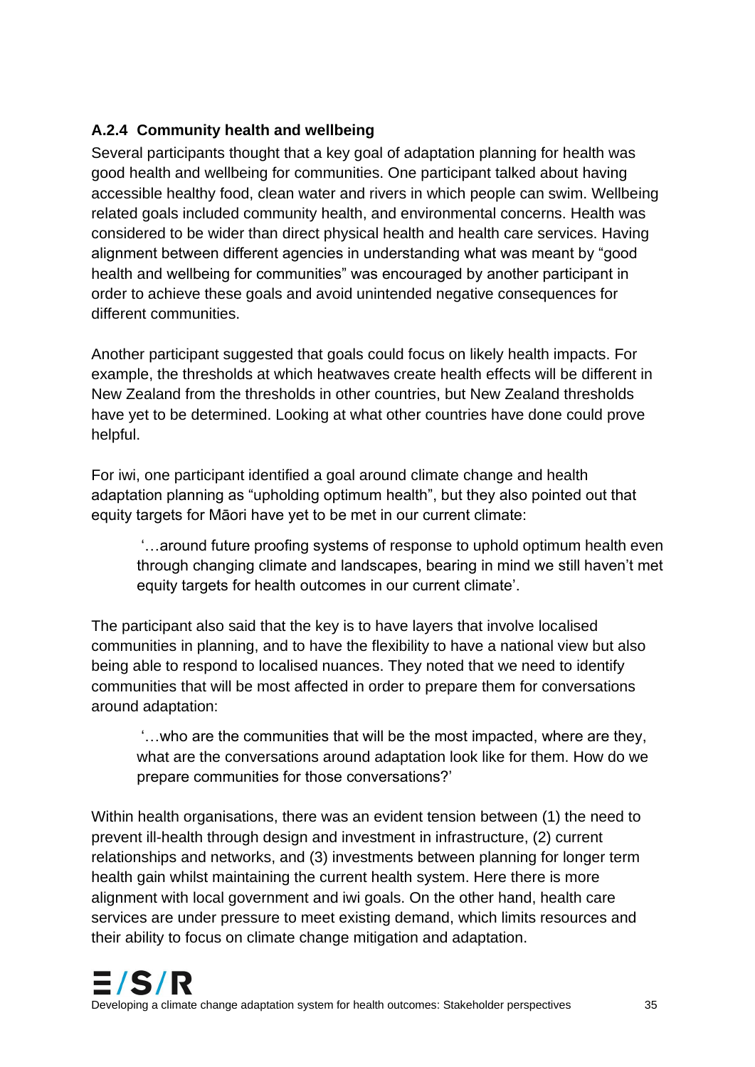### A.2.4 Community health and wellbeing

Several participants thought that a key goal of adaptation planning for health was good health and wellbeing for communities. One participant talked about having accessible healthy food, clean water and rivers in which people can swim. Wellbeing related goals included community health, and environmental concerns. Health was considered to be wider than direct physical health and health care services. Having alignment between different agencies in understanding what was meant by "good health and wellbeing for communities" was encouraged by another participant in order to achieve these goals and avoid unintended negative consequences for different communities.

Another participant suggested that goals could focus on likely health impacts. For example, the thresholds at which heatwaves create health effects will be different in New Zealand from the thresholds in other countries, but New Zealand thresholds have yet to be determined. Looking at what other countries have done could prove helpful.

For iwi, one participant identified a goal around climate change and health adaptation planning as "upholding optimum health", but they also pointed out that equity targets for Māori have yet to be met in our current climate:

> '…around future proofing systems of response to uphold optimum health even through changing climate and landscapes, bearing in mind we still haven't met equity targets for health outcomes in our current climate'.

The participant also said that the key is to have layers that involve localised communities in planning, and to have the flexibility to have a national view but also being able to respond to localised nuances. They noted that we need to identify communities that will be most affected in order to prepare them for conversations around adaptation:

> '…who are the communities that will be the most impacted, where are they, what are the conversations around adaptation look like for them. How do we prepare communities for those conversations?'

Within health organisations, there was an evident tension between (1) the need to prevent ill-health through design and investment in infrastructure, (2) current relationships and networks, and (3) investments between planning for longer term health gain whilst maintaining the current health system. Here there is more alignment with local government and iwi goals. On the other hand, health care services are under pressure to meet existing demand, which limits resources and their ability to focus on climate change mitigation and adaptation.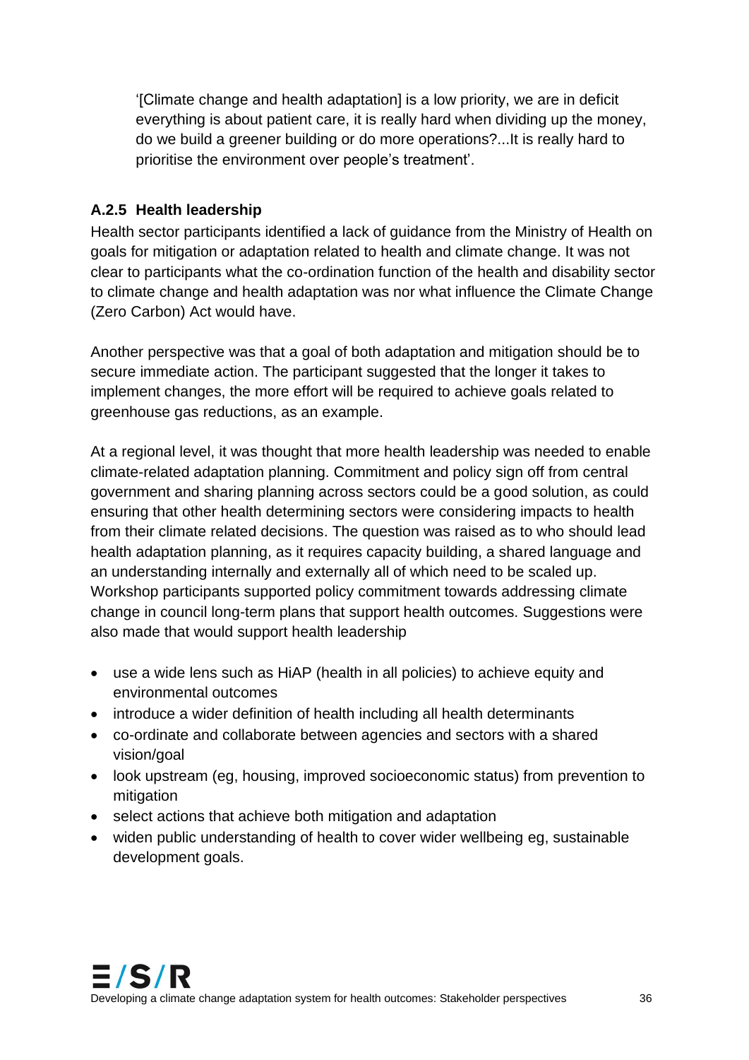'[Climate change and health adaptation] is a low priority, we are in deficit everything is about patient care, it is really hard when dividing up the money, do we build a greener building or do more operations?...It is really hard to prioritise the environment over people's treatment'.

### A.2.5 Health leadership

Health sector participants identified a lack of guidance from the Ministry of Health on goals for mitigation or adaptation related to health and climate change. It was not clear to participants what the co-ordination function of the health and disability sector to climate change and health adaptation was nor what influence the Climate Change (Zero Carbon) Act would have.

Another perspective was that a goal of both adaptation and mitigation should be to secure immediate action. The participant suggested that the longer it takes to implement changes, the more effort will be required to achieve goals related to greenhouse gas reductions, as an example.

At a regional level, it was thought that more health leadership was needed to enable climate-related adaptation planning. Commitment and policy sign off from central government and sharing planning across sectors could be a good solution, as could ensuring that other health determining sectors were considering impacts to health from their climate related decisions. The question was raised as to who should lead health adaptation planning, as it requires capacity building, a shared language and an understanding internally and externally all of which need to be scaled up. Workshop participants supported policy commitment towards addressing climate change in council long-term plans that support health outcomes. Suggestions were also made that would support health leadership

- use a wide lens such as HiAP (health in all policies) to achieve equity and environmental outcomes
- introduce a wider definition of health including all health determinants
- co-ordinate and collaborate between agencies and sectors with a shared vision/goal
- look upstream (eg, housing, improved socioeconomic status) from prevention to mitigation
- select actions that achieve both mitigation and adaptation
- widen public understanding of health to cover wider wellbeing eg, sustainable development goals.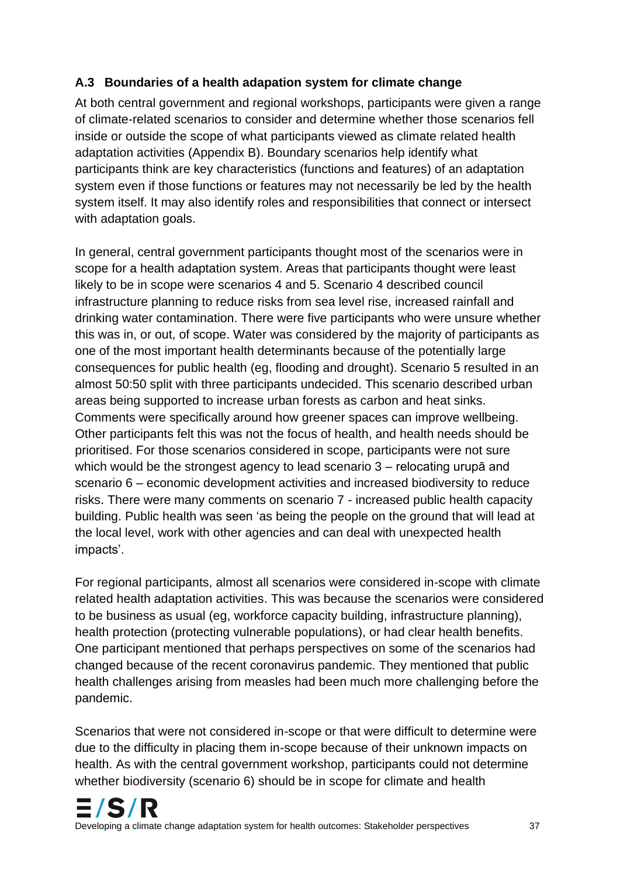### A.3 Boundaries of a health adapation system for climate change

At both central government and regional workshops, participants were given a range of climate-related scenarios to consider and determine whether those scenarios fell inside or outside the scope of what participants viewed as climate related health adaptation activities (Appendix B). Boundary scenarios help identify what participants think are key characteristics (functions and features) of an adaptation system even if those functions or features may not necessarily be led by the health system itself. It may also identify roles and responsibilities that connect or intersect with adaptation goals.

In general, central government participants thought most of the scenarios were in scope for a health adaptation system. Areas that participants thought were least likely to be in scope were scenarios 4 and 5. Scenario 4 described council infrastructure planning to reduce risks from sea level rise, increased rainfall and drinking water contamination. There were five participants who were unsure whether this was in, or out, of scope. Water was considered by the majority of participants as one of the most important health determinants because of the potentially large consequences for public health (eg, flooding and drought). Scenario 5 resulted in an almost 50:50 split with three participants undecided. This scenario described urban areas being supported to increase urban forests as carbon and heat sinks. Comments were specifically around how greener spaces can improve wellbeing. Other participants felt this was not the focus of health, and health needs should be prioritised. For those scenarios considered in scope, participants were not sure which would be the strongest agency to lead scenario 3 – relocating urupā and scenario 6 – economic development activities and increased biodiversity to reduce risks. There were many comments on scenario 7 - increased public health capacity building. Public health was seen 'as being the people on the ground that will lead at the local level, work with other agencies and can deal with unexpected health impacts'.

For regional participants, almost all scenarios were considered in-scope with climate related health adaptation activities. This was because the scenarios were considered to be business as usual (eg, workforce capacity building, infrastructure planning), health protection (protecting vulnerable populations), or had clear health benefits. One participant mentioned that perhaps perspectives on some of the scenarios had changed because of the recent coronavirus pandemic. They mentioned that public health challenges arising from measles had been much more challenging before the pandemic.

Scenarios that were not considered in-scope or that were difficult to determine were due to the difficulty in placing them in-scope because of their unknown impacts on health. As with the central government workshop, participants could not determine whether biodiversity (scenario 6) should be in scope for climate and health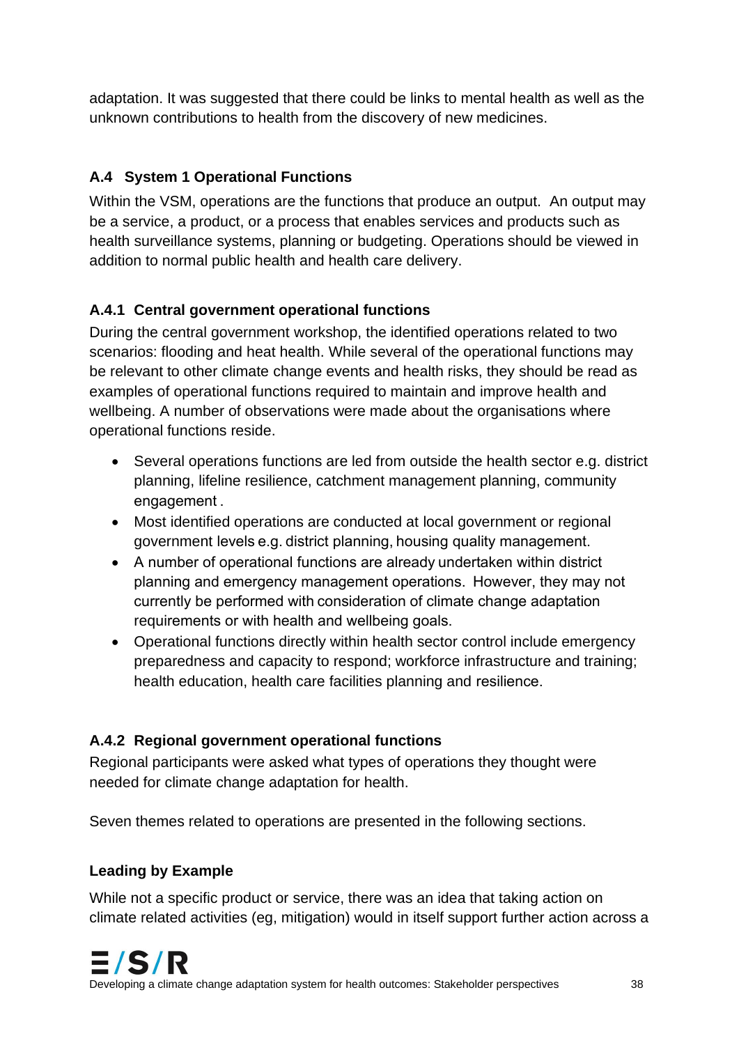adaptation. It was suggested that there could be links to mental health as well as the unknown contributions to health from the discovery of new medicines.

### A.4 System 1 Operational Functions

Within the VSM, operations are the functions that produce an output. An output may be a service, a product, or a process that enables services and products such as health surveillance systems, planning or budgeting. Operations should be viewed in addition to normal public health and health care delivery.

#### A.4.1 Central government operational functions

During the central government workshop, the identified operations related to two scenarios: flooding and heat health. While several of the operational functions may be relevant to other climate change events and health risks, they should be read as examples of operational functions required to maintain and improve health and wellbeing. A number of observations were made about the organisations where operational functions reside.

- Several operations functions are led from outside the health sector e.g. district planning, lifeline resilience, catchment management planning, community engagement .
- Most identified operations are conducted at local government or regional government levels e.g. district planning, housing quality management.
- A number of operational functions are already undertaken within district planning and emergency management operations. However, they may not currently be performed with consideration of climate change adaptation requirements or with health and wellbeing goals.
- Operational functions directly within health sector control include emergency preparedness and capacity to respond; workforce infrastructure and training; health education, health care facilities planning and resilience.

#### A.4.2 Regional government operational functions

Regional participants were asked what types of operations they thought were needed for climate change adaptation for health.

Seven themes related to operations are presented in the following sections.

**Leading by Example**

While not a specific product or service, there was an idea that taking action on climate related activities (eg, mitigation) would in itself support further action across a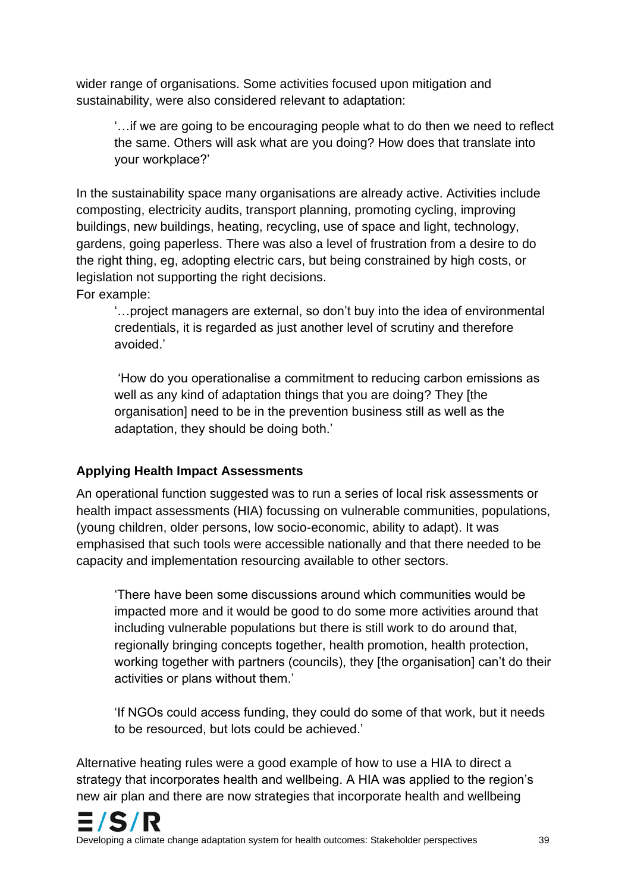wider range of organisations. Some activities focused upon mitigation and sustainability, were also considered relevant to adaptation:

> '…if we are going to be encouraging people what to do then we need to reflect the same. Others will ask what are you doing? How does that translate into your workplace?'

In the sustainability space many organisations are already active. Activities include composting, electricity audits, transport planning, promoting cycling, improving buildings, new buildings, heating, recycling, use of space and light, technology, gardens, going paperless. There was also a level of frustration from a desire to do the right thing, eg, adopting electric cars, but being constrained by high costs, or legislation not supporting the right decisions.
For example:

> '…project managers are external, so don't buy into the idea of environmental credentials, it is regarded as just another level of scrutiny and therefore avoided.'

> 'How do you operationalise a commitment to reducing carbon emissions as well as any kind of adaptation things that you are doing? They [the organisation] need to be in the prevention business still as well as the adaptation, they should be doing both.'

**Applying Health Impact Assessments**

An operational function suggested was to run a series of local risk assessments or health impact assessments (HIA) focussing on vulnerable communities, populations, (young children, older persons, low socio-economic, ability to adapt). It was emphasised that such tools were accessible nationally and that there needed to be capacity and implementation resourcing available to other sectors.

> 'There have been some discussions around which communities would be impacted more and it would be good to do some more activities around that including vulnerable populations but there is still work to do around that, regionally bringing concepts together, health promotion, health protection, working together with partners (councils), they [the organisation] can't do their activities or plans without them.'

> 'If NGOs could access funding, they could do some of that work, but it needs to be resourced, but lots could be achieved.'

Alternative heating rules were a good example of how to use a HIA to direct a strategy that incorporates health and wellbeing. A HIA was applied to the region's new air plan and there are now strategies that incorporate health and wellbeing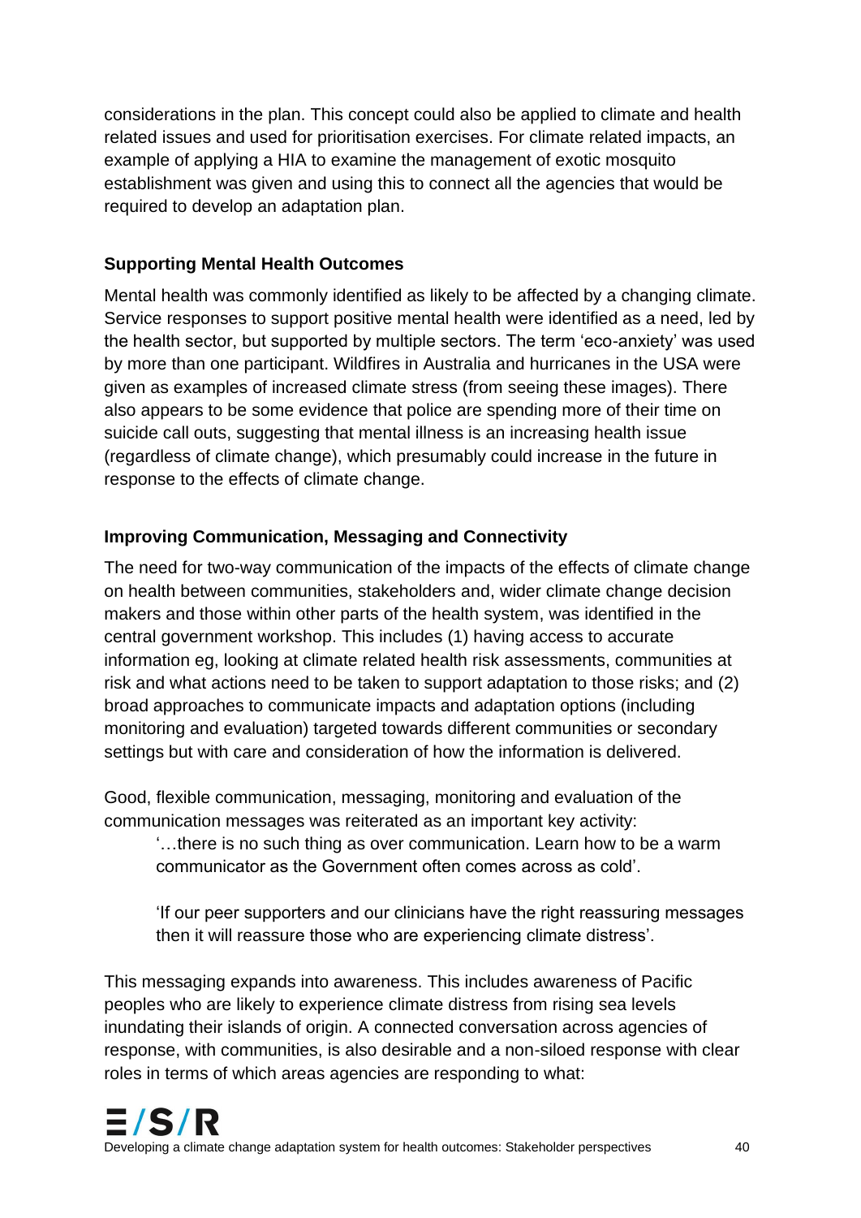considerations in the plan. This concept could also be applied to climate and health related issues and used for prioritisation exercises. For climate related impacts, an example of applying a HIA to examine the management of exotic mosquito establishment was given and using this to connect all the agencies that would be required to develop an adaptation plan.

### Supporting Mental Health Outcomes

Mental health was commonly identified as likely to be affected by a changing climate. Service responses to support positive mental health were identified as a need, led by the health sector, but supported by multiple sectors. The term 'eco-anxiety' was used by more than one participant. Wildfires in Australia and hurricanes in the USA were given as examples of increased climate stress (from seeing these images). There also appears to be some evidence that police are spending more of their time on suicide call outs, suggesting that mental illness is an increasing health issue (regardless of climate change), which presumably could increase in the future in response to the effects of climate change.

### Improving Communication, Messaging and Connectivity

The need for two-way communication of the impacts of the effects of climate change on health between communities, stakeholders and, wider climate change decision makers and those within other parts of the health system, was identified in the central government workshop. This includes (1) having access to accurate information eg, looking at climate related health risk assessments, communities at risk and what actions need to be taken to support adaptation to those risks; and (2) broad approaches to communicate impacts and adaptation options (including monitoring and evaluation) targeted towards different communities or secondary settings but with care and consideration of how the information is delivered.

Good, flexible communication, messaging, monitoring and evaluation of the communication messages was reiterated as an important key activity:

> '…there is no such thing as over communication. Learn how to be a warm communicator as the Government often comes across as cold'.
>
> 'If our peer supporters and our clinicians have the right reassuring messages then it will reassure those who are experiencing climate distress'.

This messaging expands into awareness. This includes awareness of Pacific peoples who are likely to experience climate distress from rising sea levels inundating their islands of origin. A connected conversation across agencies of response, with communities, is also desirable and a non-siloed response with clear roles in terms of which areas agencies are responding to what: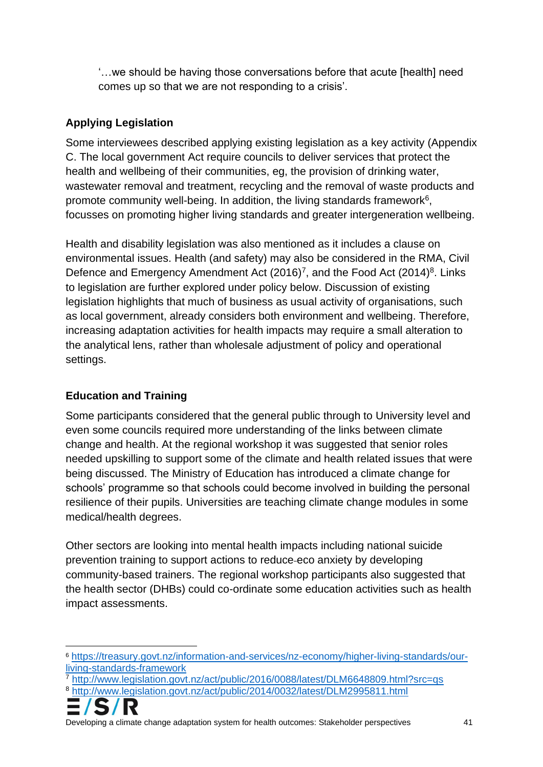'…we should be having those conversations before that acute [health] need comes up so that we are not responding to a crisis'.

### Applying Legislation

Some interviewees described applying existing legislation as a key activity (Appendix C. The local government Act require councils to deliver services that protect the health and wellbeing of their communities, eg, the provision of drinking water, wastewater removal and treatment, recycling and the removal of waste products and promote community well-being. In addition, the living standards framework[6], focusses on promoting higher living standards and greater intergeneration wellbeing.

Health and disability legislation was also mentioned as it includes a clause on environmental issues. Health (and safety) may also be considered in the RMA, Civil Defence and Emergency Amendment Act (2016)[7], and the Food Act (2014)[8]. Links to legislation are further explored under policy below. Discussion of existing legislation highlights that much of business as usual activity of organisations, such as local government, already considers both environment and wellbeing. Therefore, increasing adaptation activities for health impacts may require a small alteration to the analytical lens, rather than wholesale adjustment of policy and operational settings.

### Education and Training

Some participants considered that the general public through to University level and even some councils required more understanding of the links between climate change and health. At the regional workshop it was suggested that senior roles needed upskilling to support some of the climate and health related issues that were being discussed. The Ministry of Education has introduced a climate change for schools' programme so that schools could become involved in building the personal resilience of their pupils. Universities are teaching climate change modules in some medical/health degrees.

Other sectors are looking into mental health impacts including national suicide prevention training to support actions to reduce eco anxiety by developing community-based trainers. The regional workshop participants also suggested that the health sector (DHBs) could co-ordinate some education activities such as health impact assessments.

---

[6] https://treasury.govt.nz/information-and-services/nz-economy/higher-living-standards/our-living-standards-framework

[7] http://www.legislation.govt.nz/act/public/2016/0088/latest/DLM6648809.html?src=qs

[8] http://www.legislation.govt.nz/act/public/2014/0032/latest/DLM2995811.html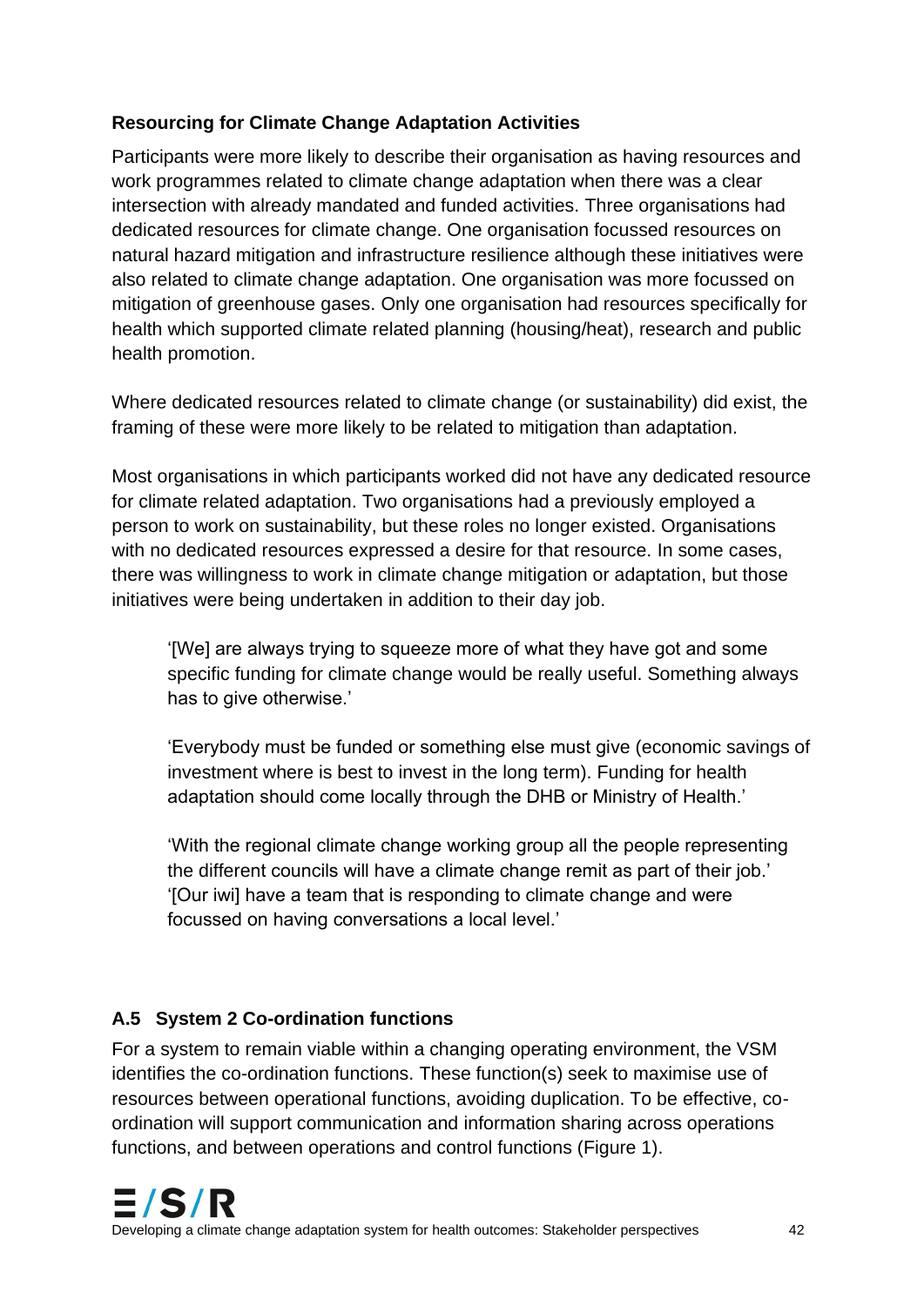### Resourcing for Climate Change Adaptation Activities

Participants were more likely to describe their organisation as having resources and work programmes related to climate change adaptation when there was a clear intersection with already mandated and funded activities. Three organisations had dedicated resources for climate change. One organisation focussed resources on natural hazard mitigation and infrastructure resilience although these initiatives were also related to climate change adaptation. One organisation was more focussed on mitigation of greenhouse gases. Only one organisation had resources specifically for health which supported climate related planning (housing/heat), research and public health promotion.

Where dedicated resources related to climate change (or sustainability) did exist, the framing of these were more likely to be related to mitigation than adaptation.

Most organisations in which participants worked did not have any dedicated resource for climate related adaptation. Two organisations had a previously employed a person to work on sustainability, but these roles no longer existed. Organisations with no dedicated resources expressed a desire for that resource. In some cases, there was willingness to work in climate change mitigation or adaptation, but those initiatives were being undertaken in addition to their day job.

> '[We] are always trying to squeeze more of what they have got and some specific funding for climate change would be really useful. Something always has to give otherwise.'
>
> 'Everybody must be funded or something else must give (economic savings of investment where is best to invest in the long term). Funding for health adaptation should come locally through the DHB or Ministry of Health.'
>
> 'With the regional climate change working group all the people representing the different councils will have a climate change remit as part of their job.' '[Our iwi] have a team that is responding to climate change and were focussed on having conversations a local level.'

## A.5 System 2 Co-ordination functions

For a system to remain viable within a changing operating environment, the VSM identifies the co-ordination functions. These function(s) seek to maximise use of resources between operational functions, avoiding duplication. To be effective, co-ordination will support communication and information sharing across operations functions, and between operations and control functions (Figure 1).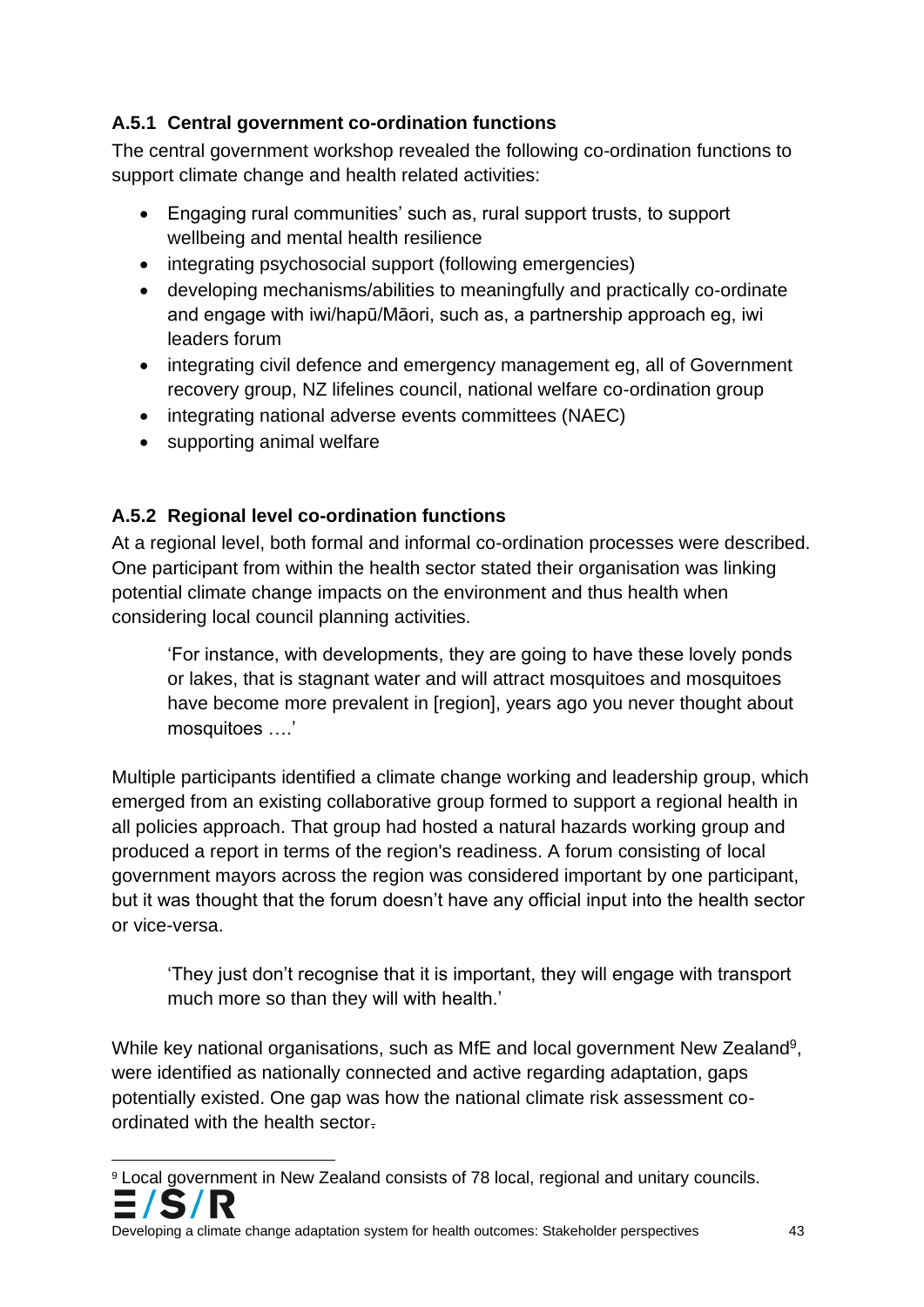### A.5.1 Central government co-ordination functions

The central government workshop revealed the following co-ordination functions to support climate change and health related activities:

- Engaging rural communities' such as, rural support trusts, to support wellbeing and mental health resilience
- integrating psychosocial support (following emergencies)
- developing mechanisms/abilities to meaningfully and practically co-ordinate and engage with iwi/hapū/Māori, such as, a partnership approach eg, iwi leaders forum
- integrating civil defence and emergency management eg, all of Government recovery group, NZ lifelines council, national welfare co-ordination group
- integrating national adverse events committees (NAEC)
- supporting animal welfare

### A.5.2 Regional level co-ordination functions

At a regional level, both formal and informal co-ordination processes were described. One participant from within the health sector stated their organisation was linking potential climate change impacts on the environment and thus health when considering local council planning activities.

> 'For instance, with developments, they are going to have these lovely ponds or lakes, that is stagnant water and will attract mosquitoes and mosquitoes have become more prevalent in [region], years ago you never thought about mosquitoes ….'

Multiple participants identified a climate change working and leadership group, which emerged from an existing collaborative group formed to support a regional health in all policies approach. That group had hosted a natural hazards working group and produced a report in terms of the region's readiness. A forum consisting of local government mayors across the region was considered important by one participant, but it was thought that the forum doesn't have any official input into the health sector or vice-versa.

> 'They just don't recognise that it is important, they will engage with transport much more so than they will with health.'

While key national organisations, such as MfE and local government New Zealand[9], were identified as nationally connected and active regarding adaptation, gaps potentially existed. One gap was how the national climate risk assessment co-ordinated with the health sector.

[9] Local government in New Zealand consists of 78 local, regional and unitary councils.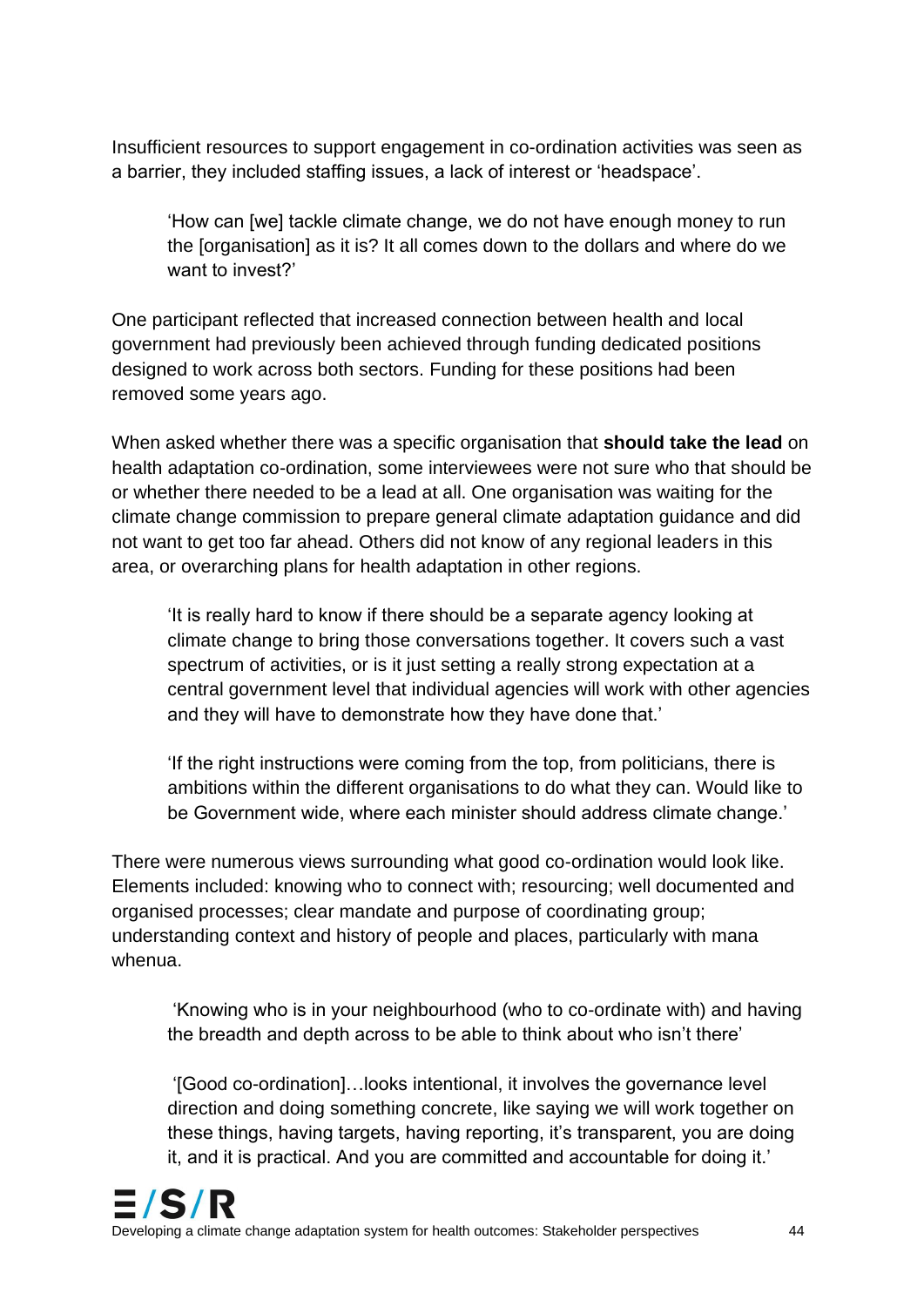Insufficient resources to support engagement in co-ordination activities was seen as a barrier, they included staffing issues, a lack of interest or 'headspace'.

> 'How can [we] tackle climate change, we do not have enough money to run the [organisation] as it is? It all comes down to the dollars and where do we want to invest?'

One participant reflected that increased connection between health and local government had previously been achieved through funding dedicated positions designed to work across both sectors. Funding for these positions had been removed some years ago.

When asked whether there was a specific organisation that **should take the lead** on health adaptation co-ordination, some interviewees were not sure who that should be or whether there needed to be a lead at all. One organisation was waiting for the climate change commission to prepare general climate adaptation guidance and did not want to get too far ahead. Others did not know of any regional leaders in this area, or overarching plans for health adaptation in other regions.

> 'It is really hard to know if there should be a separate agency looking at climate change to bring those conversations together. It covers such a vast spectrum of activities, or is it just setting a really strong expectation at a central government level that individual agencies will work with other agencies and they will have to demonstrate how they have done that.'

> 'If the right instructions were coming from the top, from politicians, there is ambitions within the different organisations to do what they can. Would like to be Government wide, where each minister should address climate change.'

There were numerous views surrounding what good co-ordination would look like. Elements included: knowing who to connect with; resourcing; well documented and organised processes; clear mandate and purpose of coordinating group; understanding context and history of people and places, particularly with mana whenua.

> 'Knowing who is in your neighbourhood (who to co-ordinate with) and having the breadth and depth across to be able to think about who isn't there'

> '[Good co-ordination]…looks intentional, it involves the governance level direction and doing something concrete, like saying we will work together on these things, having targets, having reporting, it's transparent, you are doing it, and it is practical. And you are committed and accountable for doing it.'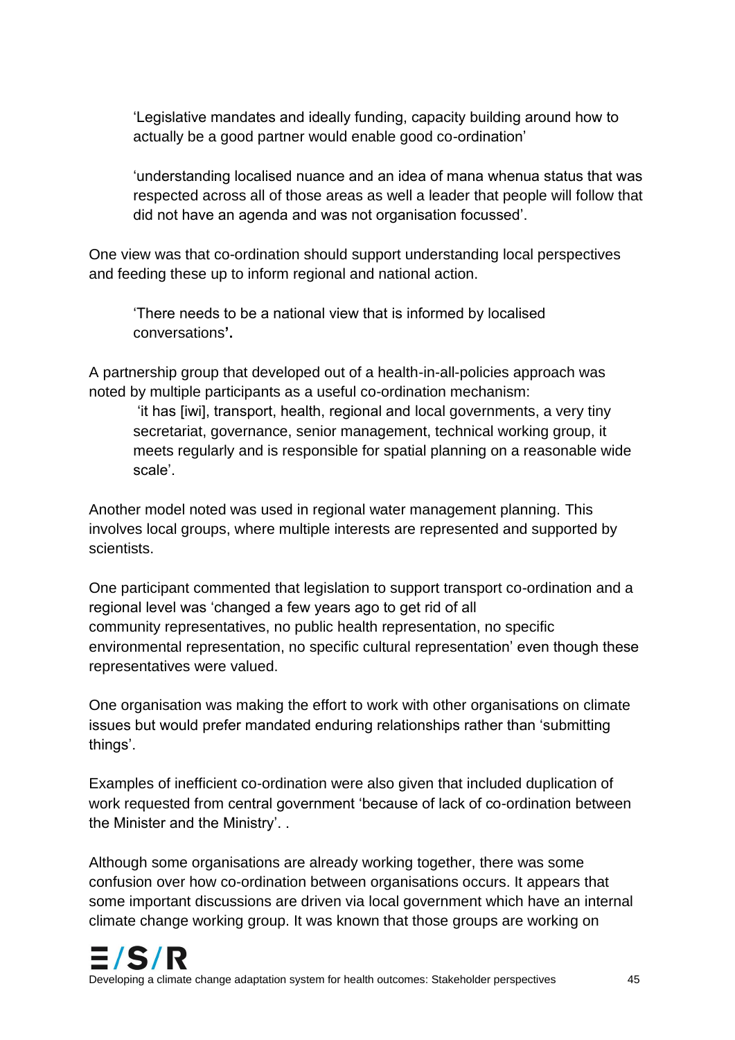> 'Legislative mandates and ideally funding, capacity building around how to actually be a good partner would enable good co-ordination'

> 'understanding localised nuance and an idea of mana whenua status that was respected across all of those areas as well a leader that people will follow that did not have an agenda and was not organisation focussed'.

One view was that co-ordination should support understanding local perspectives and feeding these up to inform regional and national action.

> 'There needs to be a national view that is informed by localised conversations**'.**

A partnership group that developed out of a health-in-all-policies approach was noted by multiple participants as a useful co-ordination mechanism:

> 'it has [iwi], transport, health, regional and local governments, a very tiny secretariat, governance, senior management, technical working group, it meets regularly and is responsible for spatial planning on a reasonable wide scale'.

Another model noted was used in regional water management planning. This involves local groups, where multiple interests are represented and supported by scientists.

One participant commented that legislation to support transport co-ordination and a regional level was 'changed a few years ago to get rid of all community representatives, no public health representation, no specific environmental representation, no specific cultural representation' even though these representatives were valued.

One organisation was making the effort to work with other organisations on climate issues but would prefer mandated enduring relationships rather than 'submitting things'.

Examples of inefficient co-ordination were also given that included duplication of work requested from central government 'because of lack of co-ordination between the Minister and the Ministry'. .

Although some organisations are already working together, there was some confusion over how co-ordination between organisations occurs. It appears that some important discussions are driven via local government which have an internal climate change working group. It was known that those groups are working on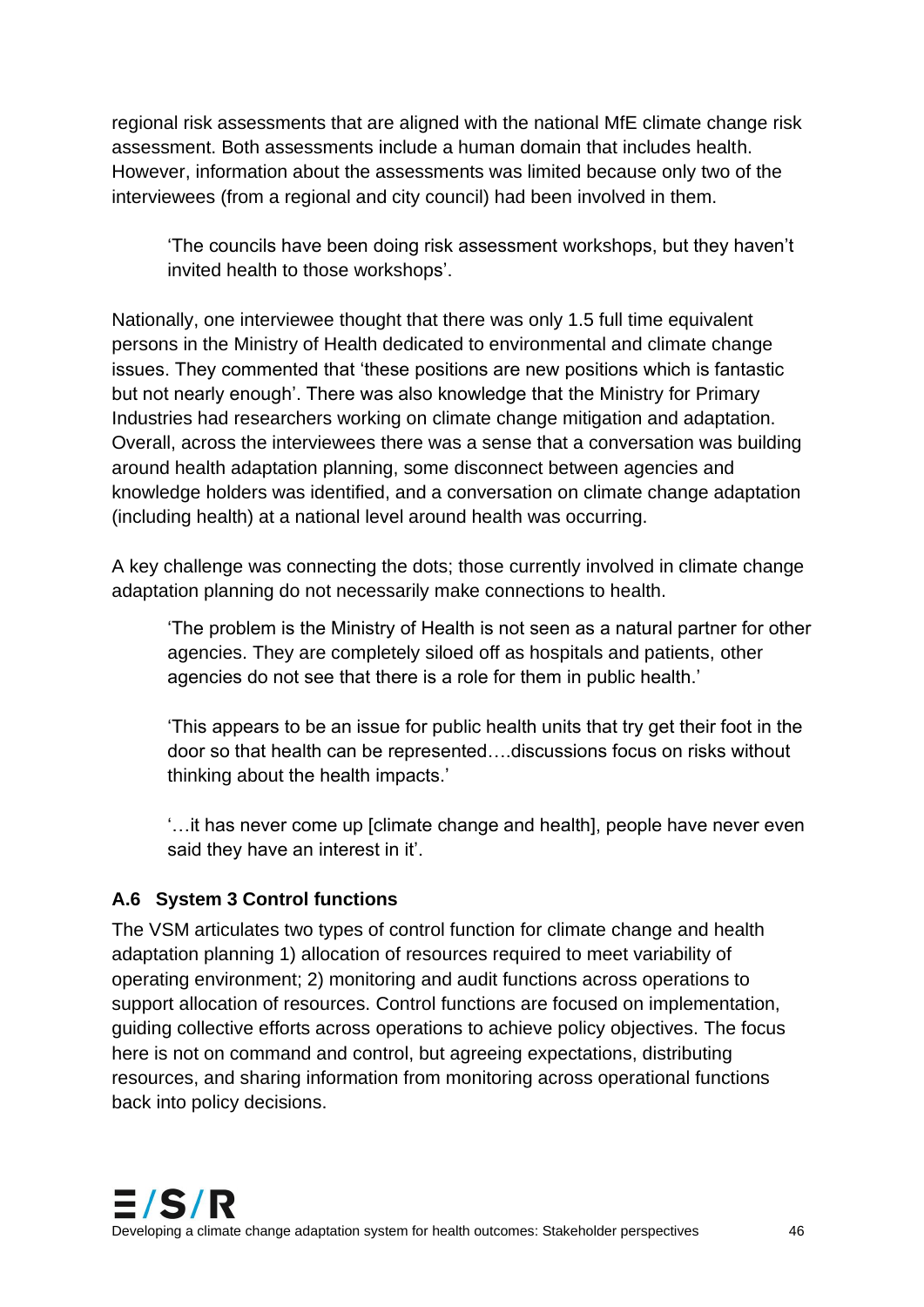regional risk assessments that are aligned with the national MfE climate change risk assessment. Both assessments include a human domain that includes health. However, information about the assessments was limited because only two of the interviewees (from a regional and city council) had been involved in them.

> 'The councils have been doing risk assessment workshops, but they haven't invited health to those workshops'.

Nationally, one interviewee thought that there was only 1.5 full time equivalent persons in the Ministry of Health dedicated to environmental and climate change issues. They commented that 'these positions are new positions which is fantastic but not nearly enough'. There was also knowledge that the Ministry for Primary Industries had researchers working on climate change mitigation and adaptation. Overall, across the interviewees there was a sense that a conversation was building around health adaptation planning, some disconnect between agencies and knowledge holders was identified, and a conversation on climate change adaptation (including health) at a national level around health was occurring.

A key challenge was connecting the dots; those currently involved in climate change adaptation planning do not necessarily make connections to health.

> 'The problem is the Ministry of Health is not seen as a natural partner for other agencies. They are completely siloed off as hospitals and patients, other agencies do not see that there is a role for them in public health.'

> 'This appears to be an issue for public health units that try get their foot in the door so that health can be represented….discussions focus on risks without thinking about the health impacts.'

> '…it has never come up [climate change and health], people have never even said they have an interest in it'.

### A.6 System 3 Control functions

The VSM articulates two types of control function for climate change and health adaptation planning 1) allocation of resources required to meet variability of operating environment; 2) monitoring and audit functions across operations to support allocation of resources. Control functions are focused on implementation, guiding collective efforts across operations to achieve policy objectives. The focus here is not on command and control, but agreeing expectations, distributing resources, and sharing information from monitoring across operational functions back into policy decisions.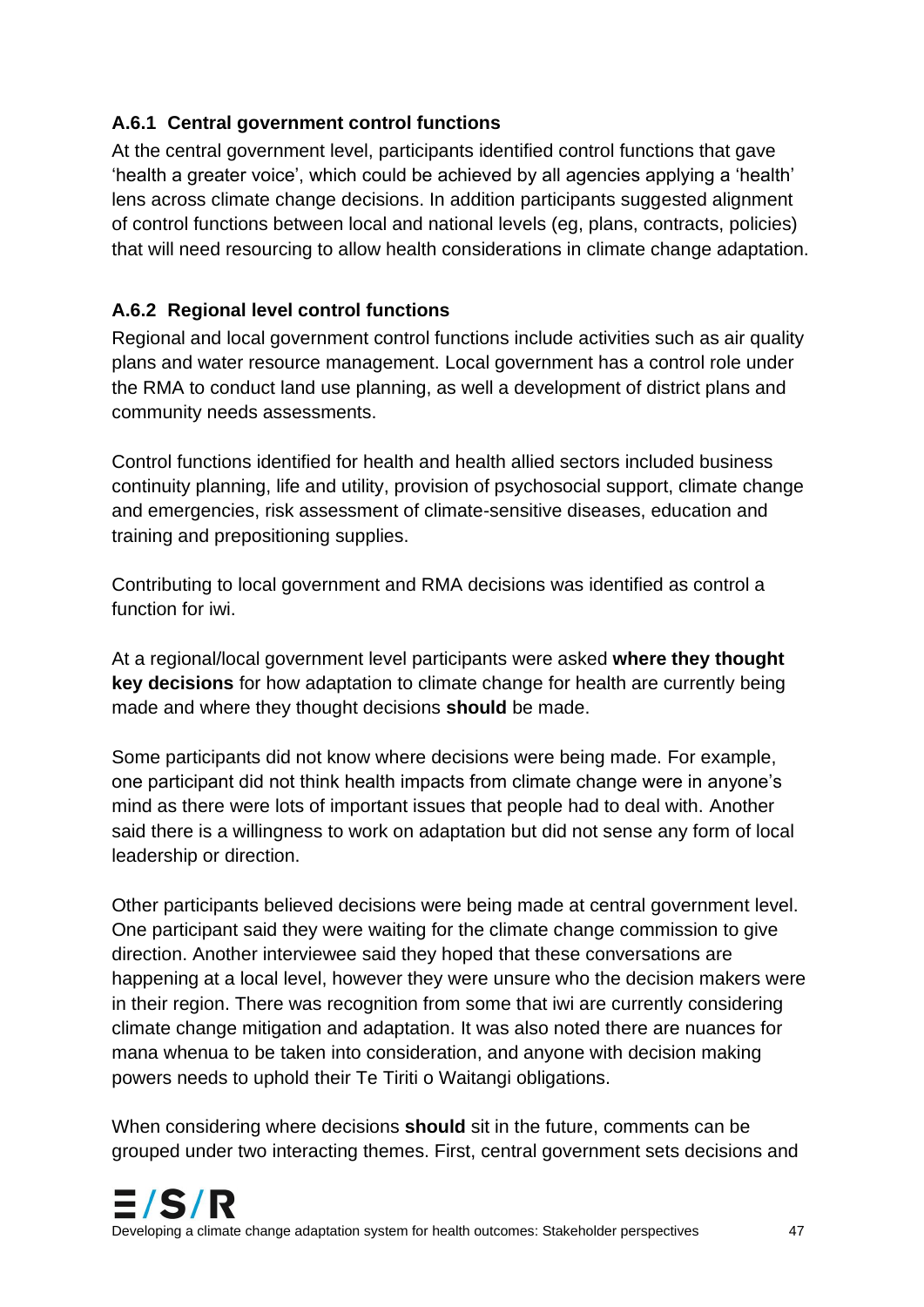### A.6.1 Central government control functions

At the central government level, participants identified control functions that gave 'health a greater voice', which could be achieved by all agencies applying a 'health' lens across climate change decisions. In addition participants suggested alignment of control functions between local and national levels (eg, plans, contracts, policies) that will need resourcing to allow health considerations in climate change adaptation.

### A.6.2 Regional level control functions

Regional and local government control functions include activities such as air quality plans and water resource management. Local government has a control role under the RMA to conduct land use planning, as well a development of district plans and community needs assessments.

Control functions identified for health and health allied sectors included business continuity planning, life and utility, provision of psychosocial support, climate change and emergencies, risk assessment of climate-sensitive diseases, education and training and prepositioning supplies.

Contributing to local government and RMA decisions was identified as control a function for iwi.

At a regional/local government level participants were asked **where they thought key decisions** for how adaptation to climate change for health are currently being made and where they thought decisions **should** be made.

Some participants did not know where decisions were being made. For example, one participant did not think health impacts from climate change were in anyone's mind as there were lots of important issues that people had to deal with. Another said there is a willingness to work on adaptation but did not sense any form of local leadership or direction.

Other participants believed decisions were being made at central government level. One participant said they were waiting for the climate change commission to give direction. Another interviewee said they hoped that these conversations are happening at a local level, however they were unsure who the decision makers were in their region. There was recognition from some that iwi are currently considering climate change mitigation and adaptation. It was also noted there are nuances for mana whenua to be taken into consideration, and anyone with decision making powers needs to uphold their Te Tiriti o Waitangi obligations.

When considering where decisions **should** sit in the future, comments can be grouped under two interacting themes. First, central government sets decisions and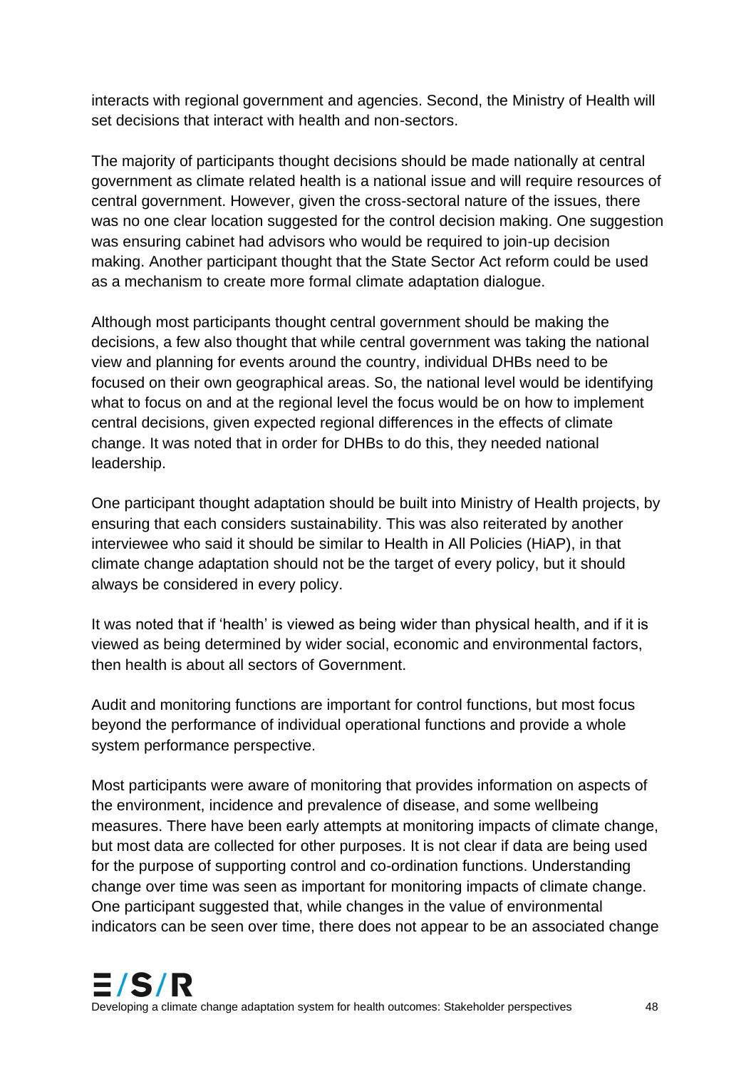interacts with regional government and agencies. Second, the Ministry of Health will set decisions that interact with health and non-sectors.

The majority of participants thought decisions should be made nationally at central government as climate related health is a national issue and will require resources of central government. However, given the cross-sectoral nature of the issues, there was no one clear location suggested for the control decision making. One suggestion was ensuring cabinet had advisors who would be required to join-up decision making. Another participant thought that the State Sector Act reform could be used as a mechanism to create more formal climate adaptation dialogue.

Although most participants thought central government should be making the decisions, a few also thought that while central government was taking the national view and planning for events around the country, individual DHBs need to be focused on their own geographical areas. So, the national level would be identifying what to focus on and at the regional level the focus would be on how to implement central decisions, given expected regional differences in the effects of climate change. It was noted that in order for DHBs to do this, they needed national leadership.

One participant thought adaptation should be built into Ministry of Health projects, by ensuring that each considers sustainability. This was also reiterated by another interviewee who said it should be similar to Health in All Policies (HiAP), in that climate change adaptation should not be the target of every policy, but it should always be considered in every policy.

It was noted that if 'health' is viewed as being wider than physical health, and if it is viewed as being determined by wider social, economic and environmental factors, then health is about all sectors of Government.

Audit and monitoring functions are important for control functions, but most focus beyond the performance of individual operational functions and provide a whole system performance perspective.

Most participants were aware of monitoring that provides information on aspects of the environment, incidence and prevalence of disease, and some wellbeing measures. There have been early attempts at monitoring impacts of climate change, but most data are collected for other purposes. It is not clear if data are being used for the purpose of supporting control and co-ordination functions. Understanding change over time was seen as important for monitoring impacts of climate change. One participant suggested that, while changes in the value of environmental indicators can be seen over time, there does not appear to be an associated change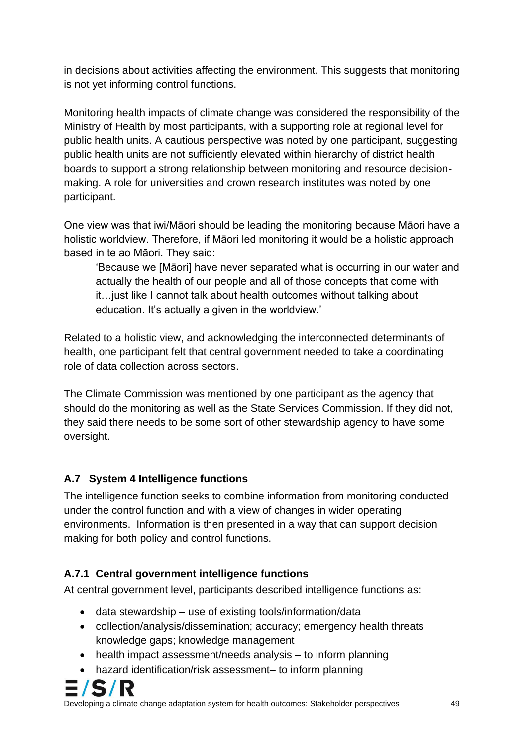in decisions about activities affecting the environment. This suggests that monitoring is not yet informing control functions.

Monitoring health impacts of climate change was considered the responsibility of the Ministry of Health by most participants, with a supporting role at regional level for public health units. A cautious perspective was noted by one participant, suggesting public health units are not sufficiently elevated within hierarchy of district health boards to support a strong relationship between monitoring and resource decision-making. A role for universities and crown research institutes was noted by one participant.

One view was that iwi/Māori should be leading the monitoring because Māori have a holistic worldview. Therefore, if Māori led monitoring it would be a holistic approach based in te ao Māori. They said:

> 'Because we [Māori] have never separated what is occurring in our water and actually the health of our people and all of those concepts that come with it…just like I cannot talk about health outcomes without talking about education. It's actually a given in the worldview.'

Related to a holistic view, and acknowledging the interconnected determinants of health, one participant felt that central government needed to take a coordinating role of data collection across sectors.

The Climate Commission was mentioned by one participant as the agency that should do the monitoring as well as the State Services Commission. If they did not, they said there needs to be some sort of other stewardship agency to have some oversight.

### A.7 System 4 Intelligence functions

The intelligence function seeks to combine information from monitoring conducted under the control function and with a view of changes in wider operating environments. Information is then presented in a way that can support decision making for both policy and control functions.

#### A.7.1 Central government intelligence functions

At central government level, participants described intelligence functions as:

- data stewardship – use of existing tools/information/data
- collection/analysis/dissemination; accuracy; emergency health threats knowledge gaps; knowledge management
- health impact assessment/needs analysis – to inform planning
- hazard identification/risk assessment– to inform planning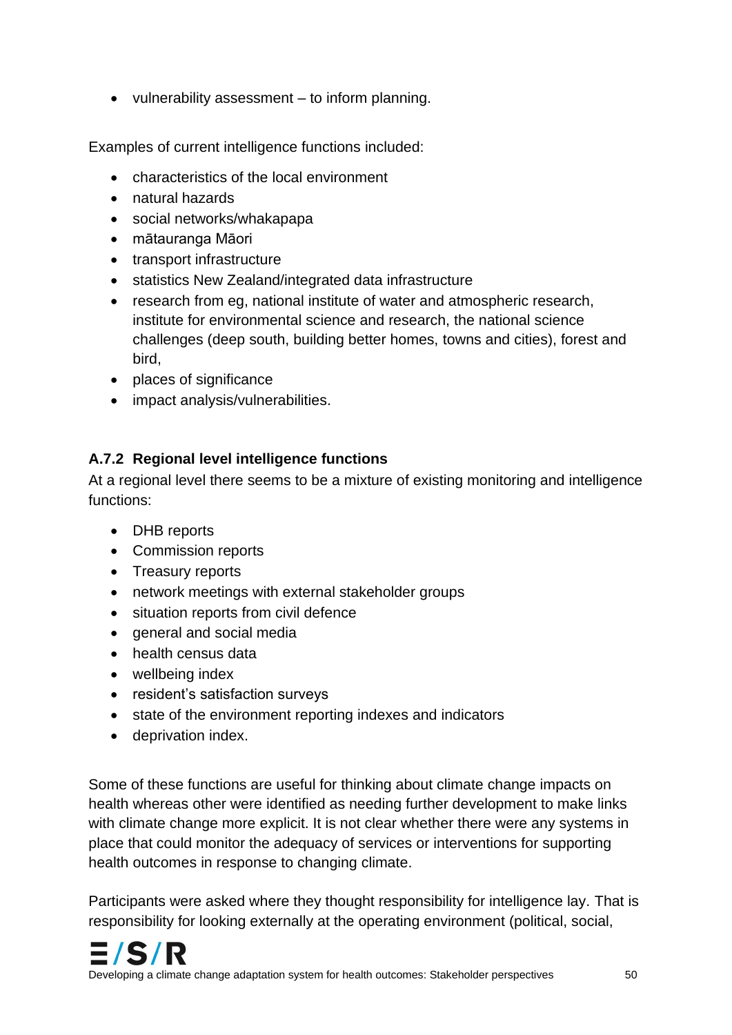- vulnerability assessment – to inform planning.

Examples of current intelligence functions included:

- characteristics of the local environment
- natural hazards
- social networks/whakapapa
- mātauranga Māori
- transport infrastructure
- statistics New Zealand/integrated data infrastructure
- research from eg, national institute of water and atmospheric research, institute for environmental science and research, the national science challenges (deep south, building better homes, towns and cities), forest and bird,
- places of significance
- impact analysis/vulnerabilities.

### A.7.2 Regional level intelligence functions

At a regional level there seems to be a mixture of existing monitoring and intelligence functions:

- DHB reports
- Commission reports
- Treasury reports
- network meetings with external stakeholder groups
- situation reports from civil defence
- general and social media
- health census data
- wellbeing index
- resident's satisfaction surveys
- state of the environment reporting indexes and indicators
- deprivation index.

Some of these functions are useful for thinking about climate change impacts on health whereas other were identified as needing further development to make links with climate change more explicit. It is not clear whether there were any systems in place that could monitor the adequacy of services or interventions for supporting health outcomes in response to changing climate.

Participants were asked where they thought responsibility for intelligence lay. That is responsibility for looking externally at the operating environment (political, social,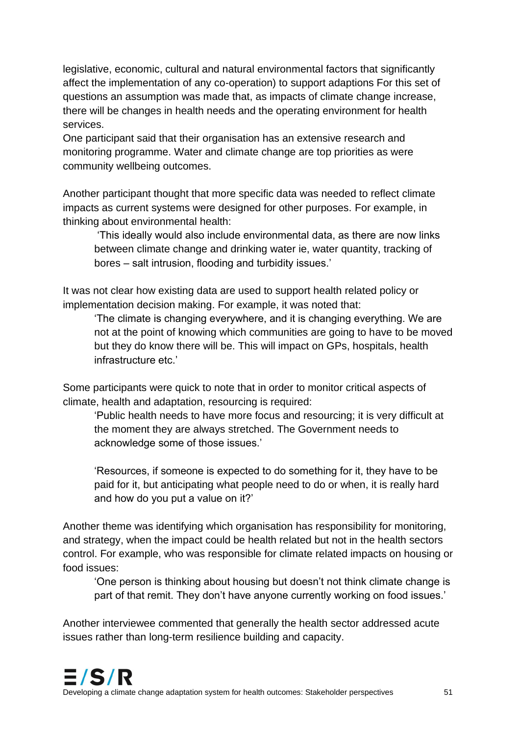legislative, economic, cultural and natural environmental factors that significantly affect the implementation of any co-operation) to support adaptions For this set of questions an assumption was made that, as impacts of climate change increase, there will be changes in health needs and the operating environment for health services.

One participant said that their organisation has an extensive research and monitoring programme. Water and climate change are top priorities as were community wellbeing outcomes.

Another participant thought that more specific data was needed to reflect climate impacts as current systems were designed for other purposes. For example, in thinking about environmental health:

> 'This ideally would also include environmental data, as there are now links between climate change and drinking water ie, water quantity, tracking of bores – salt intrusion, flooding and turbidity issues.'

It was not clear how existing data are used to support health related policy or implementation decision making. For example, it was noted that:

> 'The climate is changing everywhere, and it is changing everything. We are not at the point of knowing which communities are going to have to be moved but they do know there will be. This will impact on GPs, hospitals, health infrastructure etc.'

Some participants were quick to note that in order to monitor critical aspects of climate, health and adaptation, resourcing is required:

> 'Public health needs to have more focus and resourcing; it is very difficult at the moment they are always stretched. The Government needs to acknowledge some of those issues.'
>
> 'Resources, if someone is expected to do something for it, they have to be paid for it, but anticipating what people need to do or when, it is really hard and how do you put a value on it?'

Another theme was identifying which organisation has responsibility for monitoring, and strategy, when the impact could be health related but not in the health sectors control. For example, who was responsible for climate related impacts on housing or food issues:

> 'One person is thinking about housing but doesn't not think climate change is part of that remit. They don't have anyone currently working on food issues.'

Another interviewee commented that generally the health sector addressed acute issues rather than long-term resilience building and capacity.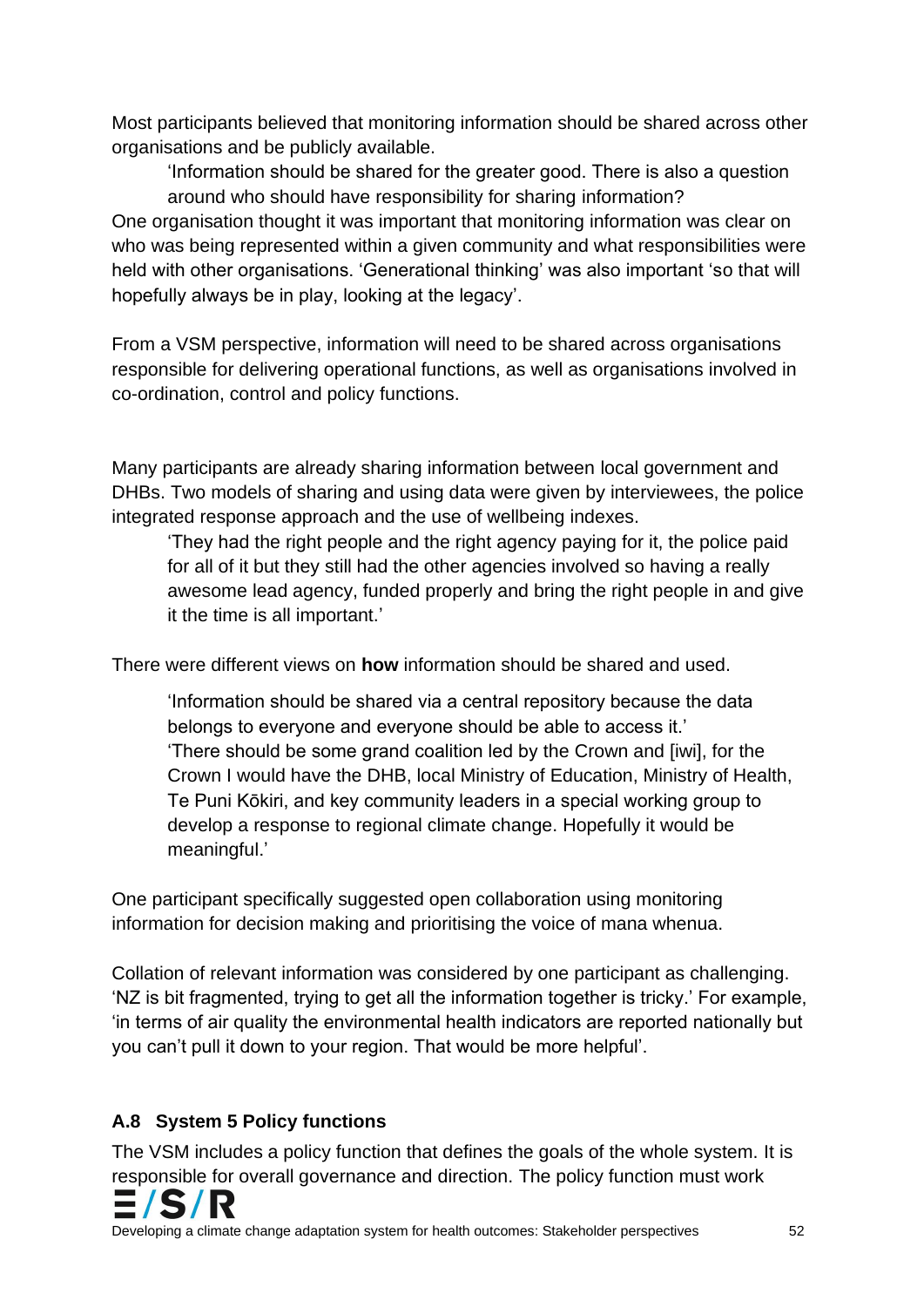Most participants believed that monitoring information should be shared across other organisations and be publicly available.

> 'Information should be shared for the greater good. There is also a question around who should have responsibility for sharing information?

One organisation thought it was important that monitoring information was clear on who was being represented within a given community and what responsibilities were held with other organisations. 'Generational thinking' was also important 'so that will hopefully always be in play, looking at the legacy'.

From a VSM perspective, information will need to be shared across organisations responsible for delivering operational functions, as well as organisations involved in co-ordination, control and policy functions.

Many participants are already sharing information between local government and DHBs. Two models of sharing and using data were given by interviewees, the police integrated response approach and the use of wellbeing indexes.

> 'They had the right people and the right agency paying for it, the police paid for all of it but they still had the other agencies involved so having a really awesome lead agency, funded properly and bring the right people in and give it the time is all important.'

There were different views on **how** information should be shared and used.

> 'Information should be shared via a central repository because the data belongs to everyone and everyone should be able to access it.'
> 'There should be some grand coalition led by the Crown and [iwi], for the Crown I would have the DHB, local Ministry of Education, Ministry of Health, Te Puni Kōkiri, and key community leaders in a special working group to develop a response to regional climate change. Hopefully it would be meaningful.'

One participant specifically suggested open collaboration using monitoring information for decision making and prioritising the voice of mana whenua.

Collation of relevant information was considered by one participant as challenging. 'NZ is bit fragmented, trying to get all the information together is tricky.' For example, 'in terms of air quality the environmental health indicators are reported nationally but you can't pull it down to your region. That would be more helpful'.

### A.8 System 5 Policy functions

The VSM includes a policy function that defines the goals of the whole system. It is responsible for overall governance and direction. The policy function must work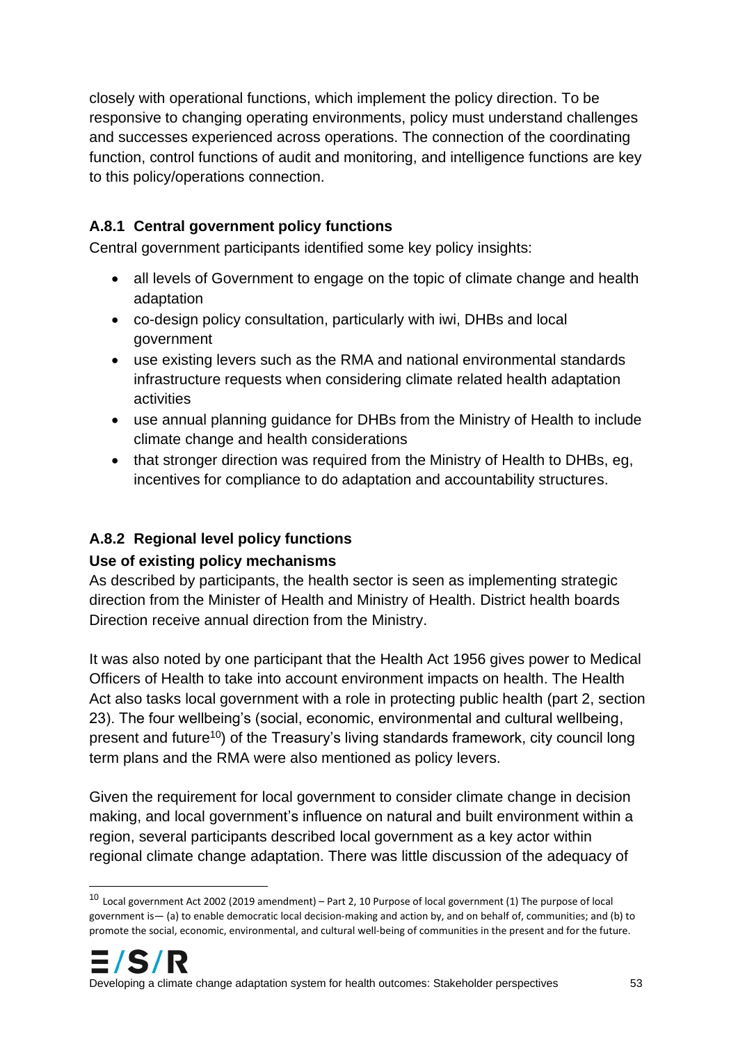closely with operational functions, which implement the policy direction. To be responsive to changing operating environments, policy must understand challenges and successes experienced across operations. The connection of the coordinating function, control functions of audit and monitoring, and intelligence functions are key to this policy/operations connection.

### A.8.1 Central government policy functions

Central government participants identified some key policy insights:

- all levels of Government to engage on the topic of climate change and health adaptation
- co-design policy consultation, particularly with iwi, DHBs and local government
- use existing levers such as the RMA and national environmental standards infrastructure requests when considering climate related health adaptation activities
- use annual planning guidance for DHBs from the Ministry of Health to include climate change and health considerations
- that stronger direction was required from the Ministry of Health to DHBs, eg, incentives for compliance to do adaptation and accountability structures.

### A.8.2 Regional level policy functions

**Use of existing policy mechanisms**

As described by participants, the health sector is seen as implementing strategic direction from the Minister of Health and Ministry of Health. District health boards Direction receive annual direction from the Ministry.

It was also noted by one participant that the Health Act 1956 gives power to Medical Officers of Health to take into account environment impacts on health. The Health Act also tasks local government with a role in protecting public health (part 2, section 23). The four wellbeing's (social, economic, environmental and cultural wellbeing, present and future[10]) of the Treasury's living standards framework, city council long term plans and the RMA were also mentioned as policy levers.

Given the requirement for local government to consider climate change in decision making, and local government's influence on natural and built environment within a region, several participants described local government as a key actor within regional climate change adaptation. There was little discussion of the adequacy of

---

[10] Local government Act 2002 (2019 amendment) – Part 2, 10 Purpose of local government (1) The purpose of local government is— (a) to enable democratic local decision-making and action by, and on behalf of, communities; and (b) to promote the social, economic, environmental, and cultural well-being of communities in the present and for the future.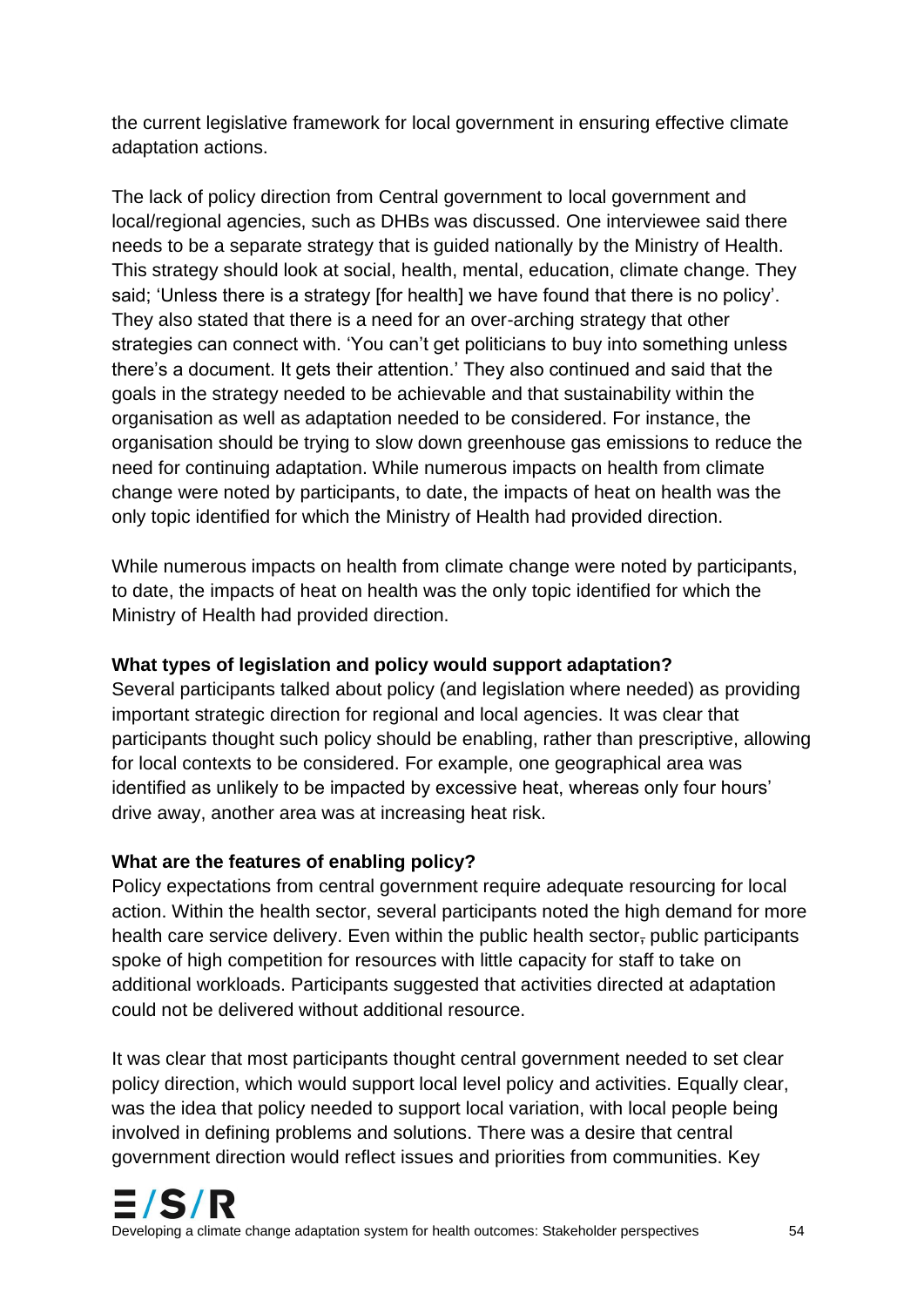the current legislative framework for local government in ensuring effective climate adaptation actions.

The lack of policy direction from Central government to local government and local/regional agencies, such as DHBs was discussed. One interviewee said there needs to be a separate strategy that is guided nationally by the Ministry of Health. This strategy should look at social, health, mental, education, climate change. They said; 'Unless there is a strategy [for health] we have found that there is no policy'. They also stated that there is a need for an over-arching strategy that other strategies can connect with. 'You can't get politicians to buy into something unless there's a document. It gets their attention.' They also continued and said that the goals in the strategy needed to be achievable and that sustainability within the organisation as well as adaptation needed to be considered. For instance, the organisation should be trying to slow down greenhouse gas emissions to reduce the need for continuing adaptation. While numerous impacts on health from climate change were noted by participants, to date, the impacts of heat on health was the only topic identified for which the Ministry of Health had provided direction.

While numerous impacts on health from climate change were noted by participants, to date, the impacts of heat on health was the only topic identified for which the Ministry of Health had provided direction.

**What types of legislation and policy would support adaptation?**

Several participants talked about policy (and legislation where needed) as providing important strategic direction for regional and local agencies. It was clear that participants thought such policy should be enabling, rather than prescriptive, allowing for local contexts to be considered. For example, one geographical area was identified as unlikely to be impacted by excessive heat, whereas only four hours' drive away, another area was at increasing heat risk.

**What are the features of enabling policy?**

Policy expectations from central government require adequate resourcing for local action. Within the health sector, several participants noted the high demand for more health care service delivery. Even within the public health sector, public participants spoke of high competition for resources with little capacity for staff to take on additional workloads. Participants suggested that activities directed at adaptation could not be delivered without additional resource.

It was clear that most participants thought central government needed to set clear policy direction, which would support local level policy and activities. Equally clear, was the idea that policy needed to support local variation, with local people being involved in defining problems and solutions. There was a desire that central government direction would reflect issues and priorities from communities. Key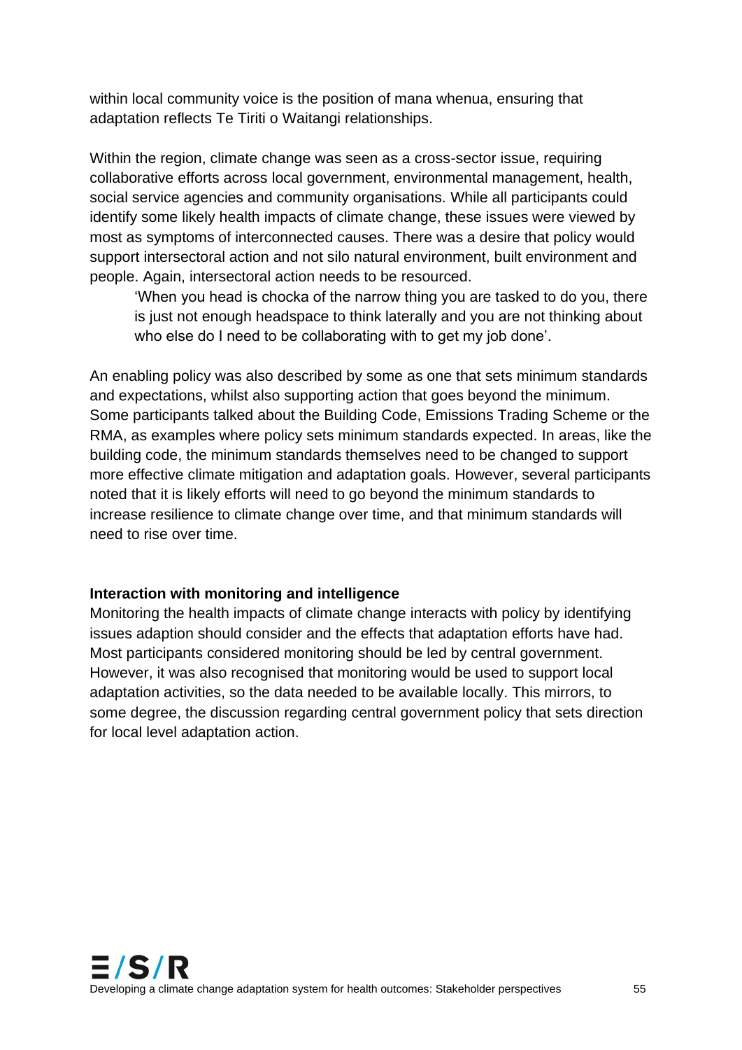within local community voice is the position of mana whenua, ensuring that adaptation reflects Te Tiriti o Waitangi relationships.

Within the region, climate change was seen as a cross-sector issue, requiring collaborative efforts across local government, environmental management, health, social service agencies and community organisations. While all participants could identify some likely health impacts of climate change, these issues were viewed by most as symptoms of interconnected causes. There was a desire that policy would support intersectoral action and not silo natural environment, built environment and people. Again, intersectoral action needs to be resourced.

> 'When you head is chocka of the narrow thing you are tasked to do you, there is just not enough headspace to think laterally and you are not thinking about who else do I need to be collaborating with to get my job done'.

An enabling policy was also described by some as one that sets minimum standards and expectations, whilst also supporting action that goes beyond the minimum. Some participants talked about the Building Code, Emissions Trading Scheme or the RMA, as examples where policy sets minimum standards expected. In areas, like the building code, the minimum standards themselves need to be changed to support more effective climate mitigation and adaptation goals. However, several participants noted that it is likely efforts will need to go beyond the minimum standards to increase resilience to climate change over time, and that minimum standards will need to rise over time.

**Interaction with monitoring and intelligence**

Monitoring the health impacts of climate change interacts with policy by identifying issues adaption should consider and the effects that adaptation efforts have had. Most participants considered monitoring should be led by central government. However, it was also recognised that monitoring would be used to support local adaptation activities, so the data needed to be available locally. This mirrors, to some degree, the discussion regarding central government policy that sets direction for local level adaptation action.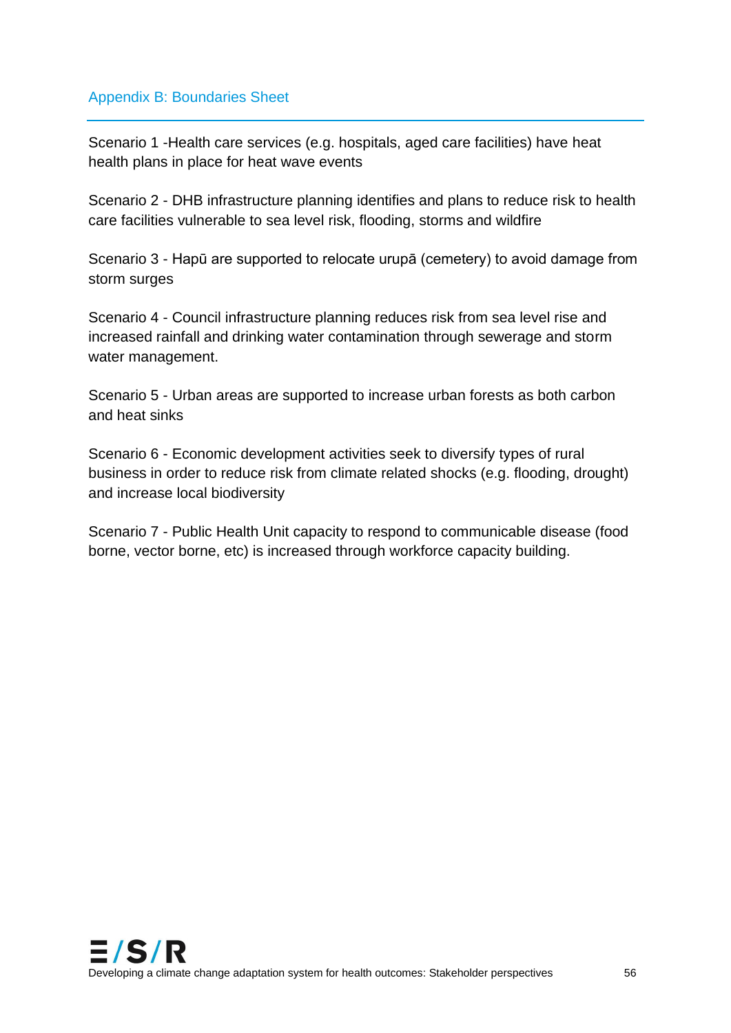## Appendix B: Boundaries Sheet

Scenario 1 -Health care services (e.g. hospitals, aged care facilities) have heat health plans in place for heat wave events

Scenario 2 - DHB infrastructure planning identifies and plans to reduce risk to health care facilities vulnerable to sea level risk, flooding, storms and wildfire

Scenario 3 - Hapū are supported to relocate urupā (cemetery) to avoid damage from storm surges

Scenario 4 - Council infrastructure planning reduces risk from sea level rise and increased rainfall and drinking water contamination through sewerage and storm water management.

Scenario 5 - Urban areas are supported to increase urban forests as both carbon and heat sinks

Scenario 6 - Economic development activities seek to diversify types of rural business in order to reduce risk from climate related shocks (e.g. flooding, drought) and increase local biodiversity

Scenario 7 - Public Health Unit capacity to respond to communicable disease (food borne, vector borne, etc) is increased through workforce capacity building.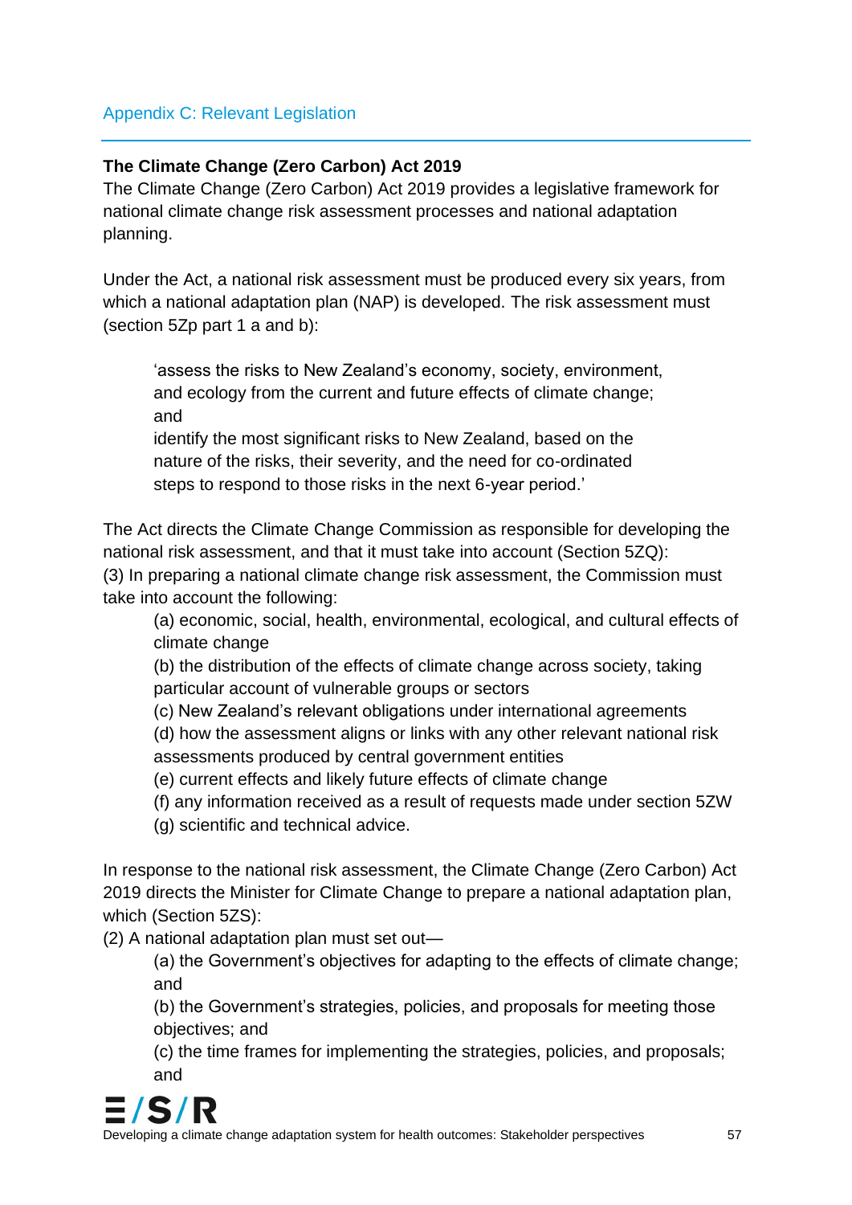## Appendix C: Relevant Legislation

### The Climate Change (Zero Carbon) Act 2019

The Climate Change (Zero Carbon) Act 2019 provides a legislative framework for national climate change risk assessment processes and national adaptation planning.

Under the Act, a national risk assessment must be produced every six years, from which a national adaptation plan (NAP) is developed. The risk assessment must (section 5Zp part 1 a and b):

> 'assess the risks to New Zealand's economy, society, environment, and ecology from the current and future effects of climate change; and
>
> identify the most significant risks to New Zealand, based on the nature of the risks, their severity, and the need for co-ordinated steps to respond to those risks in the next 6-year period.'

The Act directs the Climate Change Commission as responsible for developing the national risk assessment, and that it must take into account (Section 5ZQ):
(3) In preparing a national climate change risk assessment, the Commission must take into account the following:

> (a) economic, social, health, environmental, ecological, and cultural effects of climate change
> (b) the distribution of the effects of climate change across society, taking particular account of vulnerable groups or sectors
> (c) New Zealand's relevant obligations under international agreements
> (d) how the assessment aligns or links with any other relevant national risk assessments produced by central government entities
> (e) current effects and likely future effects of climate change
> (f) any information received as a result of requests made under section 5ZW
> (g) scientific and technical advice.

In response to the national risk assessment, the Climate Change (Zero Carbon) Act 2019 directs the Minister for Climate Change to prepare a national adaptation plan, which (Section 5ZS):
(2) A national adaptation plan must set out—

> (a) the Government's objectives for adapting to the effects of climate change; and
> (b) the Government's strategies, policies, and proposals for meeting those objectives; and
> (c) the time frames for implementing the strategies, policies, and proposals; and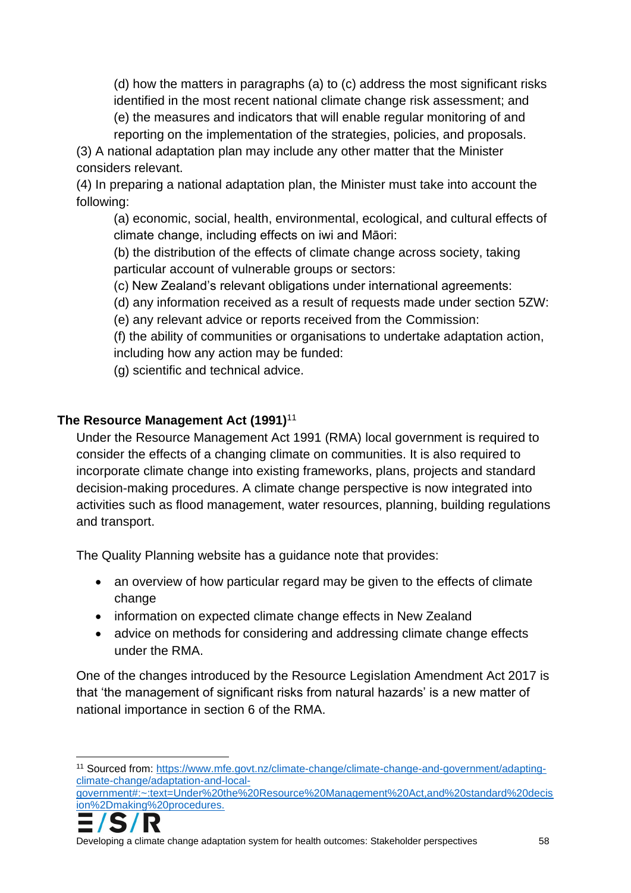(d) how the matters in paragraphs (a) to (c) address the most significant risks identified in the most recent national climate change risk assessment; and
(e) the measures and indicators that will enable regular monitoring of and reporting on the implementation of the strategies, policies, and proposals.

(3) A national adaptation plan may include any other matter that the Minister considers relevant.

(4) In preparing a national adaptation plan, the Minister must take into account the following:

(a) economic, social, health, environmental, ecological, and cultural effects of climate change, including effects on iwi and Māori:
(b) the distribution of the effects of climate change across society, taking particular account of vulnerable groups or sectors:
(c) New Zealand's relevant obligations under international agreements:
(d) any information received as a result of requests made under section 5ZW:
(e) any relevant advice or reports received from the Commission:
(f) the ability of communities or organisations to undertake adaptation action, including how any action may be funded:
(g) scientific and technical advice.

**The Resource Management Act (1991)**[11]

Under the Resource Management Act 1991 (RMA) local government is required to consider the effects of a changing climate on communities. It is also required to incorporate climate change into existing frameworks, plans, projects and standard decision-making procedures. A climate change perspective is now integrated into activities such as flood management, water resources, planning, building regulations and transport.

The Quality Planning website has a guidance note that provides:

- an overview of how particular regard may be given to the effects of climate change
- information on expected climate change effects in New Zealand
- advice on methods for considering and addressing climate change effects under the RMA.

One of the changes introduced by the Resource Legislation Amendment Act 2017 is that 'the management of significant risks from natural hazards' is a new matter of national importance in section 6 of the RMA.

[11] Sourced from: https://www.mfe.govt.nz/climate-change/climate-change-and-government/adapting-climate-change/adaptation-and-local-government#:~:text=Under%20the%20Resource%20Management%20Act,and%20standard%20decision%2Dmaking%20procedures.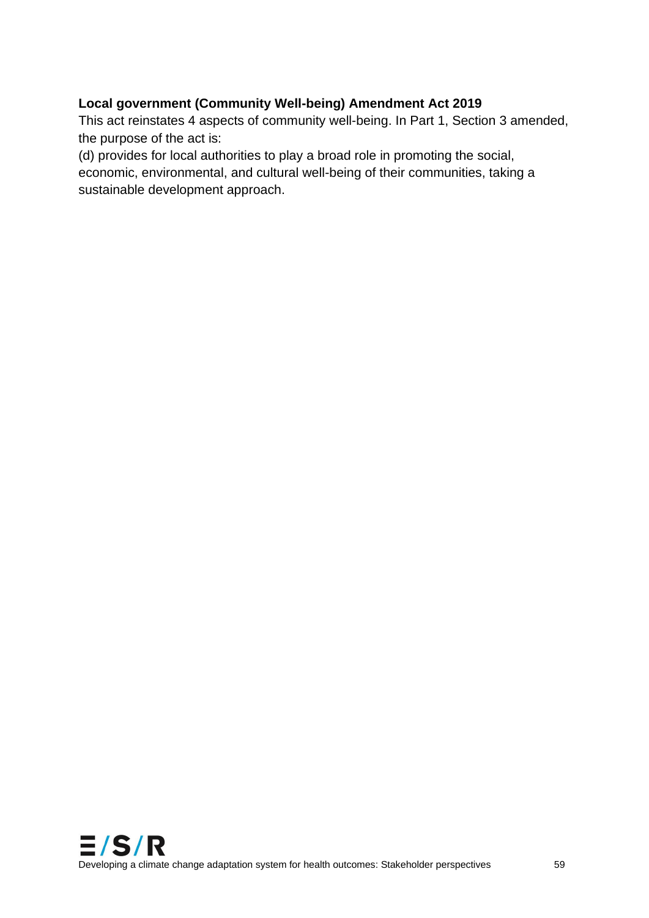**Local government (Community Well-being) Amendment Act 2019**

This act reinstates 4 aspects of community well-being. In Part 1, Section 3 amended, the purpose of the act is:

(d) provides for local authorities to play a broad role in promoting the social, economic, environmental, and cultural well-being of their communities, taking a sustainable development approach.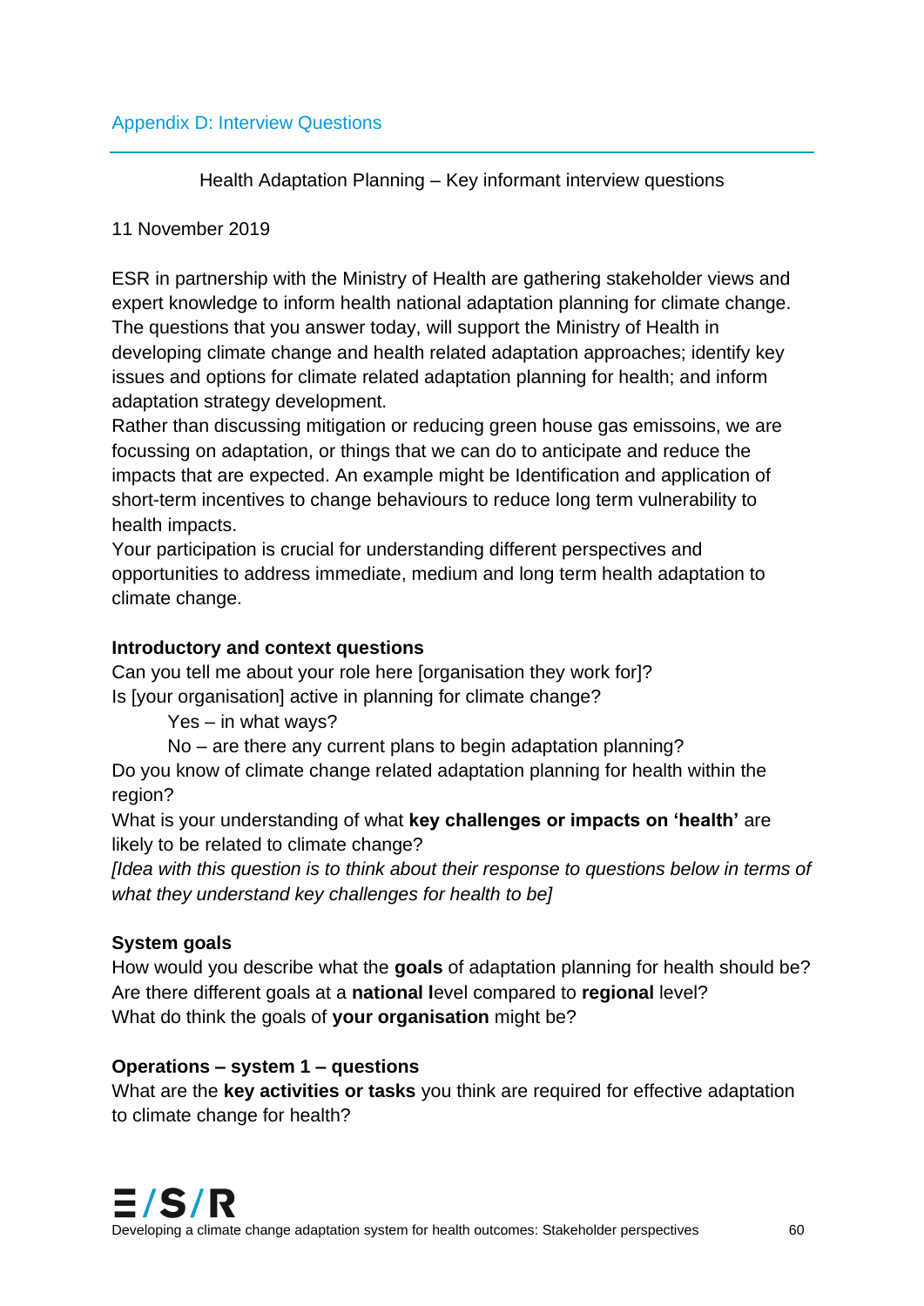## Appendix D: Interview Questions

Health Adaptation Planning – Key informant interview questions

11 November 2019

ESR in partnership with the Ministry of Health are gathering stakeholder views and expert knowledge to inform health national adaptation planning for climate change. The questions that you answer today, will support the Ministry of Health in developing climate change and health related adaptation approaches; identify key issues and options for climate related adaptation planning for health; and inform adaptation strategy development.

Rather than discussing mitigation or reducing green house gas emissoins, we are focussing on adaptation, or things that we can do to anticipate and reduce the impacts that are expected. An example might be Identification and application of short-term incentives to change behaviours to reduce long term vulnerability to health impacts.

Your participation is crucial for understanding different perspectives and opportunities to address immediate, medium and long term health adaptation to climate change.

**Introductory and context questions**

Can you tell me about your role here [organisation they work for]?

Is [your organisation] active in planning for climate change?

- Yes – in what ways?
- No – are there any current plans to begin adaptation planning?

Do you know of climate change related adaptation planning for health within the region?

What is your understanding of what **key challenges or impacts on 'health'** are likely to be related to climate change?

*[Idea with this question is to think about their response to questions below in terms of what they understand key challenges for health to be]*

**System goals**

How would you describe what the **goals** of adaptation planning for health should be?

Are there different goals at a **national l**evel compared to **regional** level?

What do think the goals of **your organisation** might be?

**Operations – system 1 – questions**

What are the **key activities or tasks** you think are required for effective adaptation to climate change for health?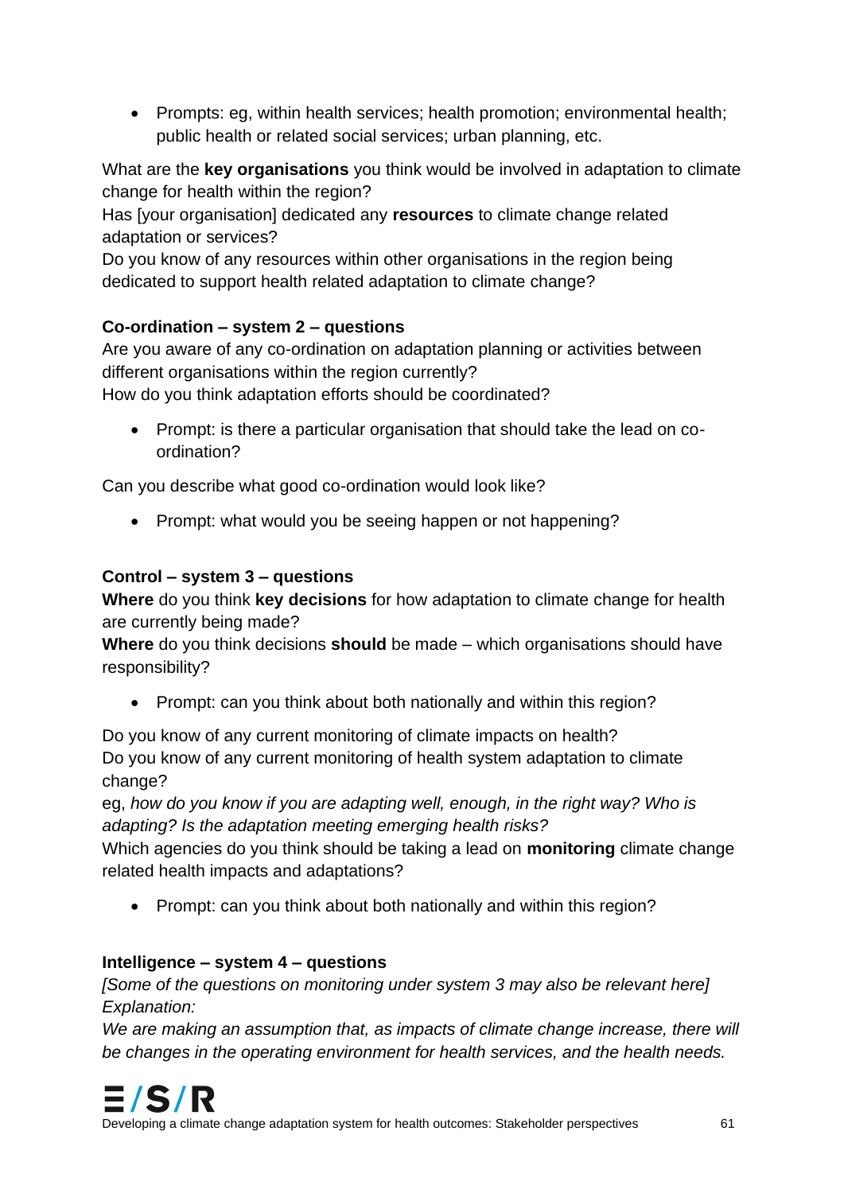- Prompts: eg, within health services; health promotion; environmental health; public health or related social services; urban planning, etc.

What are the **key organisations** you think would be involved in adaptation to climate change for health within the region?
Has [your organisation] dedicated any **resources** to climate change related adaptation or services?
Do you know of any resources within other organisations in the region being dedicated to support health related adaptation to climate change?

**Co-ordination – system 2 – questions**

Are you aware of any co-ordination on adaptation planning or activities between different organisations within the region currently?
How do you think adaptation efforts should be coordinated?

- Prompt: is there a particular organisation that should take the lead on co-ordination?

Can you describe what good co-ordination would look like?

- Prompt: what would you be seeing happen or not happening?

**Control – system 3 – questions**

**Where** do you think **key decisions** for how adaptation to climate change for health are currently being made?
**Where** do you think decisions **should** be made – which organisations should have responsibility?

- Prompt: can you think about both nationally and within this region?

Do you know of any current monitoring of climate impacts on health?
Do you know of any current monitoring of health system adaptation to climate change?
eg, *how do you know if you are adapting well, enough, in the right way? Who is adapting? Is the adaptation meeting emerging health risks?*
Which agencies do you think should be taking a lead on **monitoring** climate change related health impacts and adaptations?

- Prompt: can you think about both nationally and within this region?

**Intelligence – system 4 – questions**

*[Some of the questions on monitoring under system 3 may also be relevant here]*
*Explanation:*
*We are making an assumption that, as impacts of climate change increase, there will be changes in the operating environment for health services, and the health needs.*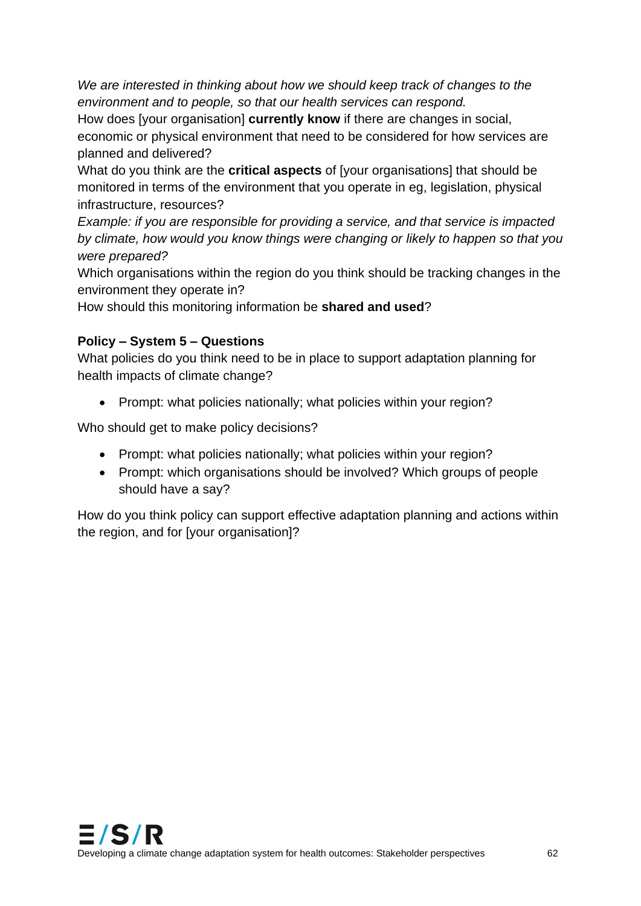*We are interested in thinking about how we should keep track of changes to the environment and to people, so that our health services can respond.*

How does [your organisation] **currently know** if there are changes in social, economic or physical environment that need to be considered for how services are planned and delivered?

What do you think are the **critical aspects** of [your organisations] that should be monitored in terms of the environment that you operate in eg, legislation, physical infrastructure, resources?

*Example: if you are responsible for providing a service, and that service is impacted by climate, how would you know things were changing or likely to happen so that you were prepared?*

Which organisations within the region do you think should be tracking changes in the environment they operate in?

How should this monitoring information be **shared and used**?

**Policy – System 5 – Questions**

What policies do you think need to be in place to support adaptation planning for health impacts of climate change?

- Prompt: what policies nationally; what policies within your region?

Who should get to make policy decisions?

- Prompt: what policies nationally; what policies within your region?
- Prompt: which organisations should be involved? Which groups of people should have a say?

How do you think policy can support effective adaptation planning and actions within the region, and for [your organisation]?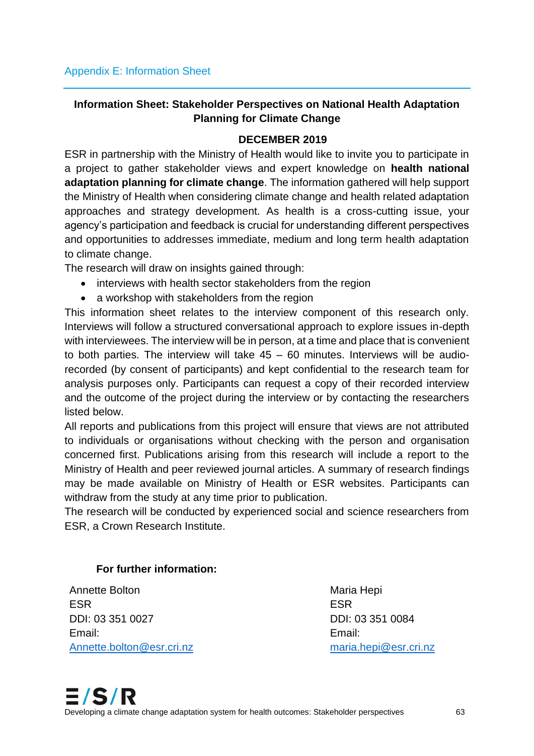## Appendix E: Information Sheet

**Information Sheet: Stakeholder Perspectives on National Health Adaptation Planning for Climate Change**

**DECEMBER 2019**

ESR in partnership with the Ministry of Health would like to invite you to participate in a project to gather stakeholder views and expert knowledge on **health national adaptation planning for climate change**. The information gathered will help support the Ministry of Health when considering climate change and health related adaptation approaches and strategy development. As health is a cross-cutting issue, your agency's participation and feedback is crucial for understanding different perspectives and opportunities to addresses immediate, medium and long term health adaptation to climate change.

The research will draw on insights gained through:

- interviews with health sector stakeholders from the region
- a workshop with stakeholders from the region

This information sheet relates to the interview component of this research only. Interviews will follow a structured conversational approach to explore issues in-depth with interviewees. The interview will be in person, at a time and place that is convenient to both parties. The interview will take 45 – 60 minutes. Interviews will be audio-recorded (by consent of participants) and kept confidential to the research team for analysis purposes only. Participants can request a copy of their recorded interview and the outcome of the project during the interview or by contacting the researchers listed below.

All reports and publications from this project will ensure that views are not attributed to individuals or organisations without checking with the person and organisation concerned first. Publications arising from this research will include a report to the Ministry of Health and peer reviewed journal articles. A summary of research findings may be made available on Ministry of Health or ESR websites. Participants can withdraw from the study at any time prior to publication.

The research will be conducted by experienced social and science researchers from ESR, a Crown Research Institute.

**For further information:**

Annette Bolton
ESR
DDI: 03 351 0027
Email:
Annette.bolton@esr.cri.nz

Maria Hepi
ESR
DDI: 03 351 0084
Email:
maria.hepi@esr.cri.nz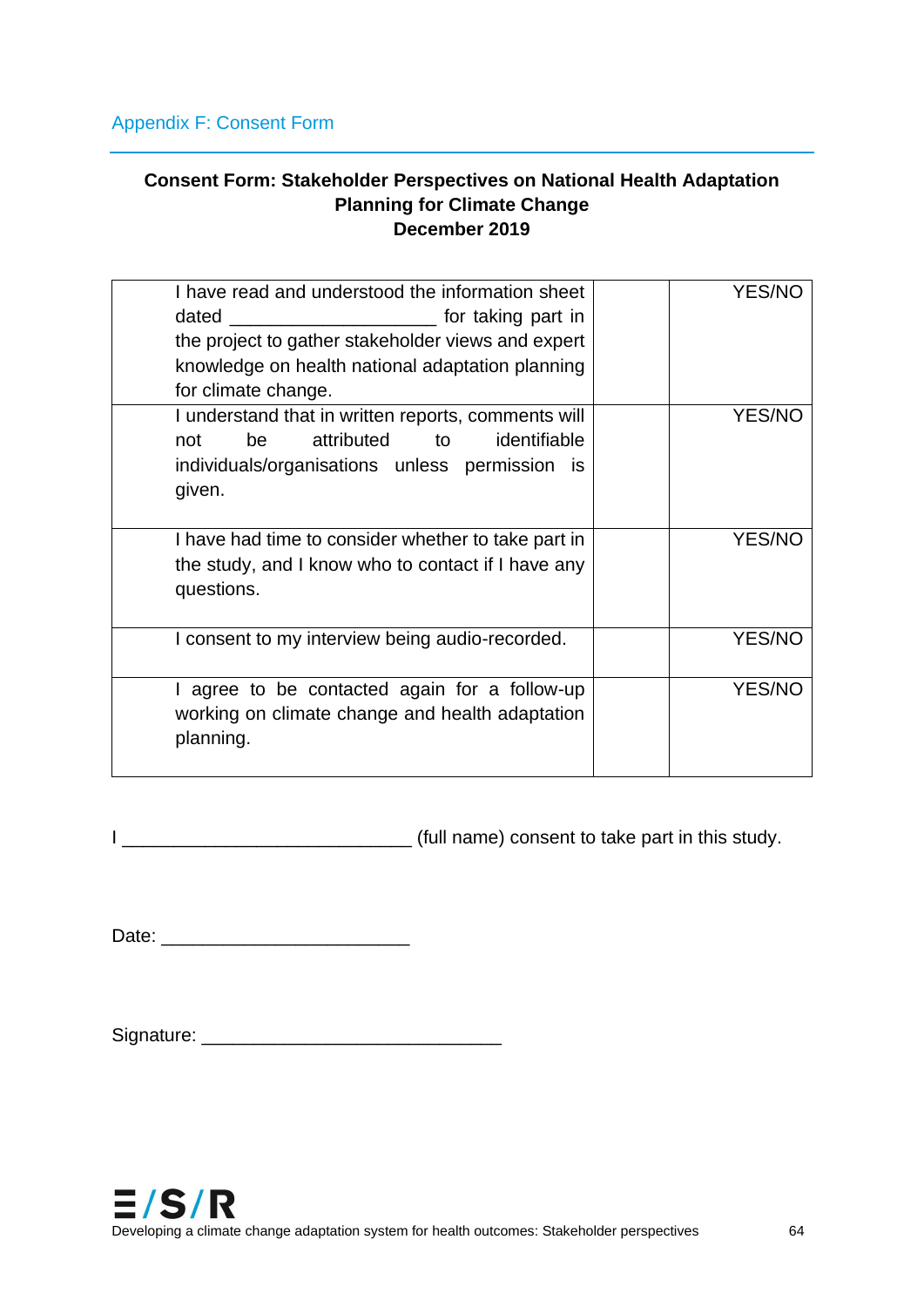## Appendix F: Consent Form

**Consent Form: Stakeholder Perspectives on National Health Adaptation Planning for Climate Change**
**December 2019**

| | | |
|---|---|---|
| I have read and understood the information sheet dated ____________________ for taking part in the project to gather stakeholder views and expert knowledge on health national adaptation planning for climate change. | | YES/NO |
| I understand that in written reports, comments will not be attributed to identifiable individuals/organisations unless permission is given. | | YES/NO |
| I have had time to consider whether to take part in the study, and I know who to contact if I have any questions. | | YES/NO |
| I consent to my interview being audio-recorded. | | YES/NO |
| I agree to be contacted again for a follow-up working on climate change and health adaptation planning. | | YES/NO |

I ___________________________ (full name) consent to take part in this study.

Date: _______________________

Signature: ____________________________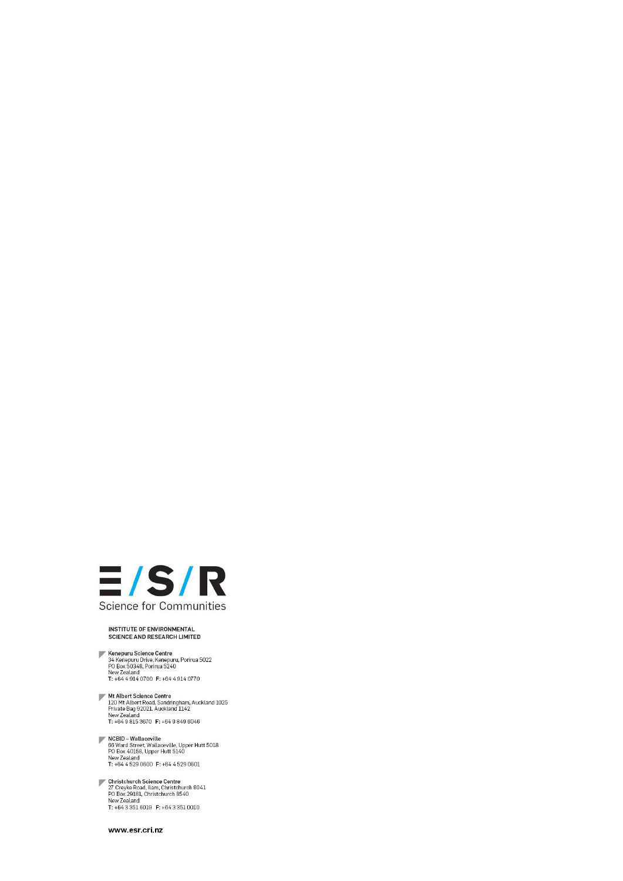E/S/R

Science for Communities

**INSTITUTE OF ENVIRONMENTAL SCIENCE AND RESEARCH LIMITED**

**Kenepuru Science Centre**
34 Kenepuru Drive, Kenepuru, Porirua 5022
PO Box 50348, Porirua 5240
New Zealand
**T:** +64 4 914 0700 **F:** +64 4 914 0770

**Mt Albert Science Centre**
120 Mt Albert Road, Sandringham, Auckland 1025
Private Bag 92021, Auckland 1142
New Zealand
**T:** +64 9 815 3670 **F:** +64 9 849 6046

**NCBID – Wallaceville**
66 Ward Street, Wallaceville, Upper Hutt 5018
PO Box 40158, Upper Hutt 5140
New Zealand
**T:** +64 4 529 0600 **F:** +64 4 529 0601

**Christchurch Science Centre**
27 Creyke Road, Ilam, Christchurch 8041
PO Box 29181, Christchurch 8540
New Zealand
**T:** +64 3 351 6019 **F:** +64 3 351 0010

**www.esr.cri.nz**